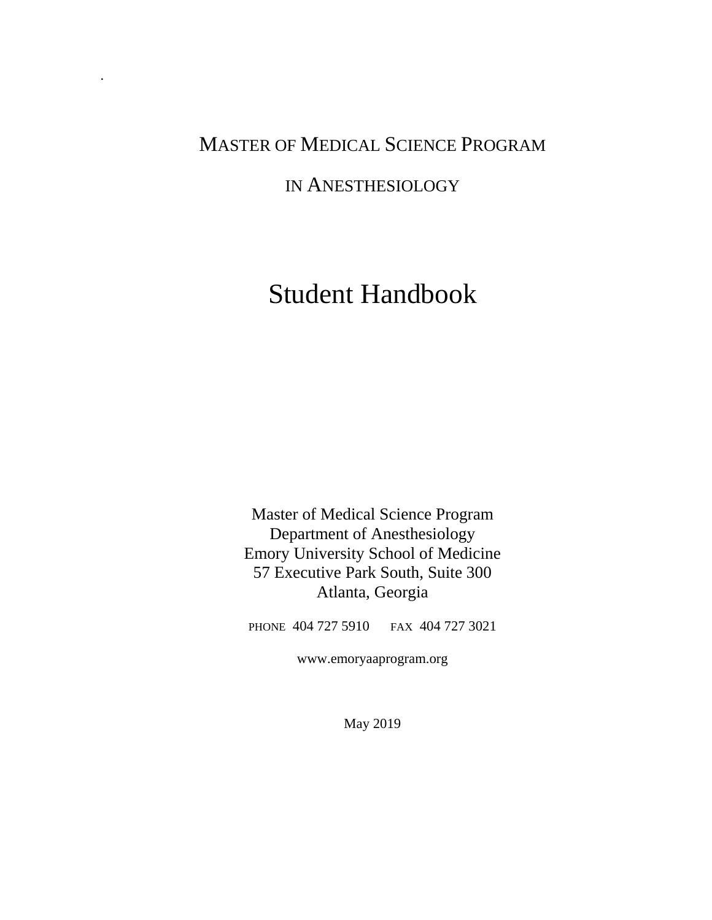# MASTER OF MEDICAL SCIENCE PROGRAM IN ANESTHESIOLOGY

# Student Handbook

Master of Medical Science Program
Department of Anesthesiology
Emory University School of Medicine
57 Executive Park South, Suite 300
Atlanta, Georgia

PHONE 404 727 5910 FAX 404 727 3021

www.emoryaaprogram.org

May 2019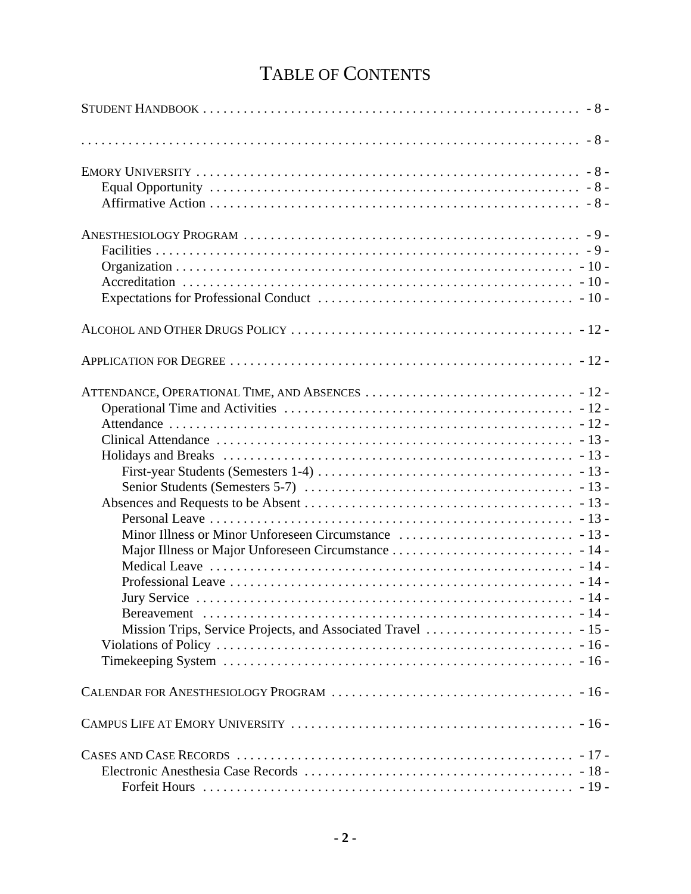# TABLE OF CONTENTS

STUDENT HANDBOOK . . . . . . . . . . . . . . . . . . . . . . . . . . . . . . . . . . . . . . . . . . . . . . . . . . . . . . . . - 8 -

. . . . . . . . . . . . . . . . . . . . . . . . . . . . . . . . . . . . . . . . . . . . . . . . . . . . . . . . . . . . . . . . . . . . - 8 -

EMORY UNIVERSITY . . . . . . . . . . . . . . . . . . . . . . . . . . . . . . . . . . . . . . . . . . . . . . . . . . . . . . . . - 8 -
- Equal Opportunity . . . . . . . . . . . . . . . . . . . . . . . . . . . . . . . . . . . . . . . . . . . . . . . . . . . . . - 8 -
- Affirmative Action . . . . . . . . . . . . . . . . . . . . . . . . . . . . . . . . . . . . . . . . . . . . . . . . . . . . . - 8 -

ANESTHESIOLOGY PROGRAM . . . . . . . . . . . . . . . . . . . . . . . . . . . . . . . . . . . . . . . . . . . . . . . . . - 9 -
- Facilities . . . . . . . . . . . . . . . . . . . . . . . . . . . . . . . . . . . . . . . . . . . . . . . . . . . . . . . . . . . . - 9 -
- Organization . . . . . . . . . . . . . . . . . . . . . . . . . . . . . . . . . . . . . . . . . . . . . . . . . . . . . . . . . - 10 -
- Accreditation . . . . . . . . . . . . . . . . . . . . . . . . . . . . . . . . . . . . . . . . . . . . . . . . . . . . . . . . . - 10 -
- Expectations for Professional Conduct . . . . . . . . . . . . . . . . . . . . . . . . . . . . . . . . . . . . . - 10 -

ALCOHOL AND OTHER DRUGS POLICY . . . . . . . . . . . . . . . . . . . . . . . . . . . . . . . . . . . . . . . . . - 12 -

APPLICATION FOR DEGREE . . . . . . . . . . . . . . . . . . . . . . . . . . . . . . . . . . . . . . . . . . . . . . . . . . - 12 -

ATTENDANCE, OPERATIONAL TIME, AND ABSENCES . . . . . . . . . . . . . . . . . . . . . . . . . . . . . . - 12 -
- Operational Time and Activities . . . . . . . . . . . . . . . . . . . . . . . . . . . . . . . . . . . . . . . . . . - 12 -
- Attendance . . . . . . . . . . . . . . . . . . . . . . . . . . . . . . . . . . . . . . . . . . . . . . . . . . . . . . . . . . - 12 -
- Clinical Attendance . . . . . . . . . . . . . . . . . . . . . . . . . . . . . . . . . . . . . . . . . . . . . . . . . . . . - 13 -
- Holidays and Breaks . . . . . . . . . . . . . . . . . . . . . . . . . . . . . . . . . . . . . . . . . . . . . . . . . . . - 13 -
  - First-year Students (Semesters 1-4) . . . . . . . . . . . . . . . . . . . . . . . . . . . . . . . . . . . . - 13 -
  - Senior Students (Semesters 5-7) . . . . . . . . . . . . . . . . . . . . . . . . . . . . . . . . . . . . . . - 13 -
- Absences and Requests to be Absent . . . . . . . . . . . . . . . . . . . . . . . . . . . . . . . . . . . . . . - 13 -
  - Personal Leave . . . . . . . . . . . . . . . . . . . . . . . . . . . . . . . . . . . . . . . . . . . . . . . . . . . . - 13 -
  - Minor Illness or Minor Unforeseen Circumstance . . . . . . . . . . . . . . . . . . . . . . . . . - 13 -
  - Major Illness or Major Unforeseen Circumstance . . . . . . . . . . . . . . . . . . . . . . . . . . - 14 -
  - Medical Leave . . . . . . . . . . . . . . . . . . . . . . . . . . . . . . . . . . . . . . . . . . . . . . . . . . . . . - 14 -
  - Professional Leave . . . . . . . . . . . . . . . . . . . . . . . . . . . . . . . . . . . . . . . . . . . . . . . . . - 14 -
  - Jury Service . . . . . . . . . . . . . . . . . . . . . . . . . . . . . . . . . . . . . . . . . . . . . . . . . . . . . . - 14 -
  - Bereavement . . . . . . . . . . . . . . . . . . . . . . . . . . . . . . . . . . . . . . . . . . . . . . . . . . . . . - 14 -
  - Mission Trips, Service Projects, and Associated Travel . . . . . . . . . . . . . . . . . . . . . - 15 -
- Violations of Policy . . . . . . . . . . . . . . . . . . . . . . . . . . . . . . . . . . . . . . . . . . . . . . . . . . . - 16 -
- Timekeeping System . . . . . . . . . . . . . . . . . . . . . . . . . . . . . . . . . . . . . . . . . . . . . . . . . . - 16 -

CALENDAR FOR ANESTHESIOLOGY PROGRAM . . . . . . . . . . . . . . . . . . . . . . . . . . . . . . . . . . . - 16 -

CAMPUS LIFE AT EMORY UNIVERSITY . . . . . . . . . . . . . . . . . . . . . . . . . . . . . . . . . . . . . . . . . - 16 -

CASES AND CASE RECORDS . . . . . . . . . . . . . . . . . . . . . . . . . . . . . . . . . . . . . . . . . . . . . . . . . - 17 -
- Electronic Anesthesia Case Records . . . . . . . . . . . . . . . . . . . . . . . . . . . . . . . . . . . . . . . - 18 -
  - Forfeit Hours . . . . . . . . . . . . . . . . . . . . . . . . . . . . . . . . . . . . . . . . . . . . . . . . . . . . . - 19 -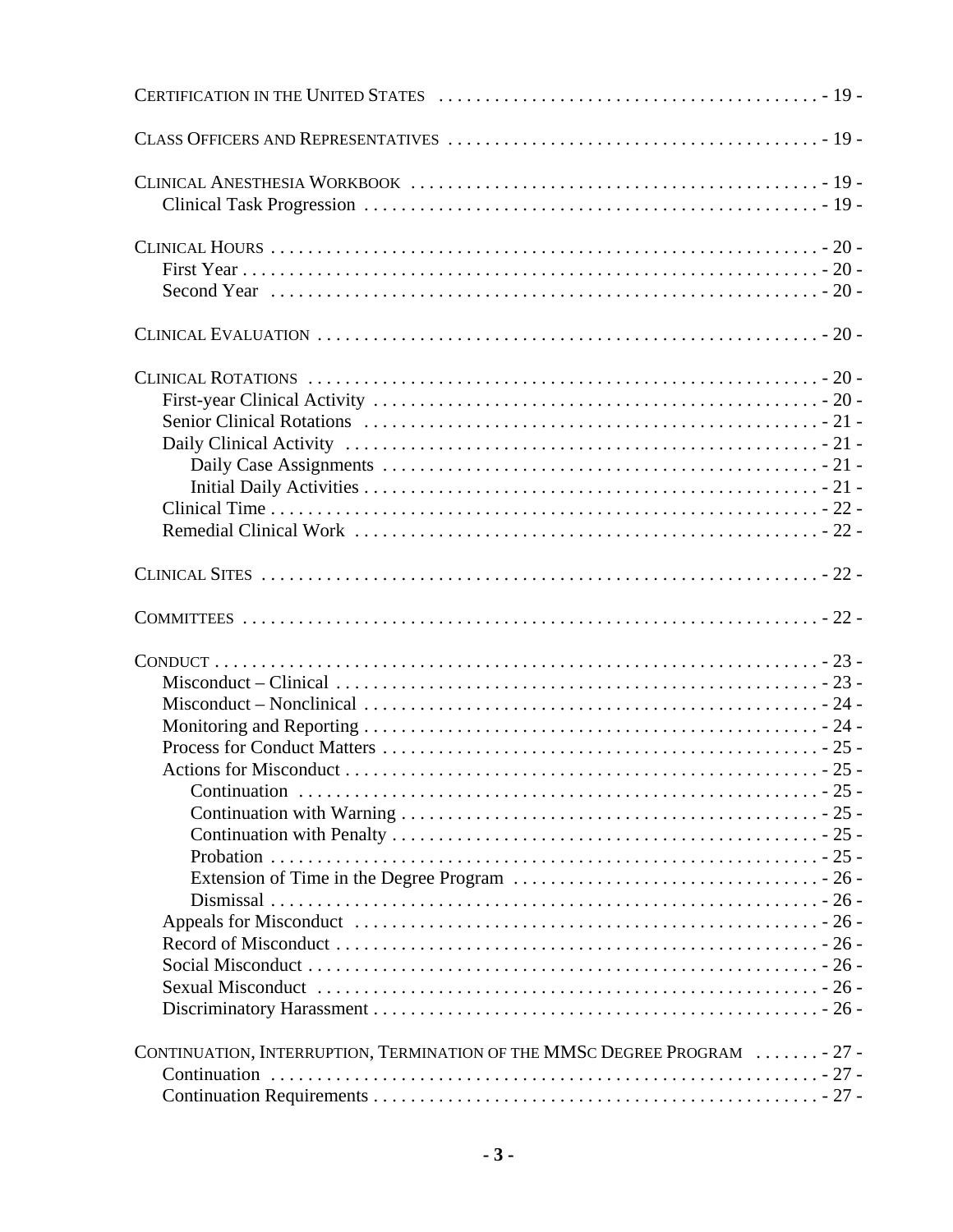CERTIFICATION IN THE UNITED STATES . . . . . . . . . . . . . . . . . . . . . . . . . . . . . . . . . . . . . . . . - 19 -

CLASS OFFICERS AND REPRESENTATIVES . . . . . . . . . . . . . . . . . . . . . . . . . . . . . . . . . . . . . . . . - 19 -

CLINICAL ANESTHESIA WORKBOOK . . . . . . . . . . . . . . . . . . . . . . . . . . . . . . . . . . . . . . . . . . . . - 19 -
- Clinical Task Progression . . . . . . . . . . . . . . . . . . . . . . . . . . . . . . . . . . . . . . . . . . . . . . . . . . - 19 -

CLINICAL HOURS . . . . . . . . . . . . . . . . . . . . . . . . . . . . . . . . . . . . . . . . . . . . . . . . . . . . . . . . . . . - 20 -
- First Year . . . . . . . . . . . . . . . . . . . . . . . . . . . . . . . . . . . . . . . . . . . . . . . . . . . . . . . . . . . . . . - 20 -
- Second Year . . . . . . . . . . . . . . . . . . . . . . . . . . . . . . . . . . . . . . . . . . . . . . . . . . . . . . . . . . . . - 20 -

CLINICAL EVALUATION . . . . . . . . . . . . . . . . . . . . . . . . . . . . . . . . . . . . . . . . . . . . . . . . . . . . . . - 20 -

CLINICAL ROTATIONS . . . . . . . . . . . . . . . . . . . . . . . . . . . . . . . . . . . . . . . . . . . . . . . . . . . . . . . - 20 -
- First-year Clinical Activity . . . . . . . . . . . . . . . . . . . . . . . . . . . . . . . . . . . . . . . . . . . . . . . . . - 20 -
- Senior Clinical Rotations . . . . . . . . . . . . . . . . . . . . . . . . . . . . . . . . . . . . . . . . . . . . . . . . . . - 21 -
- Daily Clinical Activity . . . . . . . . . . . . . . . . . . . . . . . . . . . . . . . . . . . . . . . . . . . . . . . . . . . . - 21 -
  - Daily Case Assignments . . . . . . . . . . . . . . . . . . . . . . . . . . . . . . . . . . . . . . . . . . . . . . . - 21 -
  - Initial Daily Activities . . . . . . . . . . . . . . . . . . . . . . . . . . . . . . . . . . . . . . . . . . . . . . . . - 21 -
- Clinical Time . . . . . . . . . . . . . . . . . . . . . . . . . . . . . . . . . . . . . . . . . . . . . . . . . . . . . . . . . . . - 22 -
- Remedial Clinical Work . . . . . . . . . . . . . . . . . . . . . . . . . . . . . . . . . . . . . . . . . . . . . . . . . . . - 22 -

CLINICAL SITES . . . . . . . . . . . . . . . . . . . . . . . . . . . . . . . . . . . . . . . . . . . . . . . . . . . . . . . . . . . - 22 -

COMMITTEES . . . . . . . . . . . . . . . . . . . . . . . . . . . . . . . . . . . . . . . . . . . . . . . . . . . . . . . . . . . . . - 22 -

CONDUCT . . . . . . . . . . . . . . . . . . . . . . . . . . . . . . . . . . . . . . . . . . . . . . . . . . . . . . . . . . . . . . . . - 23 -
- Misconduct – Clinical . . . . . . . . . . . . . . . . . . . . . . . . . . . . . . . . . . . . . . . . . . . . . . . . . . . . . - 23 -
- Misconduct – Nonclinical . . . . . . . . . . . . . . . . . . . . . . . . . . . . . . . . . . . . . . . . . . . . . . . . . . - 24 -
- Monitoring and Reporting . . . . . . . . . . . . . . . . . . . . . . . . . . . . . . . . . . . . . . . . . . . . . . . . . . - 24 -
- Process for Conduct Matters . . . . . . . . . . . . . . . . . . . . . . . . . . . . . . . . . . . . . . . . . . . . . . . - 25 -
- Actions for Misconduct . . . . . . . . . . . . . . . . . . . . . . . . . . . . . . . . . . . . . . . . . . . . . . . . . . . . - 25 -
  - Continuation . . . . . . . . . . . . . . . . . . . . . . . . . . . . . . . . . . . . . . . . . . . . . . . . . . . . . . . . . - 25 -
  - Continuation with Warning . . . . . . . . . . . . . . . . . . . . . . . . . . . . . . . . . . . . . . . . . . . . . . - 25 -
  - Continuation with Penalty . . . . . . . . . . . . . . . . . . . . . . . . . . . . . . . . . . . . . . . . . . . . . . . - 25 -
  - Probation . . . . . . . . . . . . . . . . . . . . . . . . . . . . . . . . . . . . . . . . . . . . . . . . . . . . . . . . . . . . - 25 -
  - Extension of Time in the Degree Program . . . . . . . . . . . . . . . . . . . . . . . . . . . . . . . . . . - 26 -
  - Dismissal . . . . . . . . . . . . . . . . . . . . . . . . . . . . . . . . . . . . . . . . . . . . . . . . . . . . . . . . . . . . - 26 -
- Appeals for Misconduct . . . . . . . . . . . . . . . . . . . . . . . . . . . . . . . . . . . . . . . . . . . . . . . . . . . - 26 -
- Record of Misconduct . . . . . . . . . . . . . . . . . . . . . . . . . . . . . . . . . . . . . . . . . . . . . . . . . . . . . - 26 -
- Social Misconduct . . . . . . . . . . . . . . . . . . . . . . . . . . . . . . . . . . . . . . . . . . . . . . . . . . . . . . . . - 26 -
- Sexual Misconduct . . . . . . . . . . . . . . . . . . . . . . . . . . . . . . . . . . . . . . . . . . . . . . . . . . . . . . . - 26 -
- Discriminatory Harassment . . . . . . . . . . . . . . . . . . . . . . . . . . . . . . . . . . . . . . . . . . . . . . . . - 26 -

CONTINUATION, INTERRUPTION, TERMINATION OF THE MMSC DEGREE PROGRAM . . . . . . . - 27 -
- Continuation . . . . . . . . . . . . . . . . . . . . . . . . . . . . . . . . . . . . . . . . . . . . . . . . . . . . . . . . . . . . - 27 -
- Continuation Requirements . . . . . . . . . . . . . . . . . . . . . . . . . . . . . . . . . . . . . . . . . . . . . . . . . - 27 -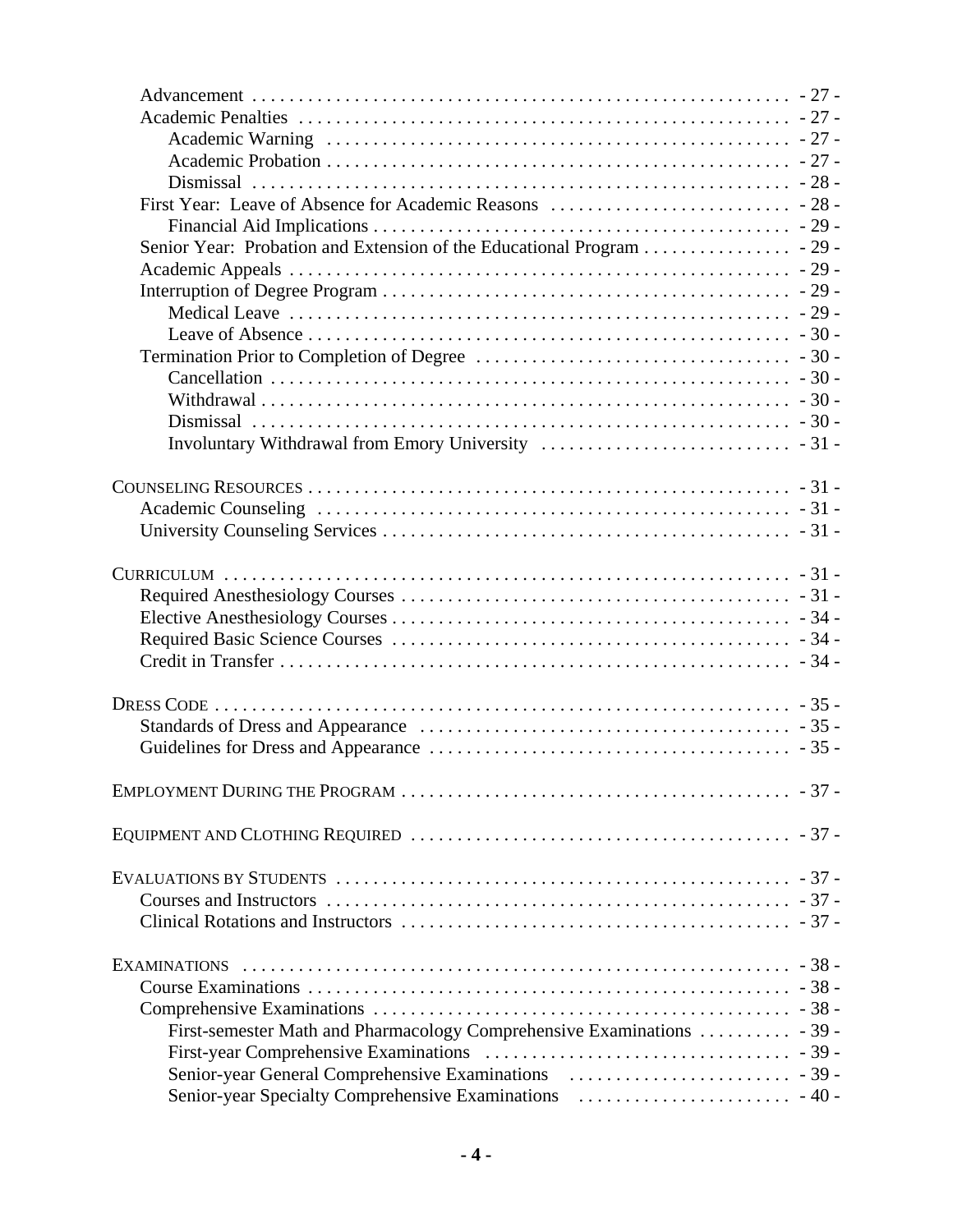Advancement . . . . . . . . . . . . . . . . . . . . . . . . . . . . . . . . . . . . . . . . . . . . . . . . . . . . . . . - 27 -
Academic Penalties . . . . . . . . . . . . . . . . . . . . . . . . . . . . . . . . . . . . . . . . . . . . . . . . . . . . - 27 -
Academic Warning . . . . . . . . . . . . . . . . . . . . . . . . . . . . . . . . . . . . . . . . . . . . . . . . . . - 27 -
Academic Probation . . . . . . . . . . . . . . . . . . . . . . . . . . . . . . . . . . . . . . . . . . . . . . . . . - 27 -
Dismissal . . . . . . . . . . . . . . . . . . . . . . . . . . . . . . . . . . . . . . . . . . . . . . . . . . . . . . . - 28 -
First Year: Leave of Absence for Academic Reasons . . . . . . . . . . . . . . . . . . . . . . . . . - 28 -
Financial Aid Implications . . . . . . . . . . . . . . . . . . . . . . . . . . . . . . . . . . . . . . . . . . . . - 29 -
Senior Year: Probation and Extension of the Educational Program . . . . . . . . . . . . . . . . - 29 -
Academic Appeals . . . . . . . . . . . . . . . . . . . . . . . . . . . . . . . . . . . . . . . . . . . . . . . . . . . . - 29 -
Interruption of Degree Program . . . . . . . . . . . . . . . . . . . . . . . . . . . . . . . . . . . . . . . . . . - 29 -
Medical Leave . . . . . . . . . . . . . . . . . . . . . . . . . . . . . . . . . . . . . . . . . . . . . . . . . . . . . - 29 -
Leave of Absence . . . . . . . . . . . . . . . . . . . . . . . . . . . . . . . . . . . . . . . . . . . . . . . . . . . - 30 -
Termination Prior to Completion of Degree . . . . . . . . . . . . . . . . . . . . . . . . . . . . . . . . . - 30 -
Cancellation . . . . . . . . . . . . . . . . . . . . . . . . . . . . . . . . . . . . . . . . . . . . . . . . . . . . . . - 30 -
Withdrawal . . . . . . . . . . . . . . . . . . . . . . . . . . . . . . . . . . . . . . . . . . . . . . . . . . . . . . . - 30 -
Dismissal . . . . . . . . . . . . . . . . . . . . . . . . . . . . . . . . . . . . . . . . . . . . . . . . . . . . . . . . - 30 -
Involuntary Withdrawal from Emory University . . . . . . . . . . . . . . . . . . . . . . . . . . . - 31 -

COUNSELING RESOURCES . . . . . . . . . . . . . . . . . . . . . . . . . . . . . . . . . . . . . . . . . . . . . . . . - 31 -
Academic Counseling . . . . . . . . . . . . . . . . . . . . . . . . . . . . . . . . . . . . . . . . . . . . . . . . . . - 31 -
University Counseling Services . . . . . . . . . . . . . . . . . . . . . . . . . . . . . . . . . . . . . . . . . . . - 31 -

CURRICULUM . . . . . . . . . . . . . . . . . . . . . . . . . . . . . . . . . . . . . . . . . . . . . . . . . . . . . . . . . . - 31 -
Required Anesthesiology Courses . . . . . . . . . . . . . . . . . . . . . . . . . . . . . . . . . . . . . . . . . - 31 -
Elective Anesthesiology Courses . . . . . . . . . . . . . . . . . . . . . . . . . . . . . . . . . . . . . . . . . . - 34 -
Required Basic Science Courses . . . . . . . . . . . . . . . . . . . . . . . . . . . . . . . . . . . . . . . . . . - 34 -
Credit in Transfer . . . . . . . . . . . . . . . . . . . . . . . . . . . . . . . . . . . . . . . . . . . . . . . . . . . . - 34 -

DRESS CODE . . . . . . . . . . . . . . . . . . . . . . . . . . . . . . . . . . . . . . . . . . . . . . . . . . . . . . . . . . - 35 -
Standards of Dress and Appearance . . . . . . . . . . . . . . . . . . . . . . . . . . . . . . . . . . . . . . . - 35 -
Guidelines for Dress and Appearance . . . . . . . . . . . . . . . . . . . . . . . . . . . . . . . . . . . . . . - 35 -

EMPLOYMENT DURING THE PROGRAM . . . . . . . . . . . . . . . . . . . . . . . . . . . . . . . . . . . . . . . . - 37 -

EQUIPMENT AND CLOTHING REQUIRED . . . . . . . . . . . . . . . . . . . . . . . . . . . . . . . . . . . . . . . - 37 -

EVALUATIONS BY STUDENTS . . . . . . . . . . . . . . . . . . . . . . . . . . . . . . . . . . . . . . . . . . . . . . - 37 -
Courses and Instructors . . . . . . . . . . . . . . . . . . . . . . . . . . . . . . . . . . . . . . . . . . . . . . . . - 37 -
Clinical Rotations and Instructors . . . . . . . . . . . . . . . . . . . . . . . . . . . . . . . . . . . . . . . . . - 37 -

EXAMINATIONS . . . . . . . . . . . . . . . . . . . . . . . . . . . . . . . . . . . . . . . . . . . . . . . . . . . . . . . . - 38 -
Course Examinations . . . . . . . . . . . . . . . . . . . . . . . . . . . . . . . . . . . . . . . . . . . . . . . . . . - 38 -
Comprehensive Examinations . . . . . . . . . . . . . . . . . . . . . . . . . . . . . . . . . . . . . . . . . . . . - 38 -
First-semester Math and Pharmacology Comprehensive Examinations . . . . . . . . . . - 39 -
First-year Comprehensive Examinations . . . . . . . . . . . . . . . . . . . . . . . . . . . . . . . . - 39 -
Senior-year General Comprehensive Examinations . . . . . . . . . . . . . . . . . . . . . . . - 39 -
Senior-year Specialty Comprehensive Examinations . . . . . . . . . . . . . . . . . . . . . . - 40 -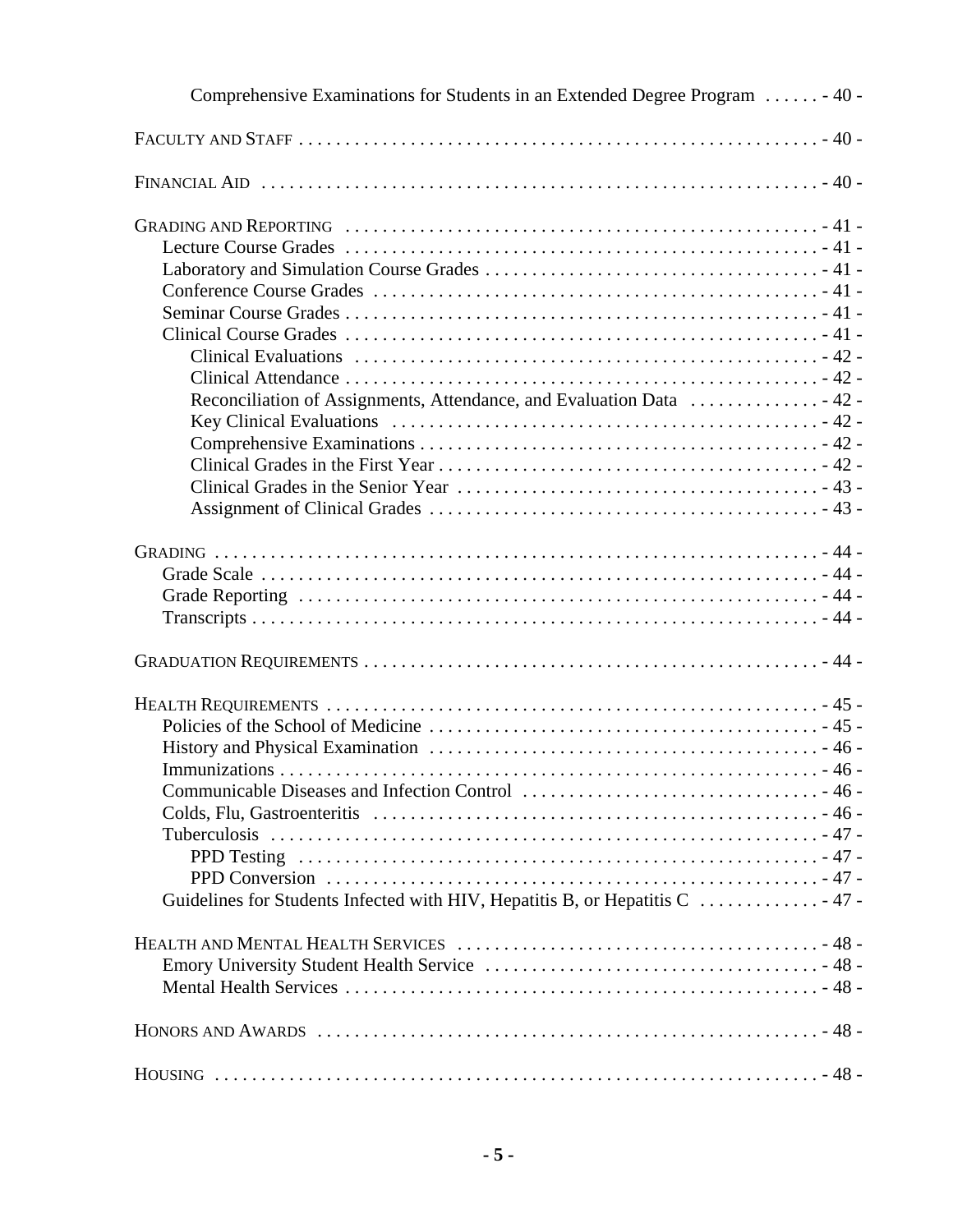Comprehensive Examinations for Students in an Extended Degree Program . . . . . . - 40 -

FACULTY AND STAFF . . . . . . . . . . . . . . . . . . . . . . . . . . . . . . . . . . . . . . . . . . . . . . . . . . . . . . - 40 -

FINANCIAL AID . . . . . . . . . . . . . . . . . . . . . . . . . . . . . . . . . . . . . . . . . . . . . . . . . . . . . . . . . - 40 -

GRADING AND REPORTING . . . . . . . . . . . . . . . . . . . . . . . . . . . . . . . . . . . . . . . . . . . . . . . . - 41 -
- Lecture Course Grades . . . . . . . . . . . . . . . . . . . . . . . . . . . . . . . . . . . . . . . . . . . . . . . - 41 -
- Laboratory and Simulation Course Grades . . . . . . . . . . . . . . . . . . . . . . . . . . . . . . . . . . - 41 -
- Conference Course Grades . . . . . . . . . . . . . . . . . . . . . . . . . . . . . . . . . . . . . . . . . . . . - 41 -
- Seminar Course Grades . . . . . . . . . . . . . . . . . . . . . . . . . . . . . . . . . . . . . . . . . . . . . . - 41 -
- Clinical Course Grades . . . . . . . . . . . . . . . . . . . . . . . . . . . . . . . . . . . . . . . . . . . . . . . - 41 -
  - Clinical Evaluations . . . . . . . . . . . . . . . . . . . . . . . . . . . . . . . . . . . . . . . . . . . . . - 42 -
  - Clinical Attendance . . . . . . . . . . . . . . . . . . . . . . . . . . . . . . . . . . . . . . . . . . . . . . - 42 -
  - Reconciliation of Assignments, Attendance, and Evaluation Data . . . . . . . . . . . . . . - 42 -
  - Key Clinical Evaluations . . . . . . . . . . . . . . . . . . . . . . . . . . . . . . . . . . . . . . . . . . - 42 -
  - Comprehensive Examinations . . . . . . . . . . . . . . . . . . . . . . . . . . . . . . . . . . . . . . . - 42 -
  - Clinical Grades in the First Year . . . . . . . . . . . . . . . . . . . . . . . . . . . . . . . . . . . . . - 42 -
  - Clinical Grades in the Senior Year . . . . . . . . . . . . . . . . . . . . . . . . . . . . . . . . . . . - 43 -
  - Assignment of Clinical Grades . . . . . . . . . . . . . . . . . . . . . . . . . . . . . . . . . . . . . . - 43 -

GRADING . . . . . . . . . . . . . . . . . . . . . . . . . . . . . . . . . . . . . . . . . . . . . . . . . . . . . . . . . . . . - 44 -
- Grade Scale . . . . . . . . . . . . . . . . . . . . . . . . . . . . . . . . . . . . . . . . . . . . . . . . . . . . . . - 44 -
- Grade Reporting . . . . . . . . . . . . . . . . . . . . . . . . . . . . . . . . . . . . . . . . . . . . . . . . . . . - 44 -
- Transcripts . . . . . . . . . . . . . . . . . . . . . . . . . . . . . . . . . . . . . . . . . . . . . . . . . . . . . . . - 44 -

GRADUATION REQUIREMENTS . . . . . . . . . . . . . . . . . . . . . . . . . . . . . . . . . . . . . . . . . . . . . - 44 -

HEALTH REQUIREMENTS . . . . . . . . . . . . . . . . . . . . . . . . . . . . . . . . . . . . . . . . . . . . . . . . . - 45 -
- Policies of the School of Medicine . . . . . . . . . . . . . . . . . . . . . . . . . . . . . . . . . . . . . . . - 45 -
- History and Physical Examination . . . . . . . . . . . . . . . . . . . . . . . . . . . . . . . . . . . . . . . - 46 -
- Immunizations . . . . . . . . . . . . . . . . . . . . . . . . . . . . . . . . . . . . . . . . . . . . . . . . . . . . . - 46 -
- Communicable Diseases and Infection Control . . . . . . . . . . . . . . . . . . . . . . . . . . . . . . - 46 -
- Colds, Flu, Gastroenteritis . . . . . . . . . . . . . . . . . . . . . . . . . . . . . . . . . . . . . . . . . . . . - 46 -
- Tuberculosis . . . . . . . . . . . . . . . . . . . . . . . . . . . . . . . . . . . . . . . . . . . . . . . . . . . . . . - 47 -
  - PPD Testing . . . . . . . . . . . . . . . . . . . . . . . . . . . . . . . . . . . . . . . . . . . . . . . . . . . - 47 -
  - PPD Conversion . . . . . . . . . . . . . . . . . . . . . . . . . . . . . . . . . . . . . . . . . . . . . . . . - 47 -
- Guidelines for Students Infected with HIV, Hepatitis B, or Hepatitis C . . . . . . . . . . . . - 47 -

HEALTH AND MENTAL HEALTH SERVICES . . . . . . . . . . . . . . . . . . . . . . . . . . . . . . . . . . . . . . - 48 -
- Emory University Student Health Service . . . . . . . . . . . . . . . . . . . . . . . . . . . . . . . . . . - 48 -
- Mental Health Services . . . . . . . . . . . . . . . . . . . . . . . . . . . . . . . . . . . . . . . . . . . . . . - 48 -

HONORS AND AWARDS . . . . . . . . . . . . . . . . . . . . . . . . . . . . . . . . . . . . . . . . . . . . . . . . . . - 48 -

HOUSING . . . . . . . . . . . . . . . . . . . . . . . . . . . . . . . . . . . . . . . . . . . . . . . . . . . . . . . . . . . . - 48 -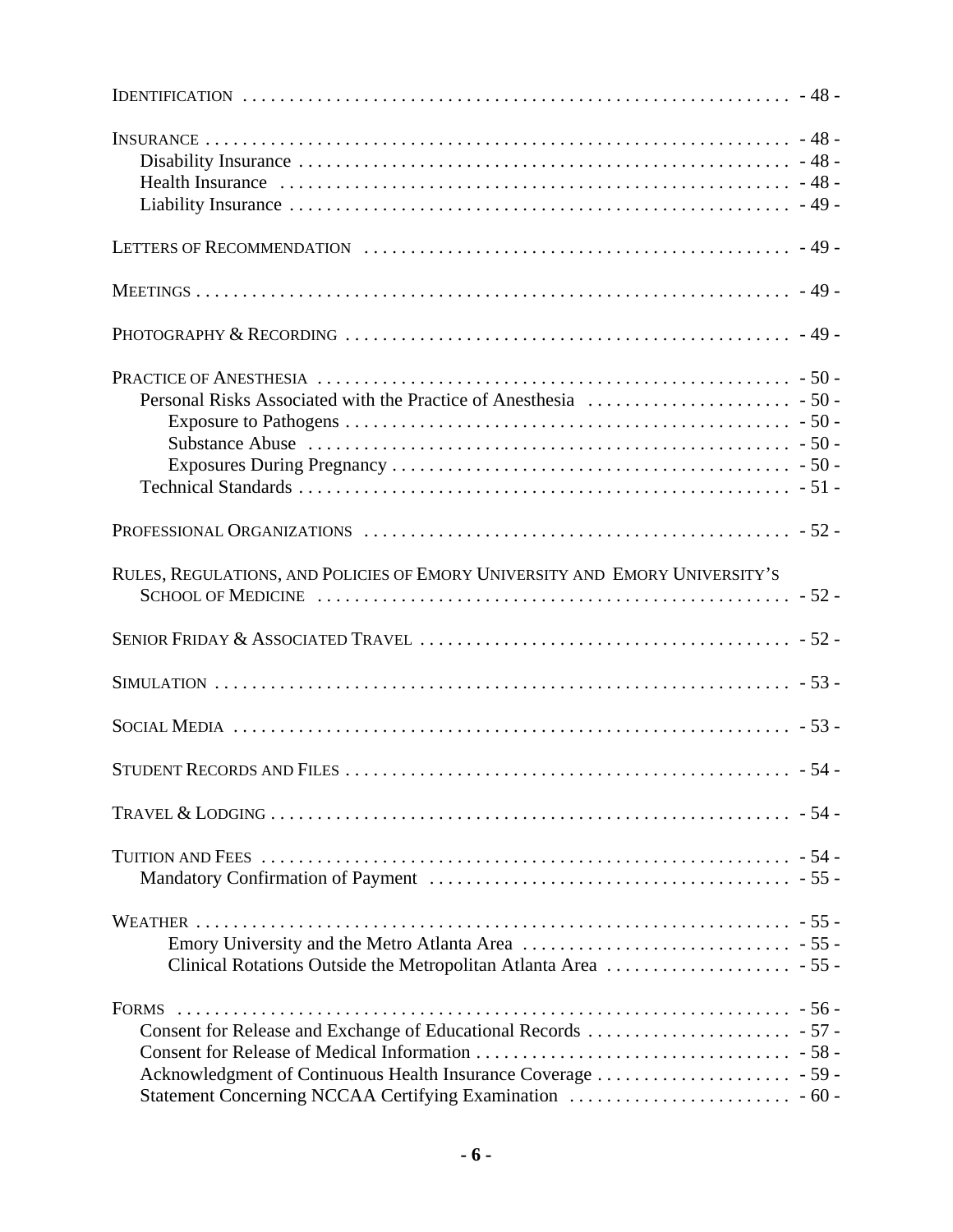Identification . . . . . . . . . . . . . . . . . . . . . . . . . . . . . . . . . . . . . . . . . . . . . . . . . . . . . . . . . . . . - 48 -

Insurance . . . . . . . . . . . . . . . . . . . . . . . . . . . . . . . . . . . . . . . . . . . . . . . . . . . . . . . . . . . . . . . - 48 -
  Disability Insurance . . . . . . . . . . . . . . . . . . . . . . . . . . . . . . . . . . . . . . . . . . . . . . . . . . . . - 48 -
  Health Insurance . . . . . . . . . . . . . . . . . . . . . . . . . . . . . . . . . . . . . . . . . . . . . . . . . . . . . . . - 48 -
  Liability Insurance . . . . . . . . . . . . . . . . . . . . . . . . . . . . . . . . . . . . . . . . . . . . . . . . . . . . . - 49 -

Letters of Recommendation . . . . . . . . . . . . . . . . . . . . . . . . . . . . . . . . . . . . . . . . . . . . . . . - 49 -

Meetings . . . . . . . . . . . . . . . . . . . . . . . . . . . . . . . . . . . . . . . . . . . . . . . . . . . . . . . . . . . . . . . . - 49 -

Photography & Recording . . . . . . . . . . . . . . . . . . . . . . . . . . . . . . . . . . . . . . . . . . . . . . . . . - 49 -

Practice of Anesthesia . . . . . . . . . . . . . . . . . . . . . . . . . . . . . . . . . . . . . . . . . . . . . . . . . . . . - 50 -
  Personal Risks Associated with the Practice of Anesthesia . . . . . . . . . . . . . . . . . . . . . . - 50 -
    Exposure to Pathogens . . . . . . . . . . . . . . . . . . . . . . . . . . . . . . . . . . . . . . . . . . . . . . . . - 50 -
    Substance Abuse . . . . . . . . . . . . . . . . . . . . . . . . . . . . . . . . . . . . . . . . . . . . . . . . . . . . - 50 -
    Exposures During Pregnancy . . . . . . . . . . . . . . . . . . . . . . . . . . . . . . . . . . . . . . . . . . . - 50 -
  Technical Standards . . . . . . . . . . . . . . . . . . . . . . . . . . . . . . . . . . . . . . . . . . . . . . . . . . . . - 51 -

Professional Organizations . . . . . . . . . . . . . . . . . . . . . . . . . . . . . . . . . . . . . . . . . . . . . . . - 52 -

Rules, Regulations, and Policies of Emory University and Emory University's School of Medicine . . . . . . . . . . . . . . . . . . . . . . . . . . . . . . . . . . . . . . . . . . . . . . . . . . . - 52 -

Senior Friday & Associated Travel . . . . . . . . . . . . . . . . . . . . . . . . . . . . . . . . . . . . . . . . . - 52 -

Simulation . . . . . . . . . . . . . . . . . . . . . . . . . . . . . . . . . . . . . . . . . . . . . . . . . . . . . . . . . . . . . . - 53 -

Social Media . . . . . . . . . . . . . . . . . . . . . . . . . . . . . . . . . . . . . . . . . . . . . . . . . . . . . . . . . . . . - 53 -

Student Records and Files . . . . . . . . . . . . . . . . . . . . . . . . . . . . . . . . . . . . . . . . . . . . . . . . . - 54 -

Travel & Lodging . . . . . . . . . . . . . . . . . . . . . . . . . . . . . . . . . . . . . . . . . . . . . . . . . . . . . . . . - 54 -

Tuition and Fees . . . . . . . . . . . . . . . . . . . . . . . . . . . . . . . . . . . . . . . . . . . . . . . . . . . . . . . . . - 54 -
  Mandatory Confirmation of Payment . . . . . . . . . . . . . . . . . . . . . . . . . . . . . . . . . . . . . . - 55 -

Weather . . . . . . . . . . . . . . . . . . . . . . . . . . . . . . . . . . . . . . . . . . . . . . . . . . . . . . . . . . . . . . . - 55 -
    Emory University and the Metro Atlanta Area . . . . . . . . . . . . . . . . . . . . . . . . . . . . . . - 55 -
    Clinical Rotations Outside the Metropolitan Atlanta Area . . . . . . . . . . . . . . . . . . . . . - 55 -

Forms . . . . . . . . . . . . . . . . . . . . . . . . . . . . . . . . . . . . . . . . . . . . . . . . . . . . . . . . . . . . . . . . - 56 -
  Consent for Release and Exchange of Educational Records . . . . . . . . . . . . . . . . . . . . . . - 57 -
  Consent for Release of Medical Information . . . . . . . . . . . . . . . . . . . . . . . . . . . . . . . . . . - 58 -
  Acknowledgment of Continuous Health Insurance Coverage . . . . . . . . . . . . . . . . . . . . . - 59 -
  Statement Concerning NCCAA Certifying Examination . . . . . . . . . . . . . . . . . . . . . . . . - 60 -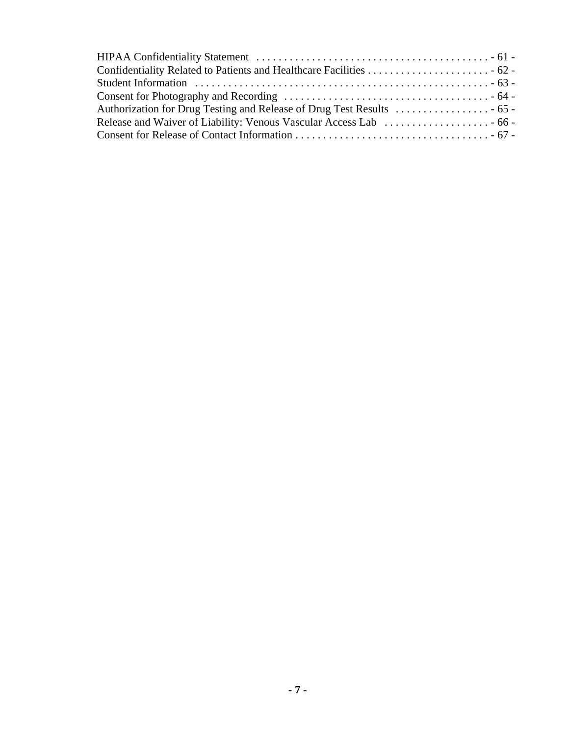HIPAA Confidentiality Statement . . . . . . . . . . . . . . . . . . . . . . . . . . . . . . . . . . . . . . . . . . - 61 -
Confidentiality Related to Patients and Healthcare Facilities . . . . . . . . . . . . . . . . . . . . . . - 62 -
Student Information . . . . . . . . . . . . . . . . . . . . . . . . . . . . . . . . . . . . . . . . . . . . . . . . . . - 63 -
Consent for Photography and Recording . . . . . . . . . . . . . . . . . . . . . . . . . . . . . . . . . . . . - 64 -
Authorization for Drug Testing and Release of Drug Test Results . . . . . . . . . . . . . . . . . - 65 -
Release and Waiver of Liability: Venous Vascular Access Lab . . . . . . . . . . . . . . . . . . . - 66 -
Consent for Release of Contact Information . . . . . . . . . . . . . . . . . . . . . . . . . . . . . . . . . . - 67 -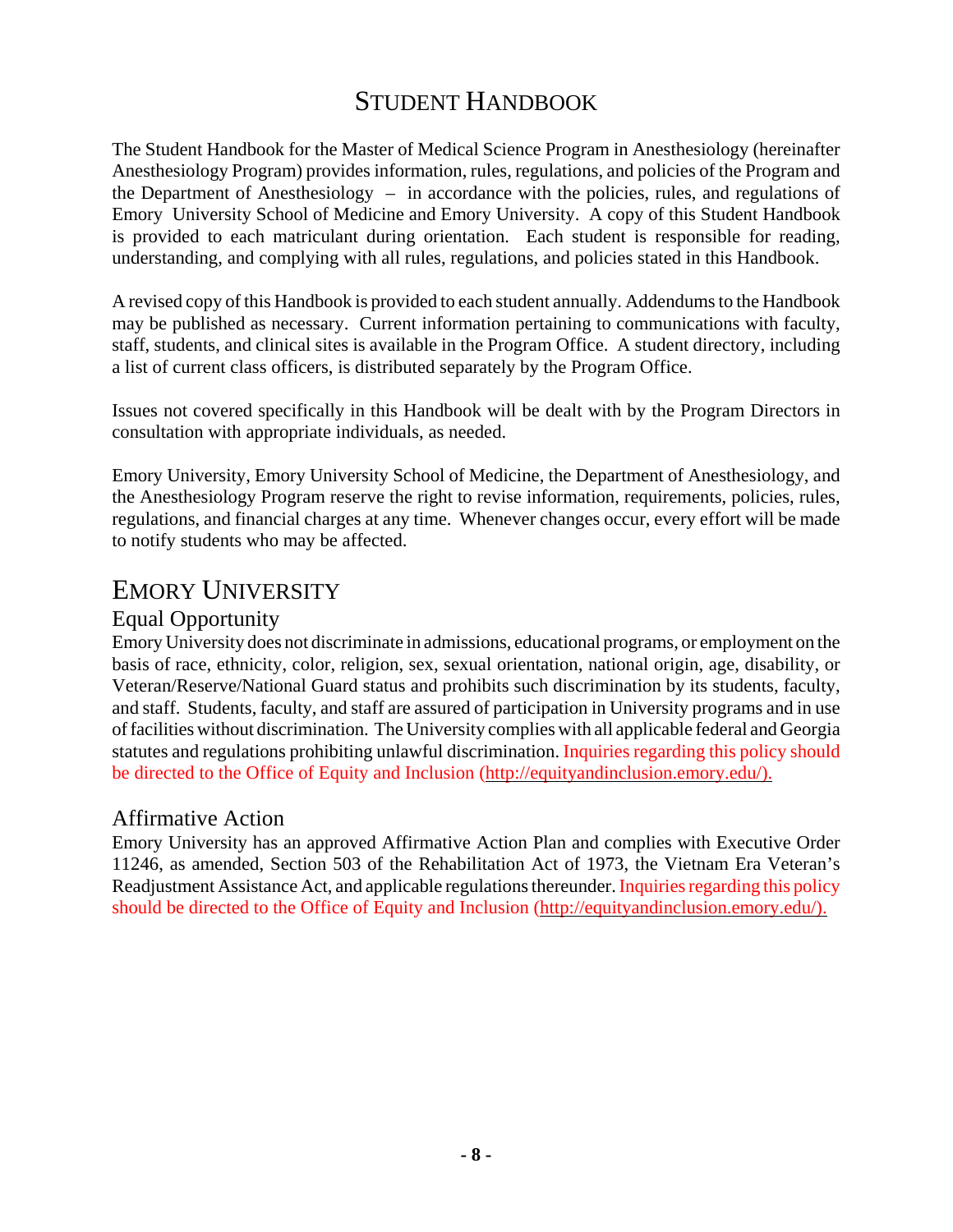# Student Handbook

The Student Handbook for the Master of Medical Science Program in Anesthesiology (hereinafter Anesthesiology Program) provides information, rules, regulations, and policies of the Program and the Department of Anesthesiology – in accordance with the policies, rules, and regulations of Emory University School of Medicine and Emory University. A copy of this Student Handbook is provided to each matriculant during orientation. Each student is responsible for reading, understanding, and complying with all rules, regulations, and policies stated in this Handbook.

A revised copy of this Handbook is provided to each student annually. Addendums to the Handbook may be published as necessary. Current information pertaining to communications with faculty, staff, students, and clinical sites is available in the Program Office. A student directory, including a list of current class officers, is distributed separately by the Program Office.

Issues not covered specifically in this Handbook will be dealt with by the Program Directors in consultation with appropriate individuals, as needed.

Emory University, Emory University School of Medicine, the Department of Anesthesiology, and the Anesthesiology Program reserve the right to revise information, requirements, policies, rules, regulations, and financial charges at any time. Whenever changes occur, every effort will be made to notify students who may be affected.

# Emory University

## Equal Opportunity

Emory University does not discriminate in admissions, educational programs, or employment on the basis of race, ethnicity, color, religion, sex, sexual orientation, national origin, age, disability, or Veteran/Reserve/National Guard status and prohibits such discrimination by its students, faculty, and staff. Students, faculty, and staff are assured of participation in University programs and in use of facilities without discrimination. The University complies with all applicable federal and Georgia statutes and regulations prohibiting unlawful discrimination. Inquiries regarding this policy should be directed to the Office of Equity and Inclusion (http://equityandinclusion.emory.edu/).

## Affirmative Action

Emory University has an approved Affirmative Action Plan and complies with Executive Order 11246, as amended, Section 503 of the Rehabilitation Act of 1973, the Vietnam Era Veteran's Readjustment Assistance Act, and applicable regulations thereunder. Inquiries regarding this policy should be directed to the Office of Equity and Inclusion (http://equityandinclusion.emory.edu/).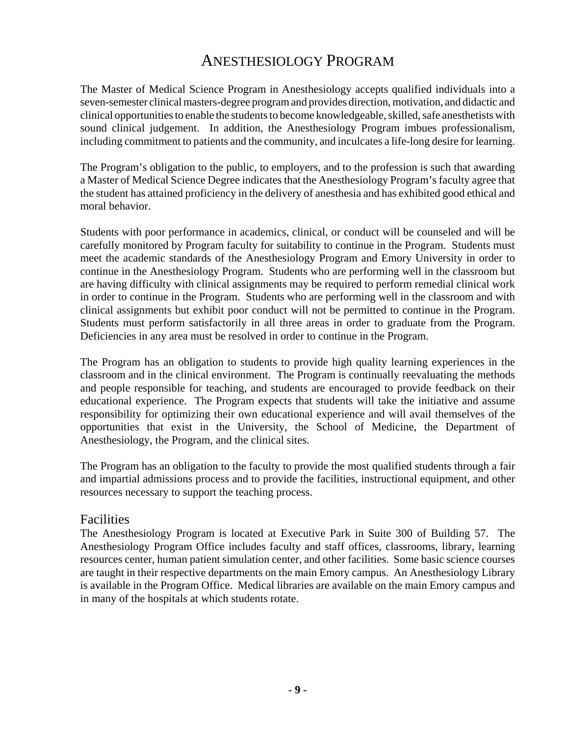# Anesthesiology Program

The Master of Medical Science Program in Anesthesiology accepts qualified individuals into a seven-semester clinical masters-degree program and provides direction, motivation, and didactic and clinical opportunities to enable the students to become knowledgeable, skilled, safe anesthetists with sound clinical judgement. In addition, the Anesthesiology Program imbues professionalism, including commitment to patients and the community, and inculcates a life-long desire for learning.

The Program's obligation to the public, to employers, and to the profession is such that awarding a Master of Medical Science Degree indicates that the Anesthesiology Program's faculty agree that the student has attained proficiency in the delivery of anesthesia and has exhibited good ethical and moral behavior.

Students with poor performance in academics, clinical, or conduct will be counseled and will be carefully monitored by Program faculty for suitability to continue in the Program. Students must meet the academic standards of the Anesthesiology Program and Emory University in order to continue in the Anesthesiology Program. Students who are performing well in the classroom but are having difficulty with clinical assignments may be required to perform remedial clinical work in order to continue in the Program. Students who are performing well in the classroom and with clinical assignments but exhibit poor conduct will not be permitted to continue in the Program. Students must perform satisfactorily in all three areas in order to graduate from the Program. Deficiencies in any area must be resolved in order to continue in the Program.

The Program has an obligation to students to provide high quality learning experiences in the classroom and in the clinical environment. The Program is continually reevaluating the methods and people responsible for teaching, and students are encouraged to provide feedback on their educational experience. The Program expects that students will take the initiative and assume responsibility for optimizing their own educational experience and will avail themselves of the opportunities that exist in the University, the School of Medicine, the Department of Anesthesiology, the Program, and the clinical sites.

The Program has an obligation to the faculty to provide the most qualified students through a fair and impartial admissions process and to provide the facilities, instructional equipment, and other resources necessary to support the teaching process.

## Facilities

The Anesthesiology Program is located at Executive Park in Suite 300 of Building 57. The Anesthesiology Program Office includes faculty and staff offices, classrooms, library, learning resources center, human patient simulation center, and other facilities. Some basic science courses are taught in their respective departments on the main Emory campus. An Anesthesiology Library is available in the Program Office. Medical libraries are available on the main Emory campus and in many of the hospitals at which students rotate.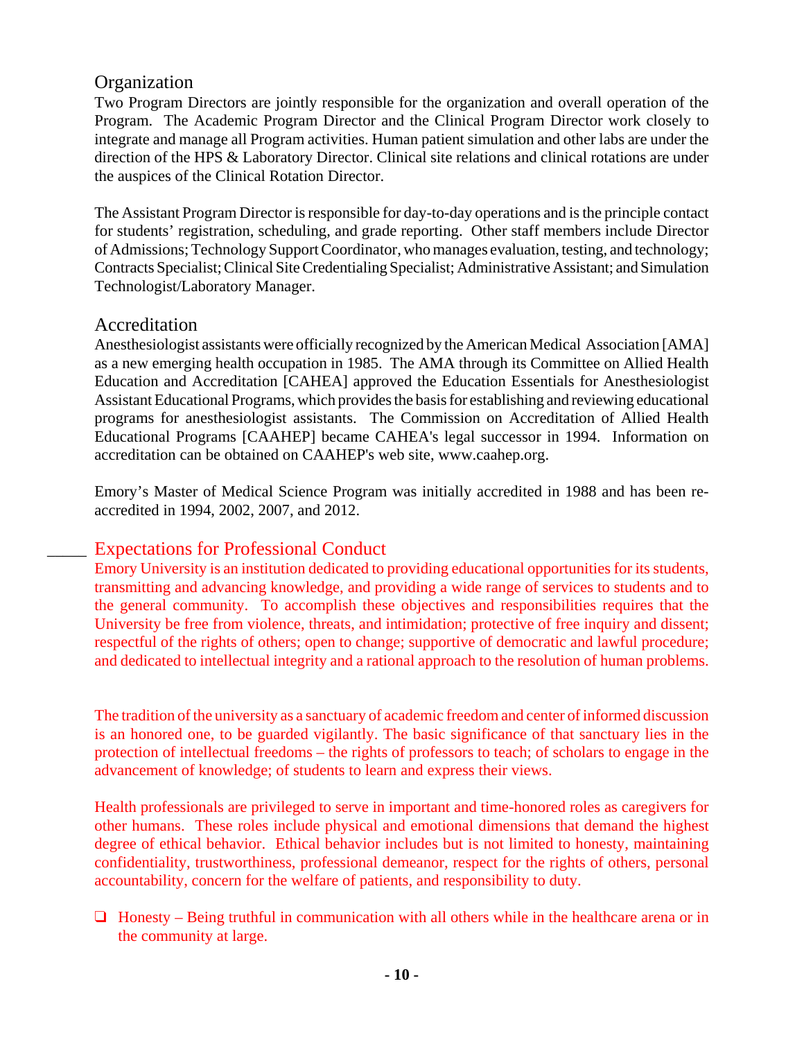## Organization

Two Program Directors are jointly responsible for the organization and overall operation of the Program. The Academic Program Director and the Clinical Program Director work closely to integrate and manage all Program activities. Human patient simulation and other labs are under the direction of the HPS & Laboratory Director. Clinical site relations and clinical rotations are under the auspices of the Clinical Rotation Director.

The Assistant Program Director is responsible for day-to-day operations and is the principle contact for students' registration, scheduling, and grade reporting. Other staff members include Director of Admissions; Technology Support Coordinator, who manages evaluation, testing, and technology; Contracts Specialist; Clinical Site Credentialing Specialist; Administrative Assistant; and Simulation Technologist/Laboratory Manager.

## Accreditation

Anesthesiologist assistants were officially recognized by the American Medical Association [AMA] as a new emerging health occupation in 1985. The AMA through its Committee on Allied Health Education and Accreditation [CAHEA] approved the Education Essentials for Anesthesiologist Assistant Educational Programs, which provides the basis for establishing and reviewing educational programs for anesthesiologist assistants. The Commission on Accreditation of Allied Health Educational Programs [CAAHEP] became CAHEA's legal successor in 1994. Information on accreditation can be obtained on CAAHEP's web site, www.caahep.org.

Emory's Master of Medical Science Program was initially accredited in 1988 and has been re-accredited in 1994, 2002, 2007, and 2012.

## Expectations for Professional Conduct

Emory University is an institution dedicated to providing educational opportunities for its students, transmitting and advancing knowledge, and providing a wide range of services to students and to the general community. To accomplish these objectives and responsibilities requires that the University be free from violence, threats, and intimidation; protective of free inquiry and dissent; respectful of the rights of others; open to change; supportive of democratic and lawful procedure; and dedicated to intellectual integrity and a rational approach to the resolution of human problems.

The tradition of the university as a sanctuary of academic freedom and center of informed discussion is an honored one, to be guarded vigilantly. The basic significance of that sanctuary lies in the protection of intellectual freedoms – the rights of professors to teach; of scholars to engage in the advancement of knowledge; of students to learn and express their views.

Health professionals are privileged to serve in important and time-honored roles as caregivers for other humans. These roles include physical and emotional dimensions that demand the highest degree of ethical behavior. Ethical behavior includes but is not limited to honesty, maintaining confidentiality, trustworthiness, professional demeanor, respect for the rights of others, personal accountability, concern for the welfare of patients, and responsibility to duty.

- Honesty – Being truthful in communication with all others while in the healthcare arena or in the community at large.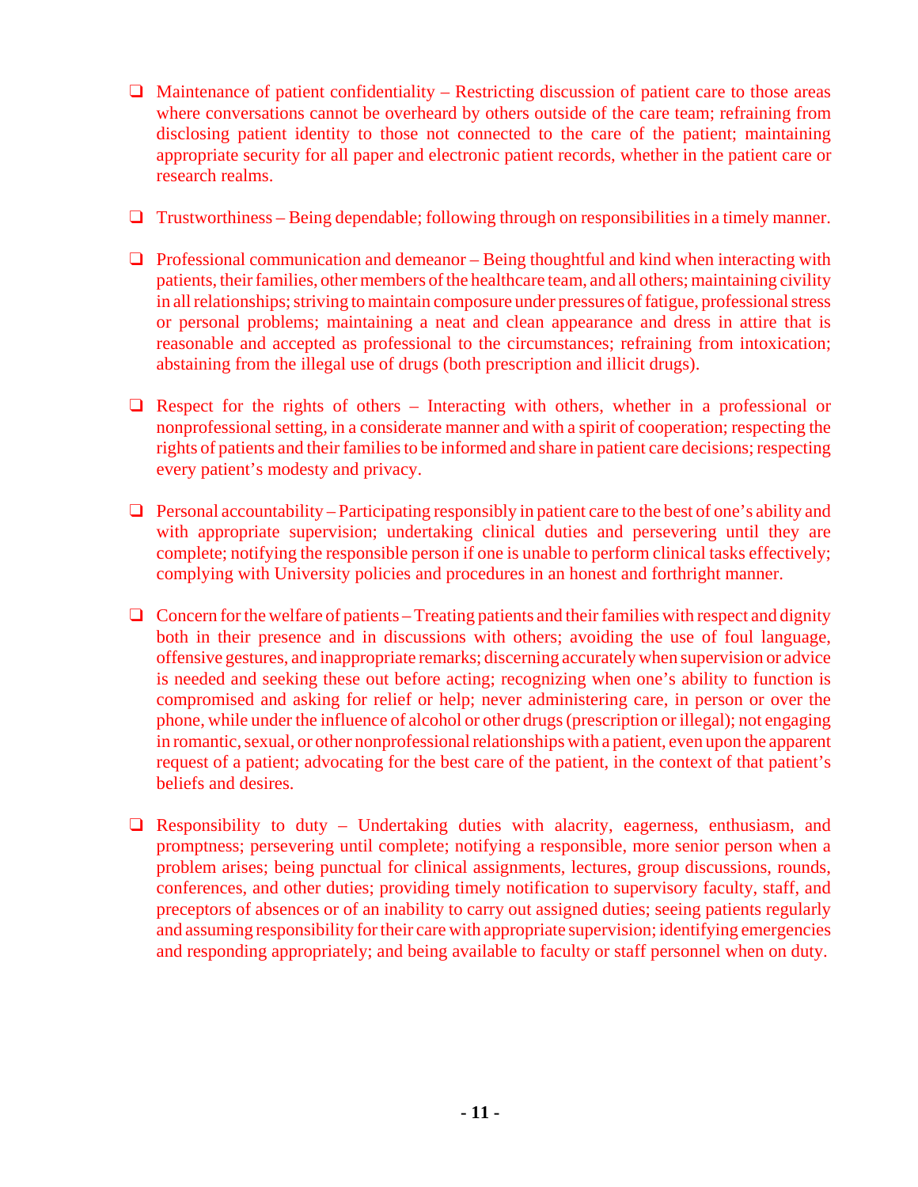- ❑ Maintenance of patient confidentiality – Restricting discussion of patient care to those areas where conversations cannot be overheard by others outside of the care team; refraining from disclosing patient identity to those not connected to the care of the patient; maintaining appropriate security for all paper and electronic patient records, whether in the patient care or research realms.

- ❑ Trustworthiness – Being dependable; following through on responsibilities in a timely manner.

- ❑ Professional communication and demeanor – Being thoughtful and kind when interacting with patients, their families, other members of the healthcare team, and all others; maintaining civility in all relationships; striving to maintain composure under pressures of fatigue, professional stress or personal problems; maintaining a neat and clean appearance and dress in attire that is reasonable and accepted as professional to the circumstances; refraining from intoxication; abstaining from the illegal use of drugs (both prescription and illicit drugs).

- ❑ Respect for the rights of others – Interacting with others, whether in a professional or nonprofessional setting, in a considerate manner and with a spirit of cooperation; respecting the rights of patients and their families to be informed and share in patient care decisions; respecting every patient's modesty and privacy.

- ❑ Personal accountability – Participating responsibly in patient care to the best of one's ability and with appropriate supervision; undertaking clinical duties and persevering until they are complete; notifying the responsible person if one is unable to perform clinical tasks effectively; complying with University policies and procedures in an honest and forthright manner.

- ❑ Concern for the welfare of patients – Treating patients and their families with respect and dignity both in their presence and in discussions with others; avoiding the use of foul language, offensive gestures, and inappropriate remarks; discerning accurately when supervision or advice is needed and seeking these out before acting; recognizing when one's ability to function is compromised and asking for relief or help; never administering care, in person or over the phone, while under the influence of alcohol or other drugs (prescription or illegal); not engaging in romantic, sexual, or other nonprofessional relationships with a patient, even upon the apparent request of a patient; advocating for the best care of the patient, in the context of that patient's beliefs and desires.

- ❑ Responsibility to duty – Undertaking duties with alacrity, eagerness, enthusiasm, and promptness; persevering until complete; notifying a responsible, more senior person when a problem arises; being punctual for clinical assignments, lectures, group discussions, rounds, conferences, and other duties; providing timely notification to supervisory faculty, staff, and preceptors of absences or of an inability to carry out assigned duties; seeing patients regularly and assuming responsibility for their care with appropriate supervision; identifying emergencies and responding appropriately; and being available to faculty or staff personnel when on duty.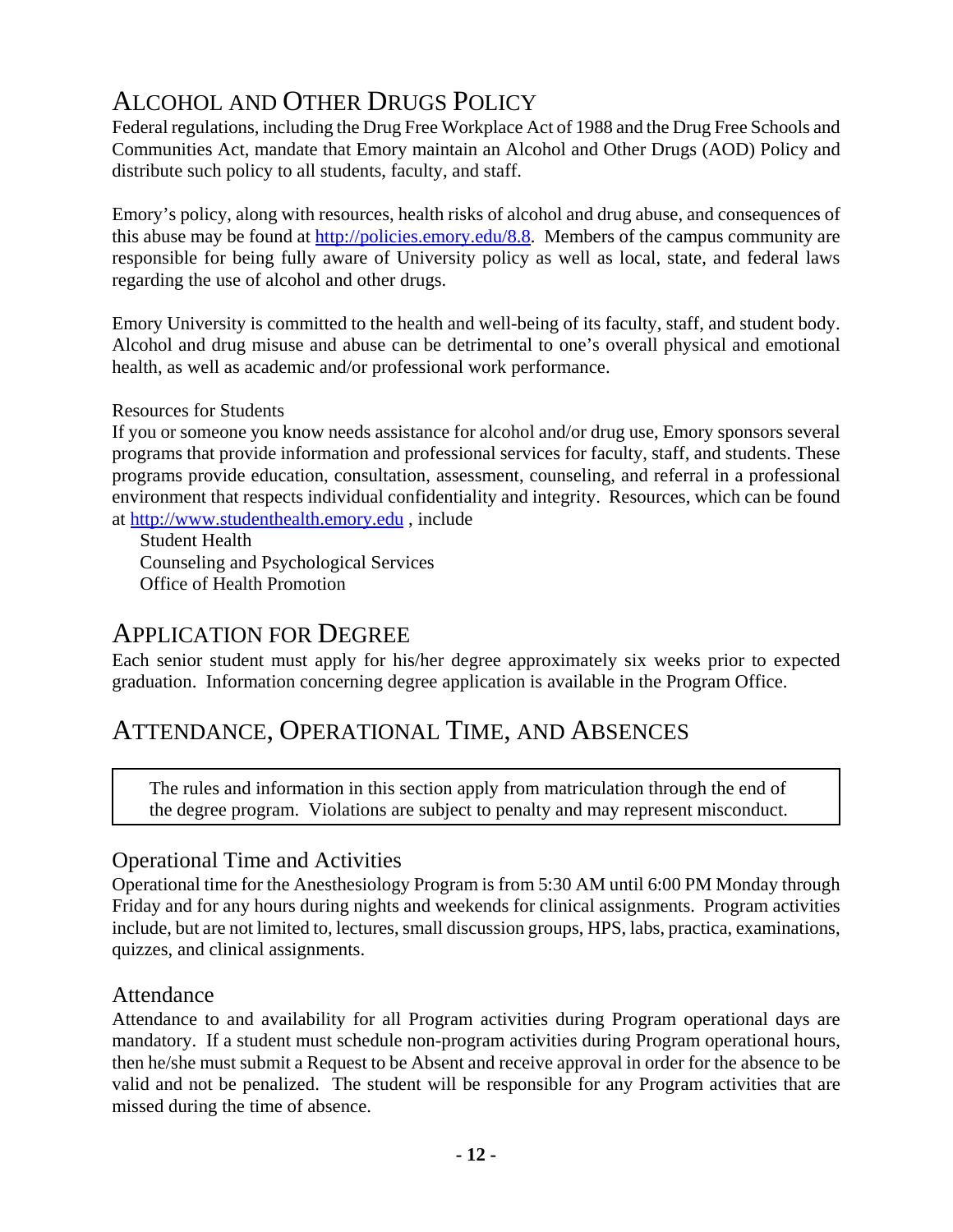# Alcohol and Other Drugs Policy

Federal regulations, including the Drug Free Workplace Act of 1988 and the Drug Free Schools and Communities Act, mandate that Emory maintain an Alcohol and Other Drugs (AOD) Policy and distribute such policy to all students, faculty, and staff.

Emory's policy, along with resources, health risks of alcohol and drug abuse, and consequences of this abuse may be found at http://policies.emory.edu/8.8. Members of the campus community are responsible for being fully aware of University policy as well as local, state, and federal laws regarding the use of alcohol and other drugs.

Emory University is committed to the health and well-being of its faculty, staff, and student body. Alcohol and drug misuse and abuse can be detrimental to one's overall physical and emotional health, as well as academic and/or professional work performance.

Resources for Students

If you or someone you know needs assistance for alcohol and/or drug use, Emory sponsors several programs that provide information and professional services for faculty, staff, and students. These programs provide education, consultation, assessment, counseling, and referral in a professional environment that respects individual confidentiality and integrity. Resources, which can be found at http://www.studenthealth.emory.edu , include

- Student Health
- Counseling and Psychological Services
- Office of Health Promotion

# Application for Degree

Each senior student must apply for his/her degree approximately six weeks prior to expected graduation. Information concerning degree application is available in the Program Office.

# Attendance, Operational Time, and Absences

> The rules and information in this section apply from matriculation through the end of the degree program. Violations are subject to penalty and may represent misconduct.

## Operational Time and Activities

Operational time for the Anesthesiology Program is from 5:30 AM until 6:00 PM Monday through Friday and for any hours during nights and weekends for clinical assignments. Program activities include, but are not limited to, lectures, small discussion groups, HPS, labs, practica, examinations, quizzes, and clinical assignments.

## Attendance

Attendance to and availability for all Program activities during Program operational days are mandatory. If a student must schedule non-program activities during Program operational hours, then he/she must submit a Request to be Absent and receive approval in order for the absence to be valid and not be penalized. The student will be responsible for any Program activities that are missed during the time of absence.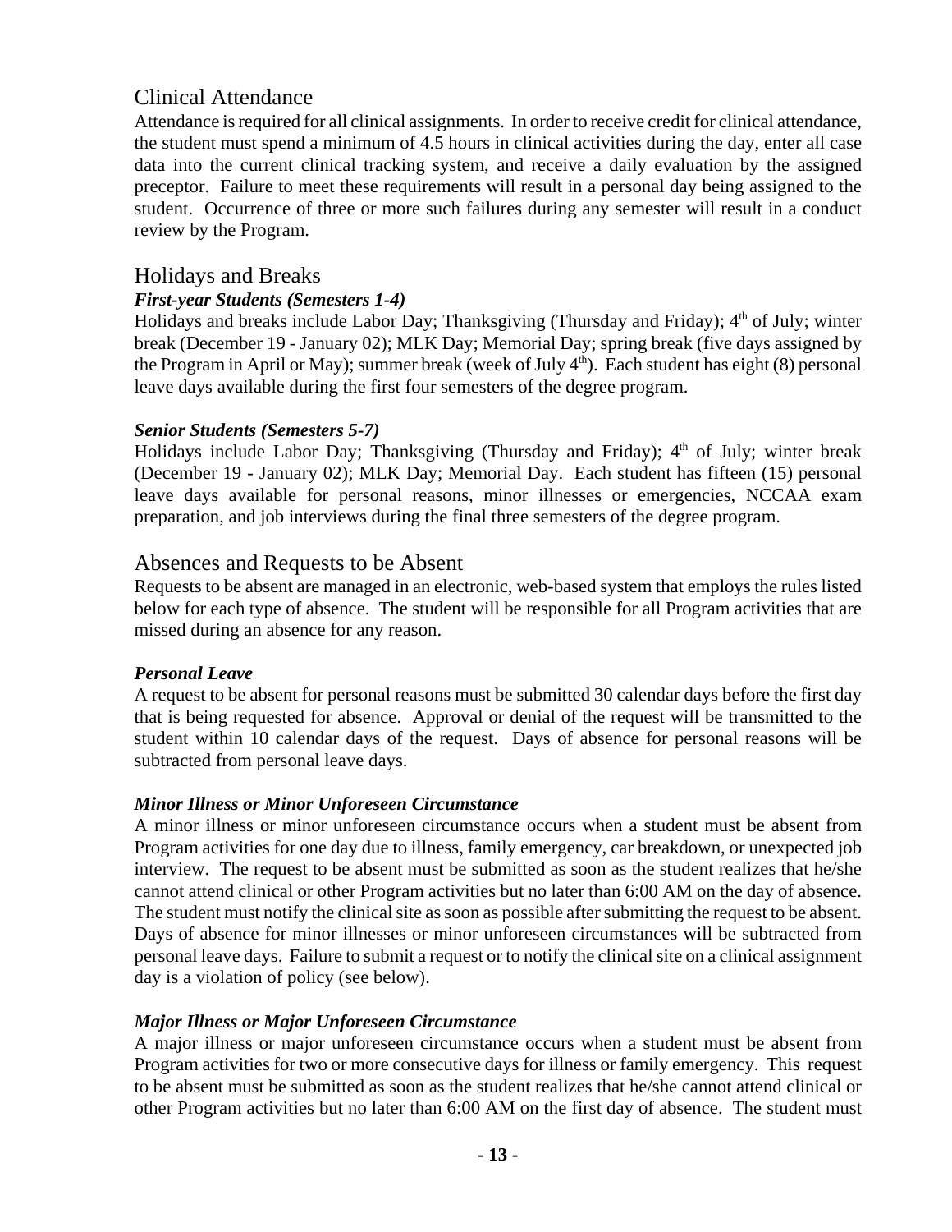## Clinical Attendance

Attendance is required for all clinical assignments. In order to receive credit for clinical attendance, the student must spend a minimum of 4.5 hours in clinical activities during the day, enter all case data into the current clinical tracking system, and receive a daily evaluation by the assigned preceptor. Failure to meet these requirements will result in a personal day being assigned to the student. Occurrence of three or more such failures during any semester will result in a conduct review by the Program.

## Holidays and Breaks

### *First-year Students (Semesters 1-4)*

Holidays and breaks include Labor Day; Thanksgiving (Thursday and Friday); 4th of July; winter break (December 19 - January 02); MLK Day; Memorial Day; spring break (five days assigned by the Program in April or May); summer break (week of July 4th). Each student has eight (8) personal leave days available during the first four semesters of the degree program.

### *Senior Students (Semesters 5-7)*

Holidays include Labor Day; Thanksgiving (Thursday and Friday); 4th of July; winter break (December 19 - January 02); MLK Day; Memorial Day. Each student has fifteen (15) personal leave days available for personal reasons, minor illnesses or emergencies, NCCAA exam preparation, and job interviews during the final three semesters of the degree program.

## Absences and Requests to be Absent

Requests to be absent are managed in an electronic, web-based system that employs the rules listed below for each type of absence. The student will be responsible for all Program activities that are missed during an absence for any reason.

### *Personal Leave*

A request to be absent for personal reasons must be submitted 30 calendar days before the first day that is being requested for absence. Approval or denial of the request will be transmitted to the student within 10 calendar days of the request. Days of absence for personal reasons will be subtracted from personal leave days.

### *Minor Illness or Minor Unforeseen Circumstance*

A minor illness or minor unforeseen circumstance occurs when a student must be absent from Program activities for one day due to illness, family emergency, car breakdown, or unexpected job interview. The request to be absent must be submitted as soon as the student realizes that he/she cannot attend clinical or other Program activities but no later than 6:00 AM on the day of absence. The student must notify the clinical site as soon as possible after submitting the request to be absent. Days of absence for minor illnesses or minor unforeseen circumstances will be subtracted from personal leave days. Failure to submit a request or to notify the clinical site on a clinical assignment day is a violation of policy (see below).

### *Major Illness or Major Unforeseen Circumstance*

A major illness or major unforeseen circumstance occurs when a student must be absent from Program activities for two or more consecutive days for illness or family emergency. This request to be absent must be submitted as soon as the student realizes that he/she cannot attend clinical or other Program activities but no later than 6:00 AM on the first day of absence. The student must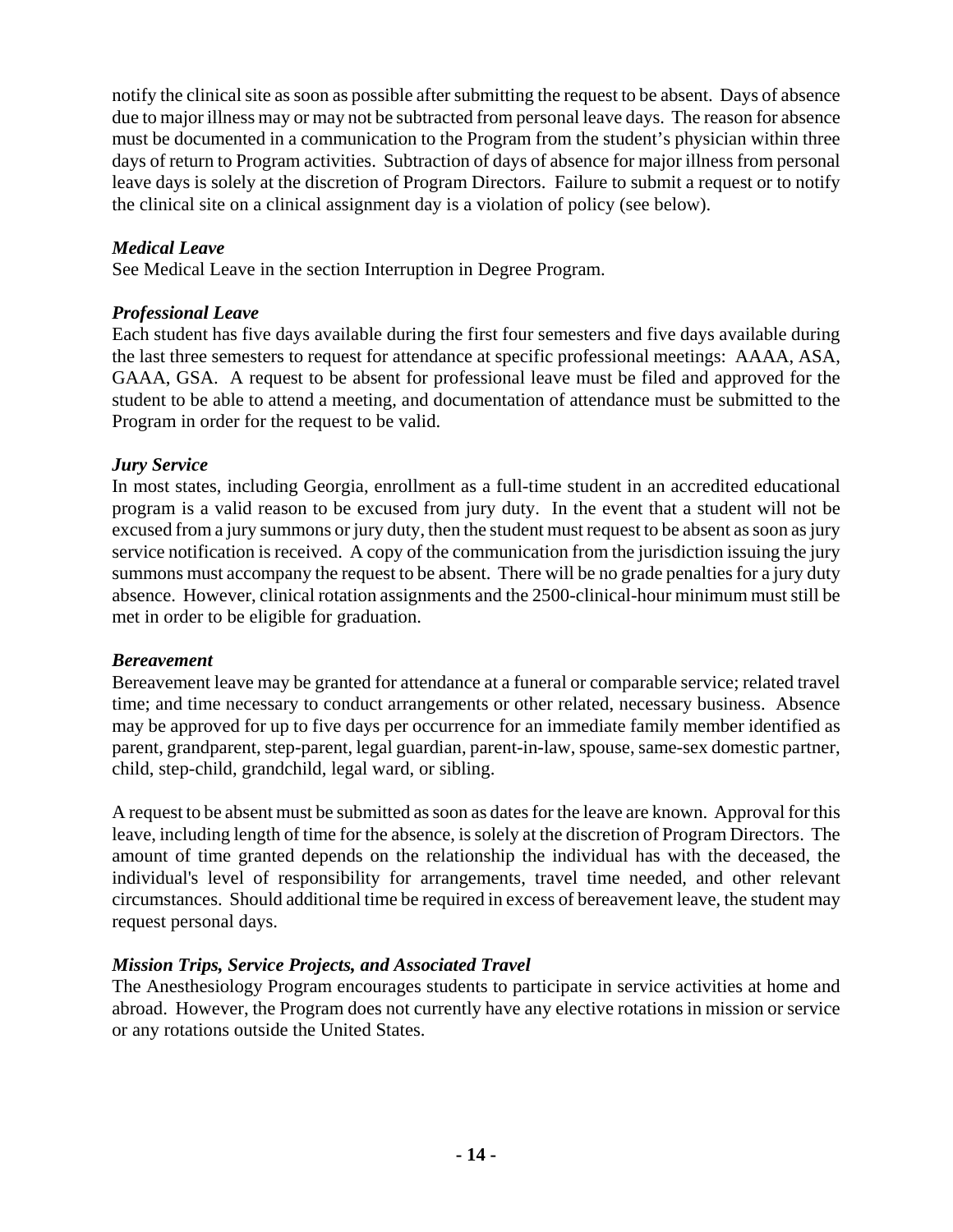notify the clinical site as soon as possible after submitting the request to be absent. Days of absence due to major illness may or may not be subtracted from personal leave days. The reason for absence must be documented in a communication to the Program from the student's physician within three days of return to Program activities. Subtraction of days of absence for major illness from personal leave days is solely at the discretion of Program Directors. Failure to submit a request or to notify the clinical site on a clinical assignment day is a violation of policy (see below).

***Medical Leave***
See Medical Leave in the section Interruption in Degree Program.

***Professional Leave***
Each student has five days available during the first four semesters and five days available during the last three semesters to request for attendance at specific professional meetings: AAAA, ASA, GAAA, GSA. A request to be absent for professional leave must be filed and approved for the student to be able to attend a meeting, and documentation of attendance must be submitted to the Program in order for the request to be valid.

***Jury Service***
In most states, including Georgia, enrollment as a full-time student in an accredited educational program is a valid reason to be excused from jury duty. In the event that a student will not be excused from a jury summons or jury duty, then the student must request to be absent as soon as jury service notification is received. A copy of the communication from the jurisdiction issuing the jury summons must accompany the request to be absent. There will be no grade penalties for a jury duty absence. However, clinical rotation assignments and the 2500-clinical-hour minimum must still be met in order to be eligible for graduation.

***Bereavement***
Bereavement leave may be granted for attendance at a funeral or comparable service; related travel time; and time necessary to conduct arrangements or other related, necessary business. Absence may be approved for up to five days per occurrence for an immediate family member identified as parent, grandparent, step-parent, legal guardian, parent-in-law, spouse, same-sex domestic partner, child, step-child, grandchild, legal ward, or sibling.

A request to be absent must be submitted as soon as dates for the leave are known. Approval for this leave, including length of time for the absence, is solely at the discretion of Program Directors. The amount of time granted depends on the relationship the individual has with the deceased, the individual's level of responsibility for arrangements, travel time needed, and other relevant circumstances. Should additional time be required in excess of bereavement leave, the student may request personal days.

***Mission Trips, Service Projects, and Associated Travel***
The Anesthesiology Program encourages students to participate in service activities at home and abroad. However, the Program does not currently have any elective rotations in mission or service or any rotations outside the United States.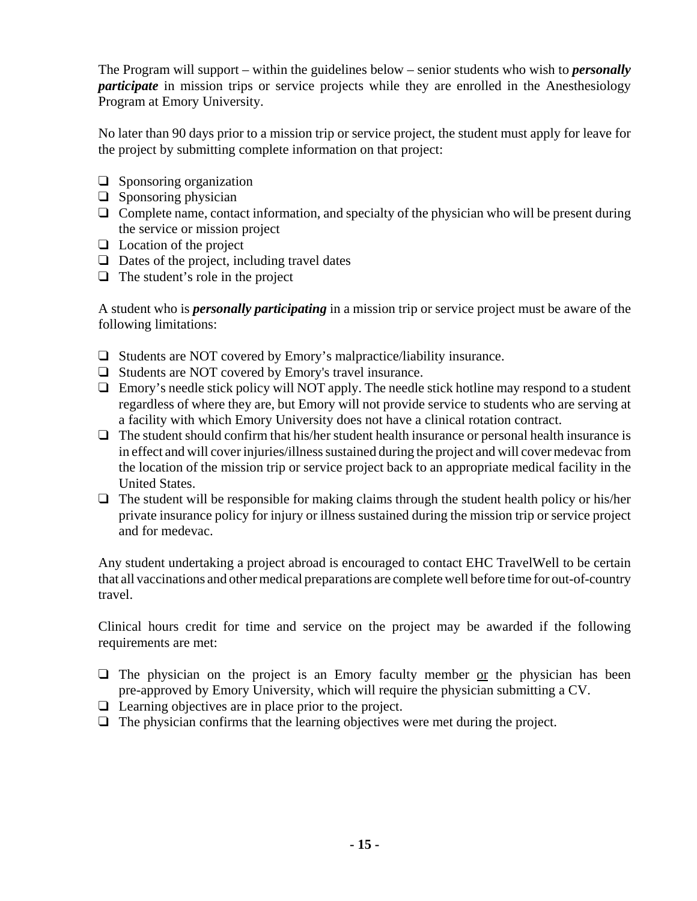The Program will support – within the guidelines below – senior students who wish to ***personally participate*** in mission trips or service projects while they are enrolled in the Anesthesiology Program at Emory University.

No later than 90 days prior to a mission trip or service project, the student must apply for leave for the project by submitting complete information on that project:

- ❑ Sponsoring organization
- ❑ Sponsoring physician
- ❑ Complete name, contact information, and specialty of the physician who will be present during the service or mission project
- ❑ Location of the project
- ❑ Dates of the project, including travel dates
- ❑ The student's role in the project

A student who is ***personally participating*** in a mission trip or service project must be aware of the following limitations:

- ❑ Students are NOT covered by Emory's malpractice/liability insurance.
- ❑ Students are NOT covered by Emory's travel insurance.
- ❑ Emory's needle stick policy will NOT apply. The needle stick hotline may respond to a student regardless of where they are, but Emory will not provide service to students who are serving at a facility with which Emory University does not have a clinical rotation contract.
- ❑ The student should confirm that his/her student health insurance or personal health insurance is in effect and will cover injuries/illness sustained during the project and will cover medevac from the location of the mission trip or service project back to an appropriate medical facility in the United States.
- ❑ The student will be responsible for making claims through the student health policy or his/her private insurance policy for injury or illness sustained during the mission trip or service project and for medevac.

Any student undertaking a project abroad is encouraged to contact EHC TravelWell to be certain that all vaccinations and other medical preparations are complete well before time for out-of-country travel.

Clinical hours credit for time and service on the project may be awarded if the following requirements are met:

- ❑ The physician on the project is an Emory faculty member <u>or</u> the physician has been pre-approved by Emory University, which will require the physician submitting a CV.
- ❑ Learning objectives are in place prior to the project.
- ❑ The physician confirms that the learning objectives were met during the project.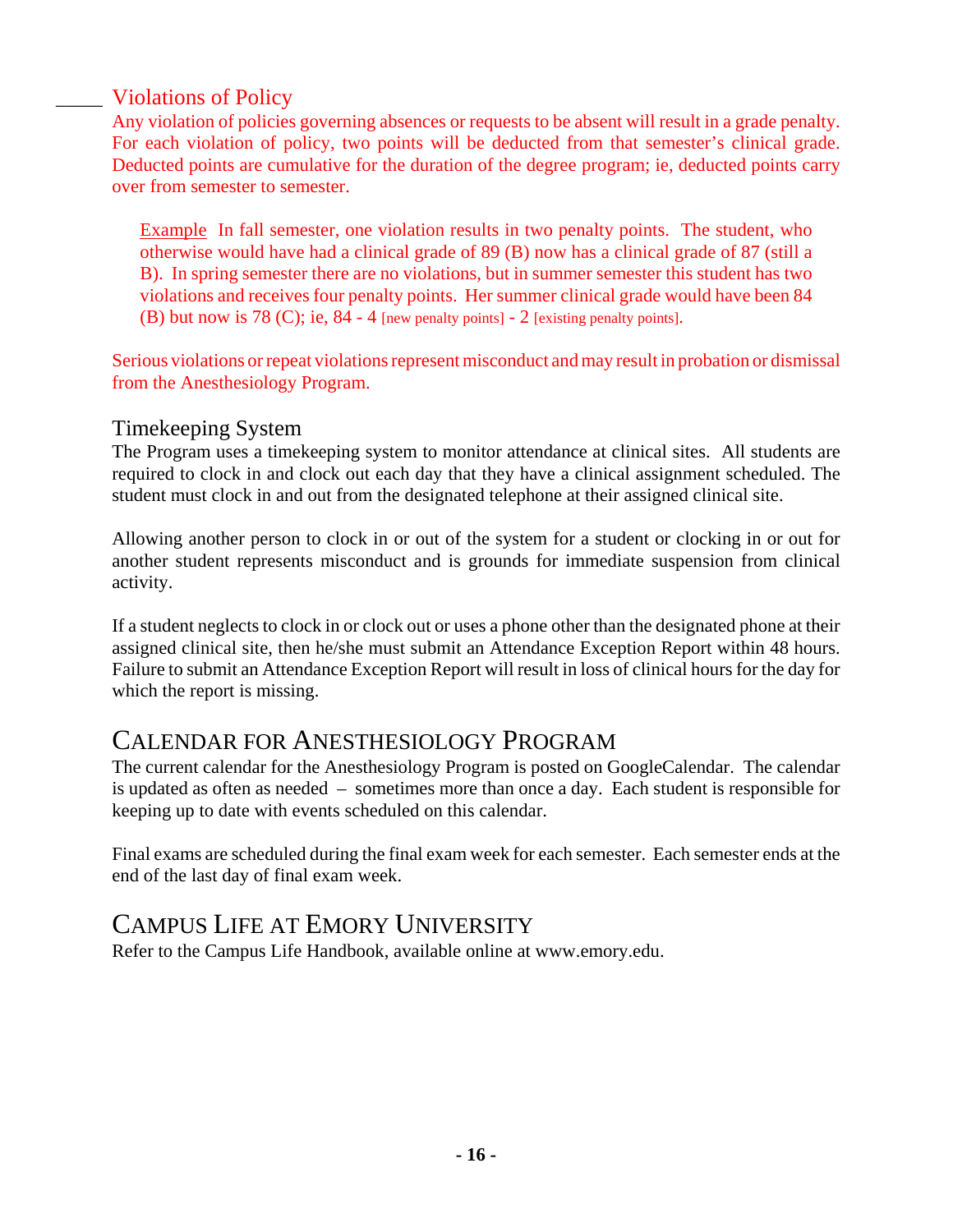### _____ Violations of Policy

Any violation of policies governing absences or requests to be absent will result in a grade penalty. For each violation of policy, two points will be deducted from that semester's clinical grade. Deducted points are cumulative for the duration of the degree program; ie, deducted points carry over from semester to semester.

> Example In fall semester, one violation results in two penalty points. The student, who otherwise would have had a clinical grade of 89 (B) now has a clinical grade of 87 (still a B). In spring semester there are no violations, but in summer semester this student has two violations and receives four penalty points. Her summer clinical grade would have been 84 (B) but now is 78 (C); ie, 84 - 4 [new penalty points] - 2 [existing penalty points].

Serious violations or repeat violations represent misconduct and may result in probation or dismissal from the Anesthesiology Program.

### Timekeeping System

The Program uses a timekeeping system to monitor attendance at clinical sites. All students are required to clock in and clock out each day that they have a clinical assignment scheduled. The student must clock in and out from the designated telephone at their assigned clinical site.

Allowing another person to clock in or out of the system for a student or clocking in or out for another student represents misconduct and is grounds for immediate suspension from clinical activity.

If a student neglects to clock in or clock out or uses a phone other than the designated phone at their assigned clinical site, then he/she must submit an Attendance Exception Report within 48 hours. Failure to submit an Attendance Exception Report will result in loss of clinical hours for the day for which the report is missing.

## Calendar for Anesthesiology Program

The current calendar for the Anesthesiology Program is posted on GoogleCalendar. The calendar is updated as often as needed – sometimes more than once a day. Each student is responsible for keeping up to date with events scheduled on this calendar.

Final exams are scheduled during the final exam week for each semester. Each semester ends at the end of the last day of final exam week.

## Campus Life at Emory University

Refer to the Campus Life Handbook, available online at www.emory.edu.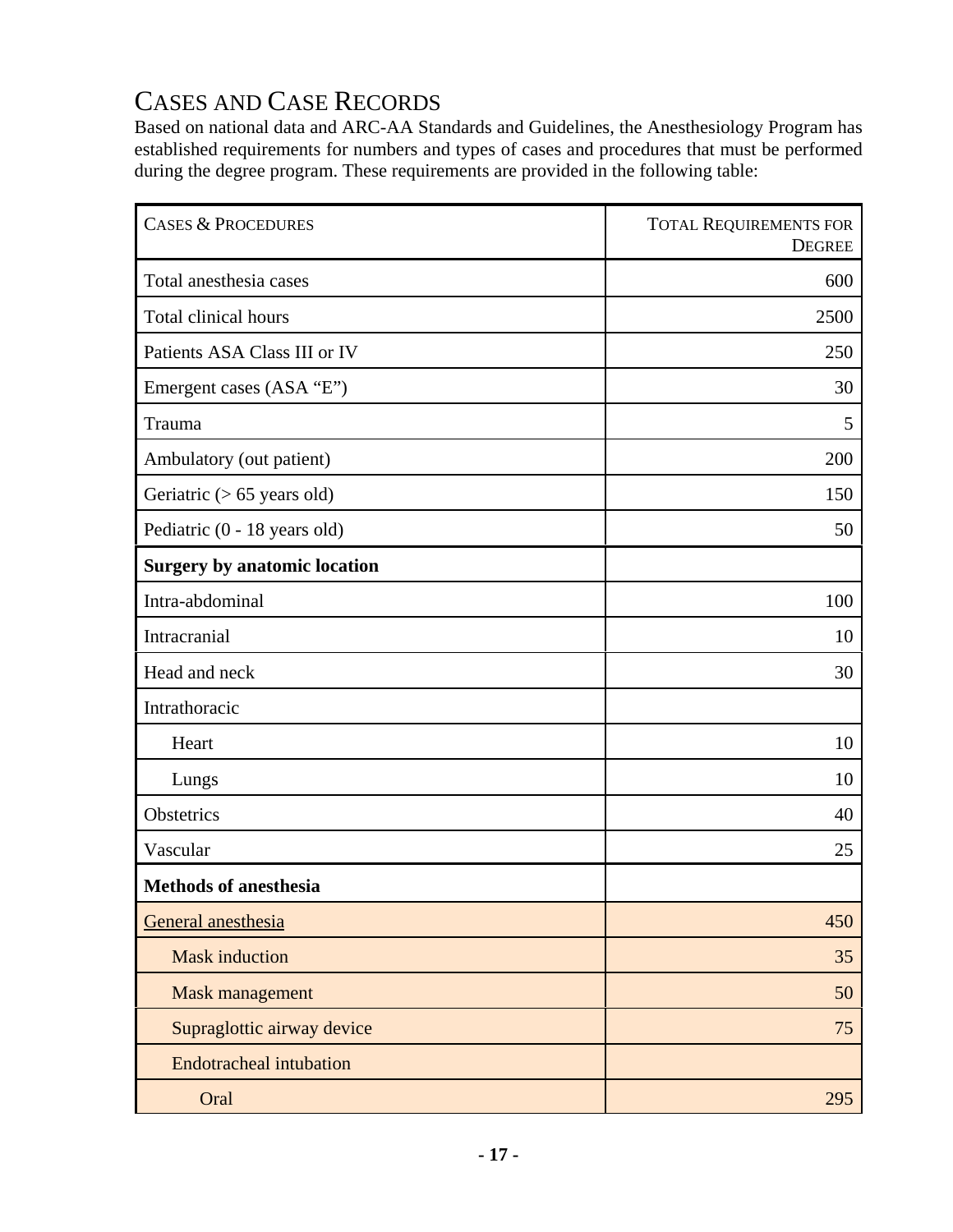## Cases and Case Records

Based on national data and ARC-AA Standards and Guidelines, the Anesthesiology Program has established requirements for numbers and types of cases and procedures that must be performed during the degree program. These requirements are provided in the following table:

| Cases & Procedures | Total Requirements for Degree |
|---|---|
| Total anesthesia cases | 600 |
| Total clinical hours | 2500 |
| Patients ASA Class III or IV | 250 |
| Emergent cases (ASA "E") | 30 |
| Trauma | 5 |
| Ambulatory (out patient) | 200 |
| Geriatric (> 65 years old) | 150 |
| Pediatric (0 - 18 years old) | 50 |
| **Surgery by anatomic location** | |
| Intra-abdominal | 100 |
| Intracranial | 10 |
| Head and neck | 30 |
| Intrathoracic | |
| Heart | 10 |
| Lungs | 10 |
| Obstetrics | 40 |
| Vascular | 25 |
| **Methods of anesthesia** | |
| General anesthesia | 450 |
| Mask induction | 35 |
| Mask management | 50 |
| Supraglottic airway device | 75 |
| Endotracheal intubation | |
| Oral | 295 |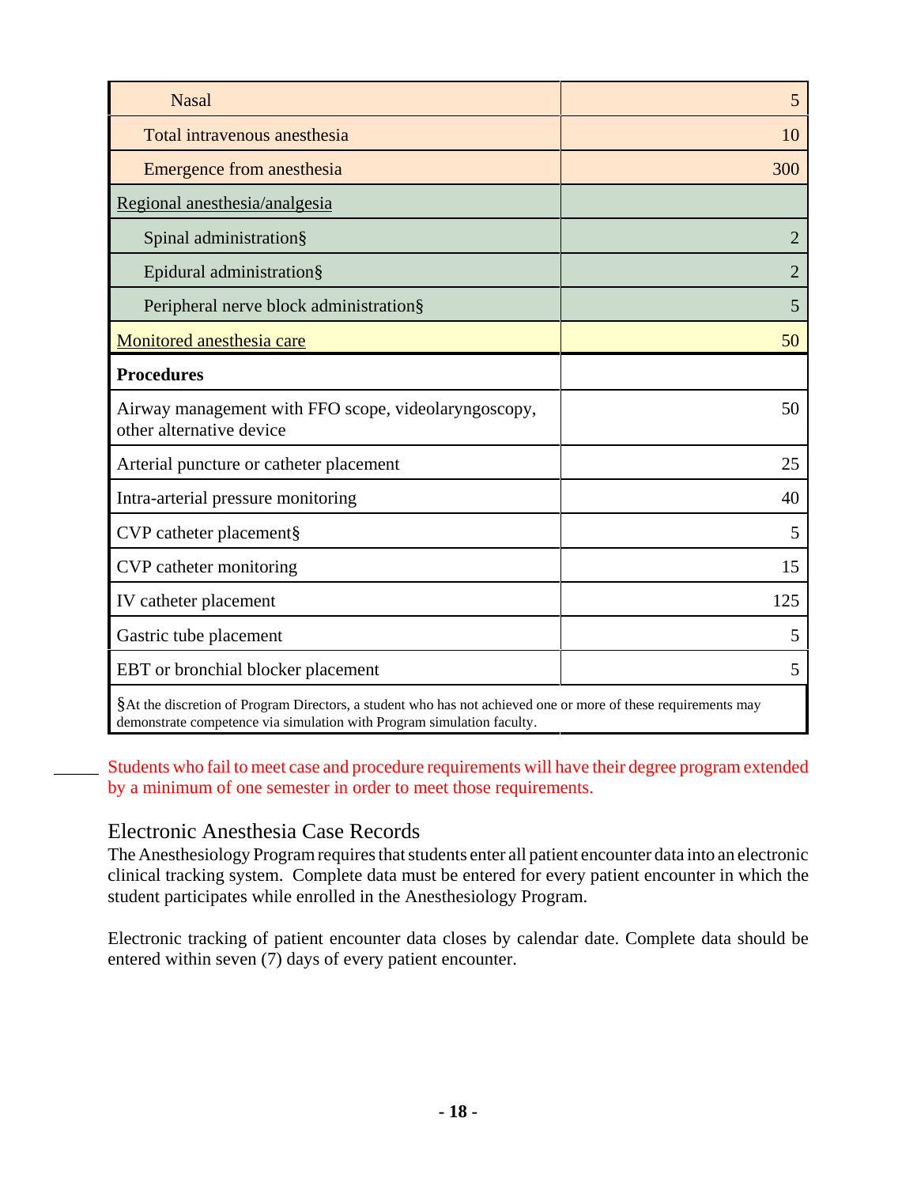| | |
|---|---|
| Nasal | 5 |
| Total intravenous anesthesia | 10 |
| Emergence from anesthesia | 300 |
| Regional anesthesia/analgesia | |
| Spinal administration§ | 2 |
| Epidural administration§ | 2 |
| Peripheral nerve block administration§ | 5 |
| Monitored anesthesia care | 50 |
| **Procedures** | |
| Airway management with FFO scope, videolaryngoscopy, other alternative device | 50 |
| Arterial puncture or catheter placement | 25 |
| Intra-arterial pressure monitoring | 40 |
| CVP catheter placement§ | 5 |
| CVP catheter monitoring | 15 |
| IV catheter placement | 125 |
| Gastric tube placement | 5 |
| EBT or bronchial blocker placement | 5 |

§At the discretion of Program Directors, a student who has not achieved one or more of these requirements may demonstrate competence via simulation with Program simulation faculty.

_____ Students who fail to meet case and procedure requirements will have their degree program extended by a minimum of one semester in order to meet those requirements.

## Electronic Anesthesia Case Records

The Anesthesiology Program requires that students enter all patient encounter data into an electronic clinical tracking system. Complete data must be entered for every patient encounter in which the student participates while enrolled in the Anesthesiology Program.

Electronic tracking of patient encounter data closes by calendar date. Complete data should be entered within seven (7) days of every patient encounter.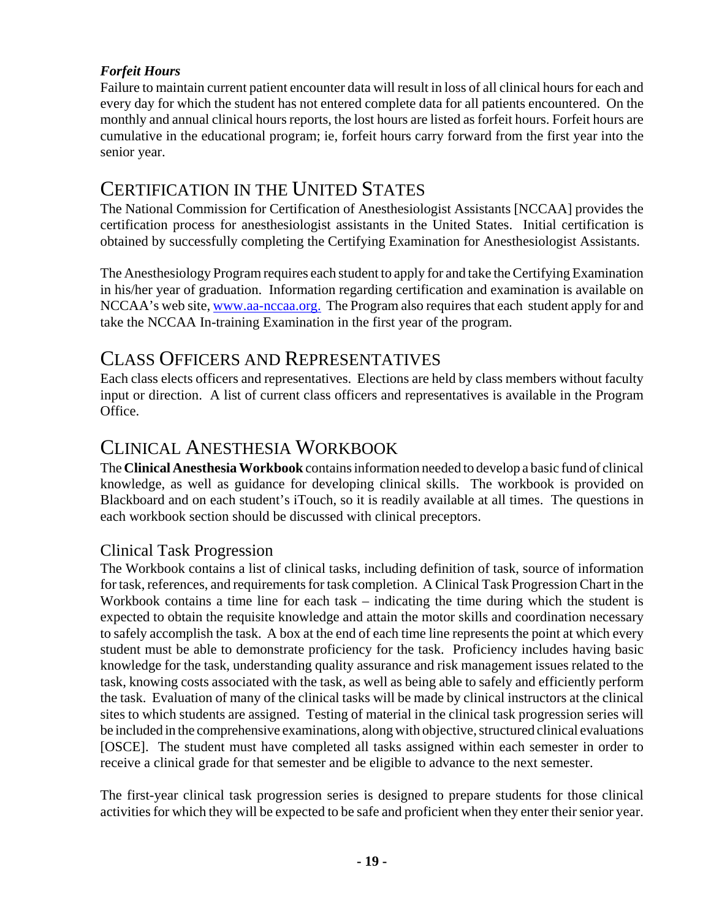*Forfeit Hours*

Failure to maintain current patient encounter data will result in loss of all clinical hours for each and every day for which the student has not entered complete data for all patients encountered. On the monthly and annual clinical hours reports, the lost hours are listed as forfeit hours. Forfeit hours are cumulative in the educational program; ie, forfeit hours carry forward from the first year into the senior year.

# Certification in the United States

The National Commission for Certification of Anesthesiologist Assistants [NCCAA] provides the certification process for anesthesiologist assistants in the United States. Initial certification is obtained by successfully completing the Certifying Examination for Anesthesiologist Assistants.

The Anesthesiology Program requires each student to apply for and take the Certifying Examination in his/her year of graduation. Information regarding certification and examination is available on NCCAA's web site, [www.aa-nccaa.org.](http://www.aa-nccaa.org) The Program also requires that each student apply for and take the NCCAA In-training Examination in the first year of the program.

# Class Officers and Representatives

Each class elects officers and representatives. Elections are held by class members without faculty input or direction. A list of current class officers and representatives is available in the Program Office.

# Clinical Anesthesia Workbook

The **Clinical Anesthesia Workbook** contains information needed to develop a basic fund of clinical knowledge, as well as guidance for developing clinical skills. The workbook is provided on Blackboard and on each student's iTouch, so it is readily available at all times. The questions in each workbook section should be discussed with clinical preceptors.

## Clinical Task Progression

The Workbook contains a list of clinical tasks, including definition of task, source of information for task, references, and requirements for task completion. A Clinical Task Progression Chart in the Workbook contains a time line for each task – indicating the time during which the student is expected to obtain the requisite knowledge and attain the motor skills and coordination necessary to safely accomplish the task. A box at the end of each time line represents the point at which every student must be able to demonstrate proficiency for the task. Proficiency includes having basic knowledge for the task, understanding quality assurance and risk management issues related to the task, knowing costs associated with the task, as well as being able to safely and efficiently perform the task. Evaluation of many of the clinical tasks will be made by clinical instructors at the clinical sites to which students are assigned. Testing of material in the clinical task progression series will be included in the comprehensive examinations, along with objective, structured clinical evaluations [OSCE]. The student must have completed all tasks assigned within each semester in order to receive a clinical grade for that semester and be eligible to advance to the next semester.

The first-year clinical task progression series is designed to prepare students for those clinical activities for which they will be expected to be safe and proficient when they enter their senior year.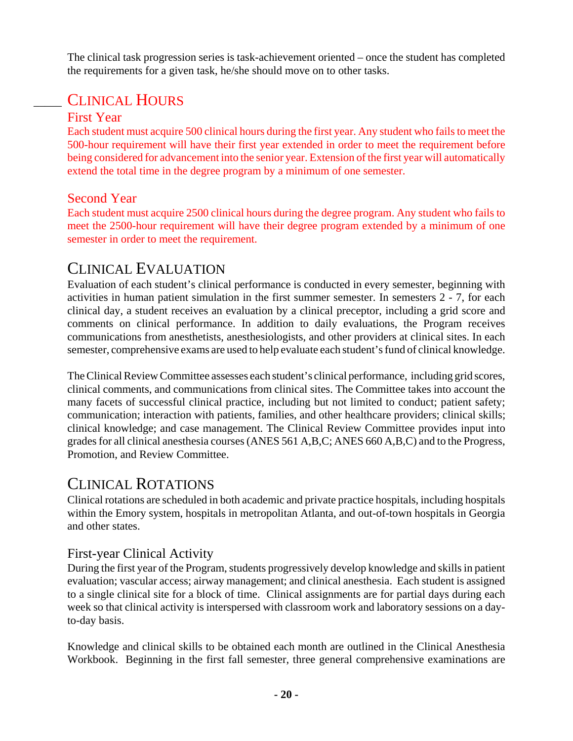The clinical task progression series is task-achievement oriented – once the student has completed the requirements for a given task, he/she should move on to other tasks.

## Clinical Hours

### First Year

Each student must acquire 500 clinical hours during the first year. Any student who fails to meet the 500-hour requirement will have their first year extended in order to meet the requirement before being considered for advancement into the senior year. Extension of the first year will automatically extend the total time in the degree program by a minimum of one semester.

### Second Year

Each student must acquire 2500 clinical hours during the degree program. Any student who fails to meet the 2500-hour requirement will have their degree program extended by a minimum of one semester in order to meet the requirement.

## Clinical Evaluation

Evaluation of each student's clinical performance is conducted in every semester, beginning with activities in human patient simulation in the first summer semester. In semesters 2 - 7, for each clinical day, a student receives an evaluation by a clinical preceptor, including a grid score and comments on clinical performance. In addition to daily evaluations, the Program receives communications from anesthetists, anesthesiologists, and other providers at clinical sites. In each semester, comprehensive exams are used to help evaluate each student's fund of clinical knowledge.

The Clinical Review Committee assesses each student's clinical performance, including grid scores, clinical comments, and communications from clinical sites. The Committee takes into account the many facets of successful clinical practice, including but not limited to conduct; patient safety; communication; interaction with patients, families, and other healthcare providers; clinical skills; clinical knowledge; and case management. The Clinical Review Committee provides input into grades for all clinical anesthesia courses (ANES 561 A,B,C; ANES 660 A,B,C) and to the Progress, Promotion, and Review Committee.

## Clinical Rotations

Clinical rotations are scheduled in both academic and private practice hospitals, including hospitals within the Emory system, hospitals in metropolitan Atlanta, and out-of-town hospitals in Georgia and other states.

### First-year Clinical Activity

During the first year of the Program, students progressively develop knowledge and skills in patient evaluation; vascular access; airway management; and clinical anesthesia. Each student is assigned to a single clinical site for a block of time. Clinical assignments are for partial days during each week so that clinical activity is interspersed with classroom work and laboratory sessions on a day-to-day basis.

Knowledge and clinical skills to be obtained each month are outlined in the Clinical Anesthesia Workbook. Beginning in the first fall semester, three general comprehensive examinations are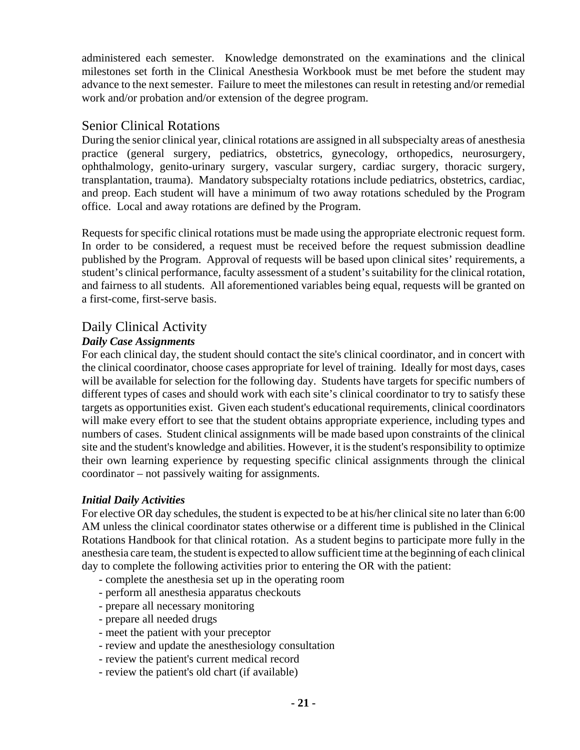administered each semester. Knowledge demonstrated on the examinations and the clinical milestones set forth in the Clinical Anesthesia Workbook must be met before the student may advance to the next semester. Failure to meet the milestones can result in retesting and/or remedial work and/or probation and/or extension of the degree program.

## Senior Clinical Rotations

During the senior clinical year, clinical rotations are assigned in all subspecialty areas of anesthesia practice (general surgery, pediatrics, obstetrics, gynecology, orthopedics, neurosurgery, ophthalmology, genito-urinary surgery, vascular surgery, cardiac surgery, thoracic surgery, transplantation, trauma). Mandatory subspecialty rotations include pediatrics, obstetrics, cardiac, and preop. Each student will have a minimum of two away rotations scheduled by the Program office. Local and away rotations are defined by the Program.

Requests for specific clinical rotations must be made using the appropriate electronic request form. In order to be considered, a request must be received before the request submission deadline published by the Program. Approval of requests will be based upon clinical sites' requirements, a student's clinical performance, faculty assessment of a student's suitability for the clinical rotation, and fairness to all students. All aforementioned variables being equal, requests will be granted on a first-come, first-serve basis.

## Daily Clinical Activity

### *Daily Case Assignments*

For each clinical day, the student should contact the site's clinical coordinator, and in concert with the clinical coordinator, choose cases appropriate for level of training. Ideally for most days, cases will be available for selection for the following day. Students have targets for specific numbers of different types of cases and should work with each site's clinical coordinator to try to satisfy these targets as opportunities exist. Given each student's educational requirements, clinical coordinators will make every effort to see that the student obtains appropriate experience, including types and numbers of cases. Student clinical assignments will be made based upon constraints of the clinical site and the student's knowledge and abilities. However, it is the student's responsibility to optimize their own learning experience by requesting specific clinical assignments through the clinical coordinator – not passively waiting for assignments.

### *Initial Daily Activities*

For elective OR day schedules, the student is expected to be at his/her clinical site no later than 6:00 AM unless the clinical coordinator states otherwise or a different time is published in the Clinical Rotations Handbook for that clinical rotation. As a student begins to participate more fully in the anesthesia care team, the student is expected to allow sufficient time at the beginning of each clinical day to complete the following activities prior to entering the OR with the patient:

- complete the anesthesia set up in the operating room
- perform all anesthesia apparatus checkouts
- prepare all necessary monitoring
- prepare all needed drugs
- meet the patient with your preceptor
- review and update the anesthesiology consultation
- review the patient's current medical record
- review the patient's old chart (if available)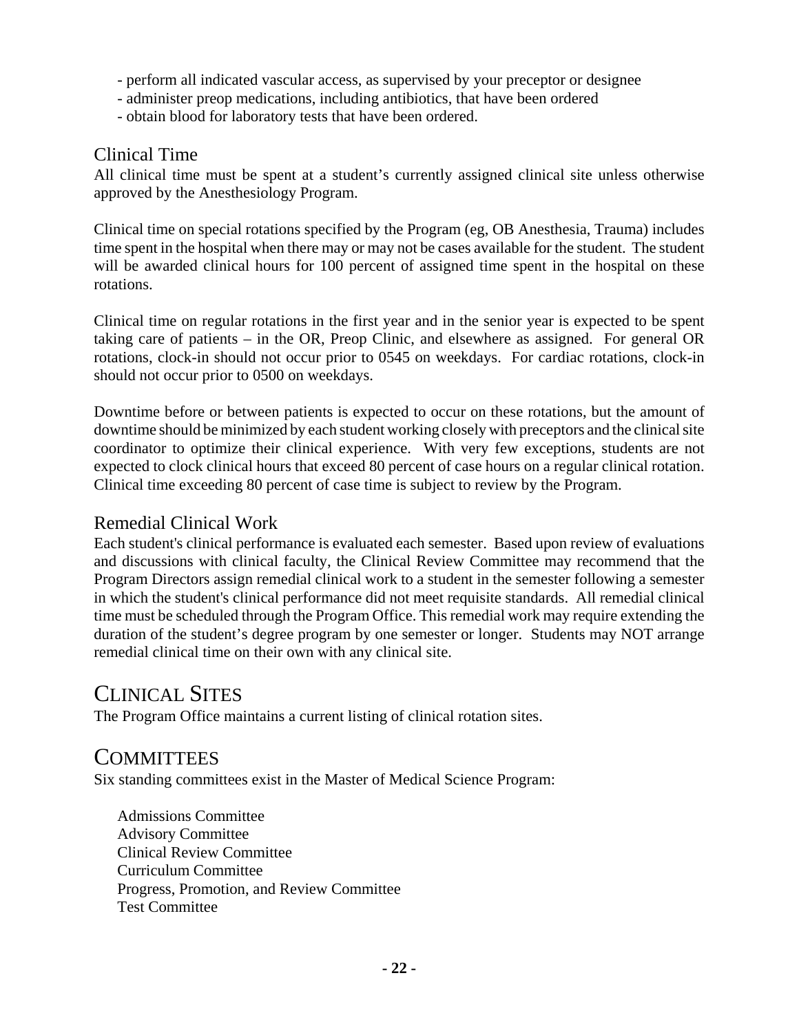- perform all indicated vascular access, as supervised by your preceptor or designee
- administer preop medications, including antibiotics, that have been ordered
- obtain blood for laboratory tests that have been ordered.

### Clinical Time

All clinical time must be spent at a student's currently assigned clinical site unless otherwise approved by the Anesthesiology Program.

Clinical time on special rotations specified by the Program (eg, OB Anesthesia, Trauma) includes time spent in the hospital when there may or may not be cases available for the student. The student will be awarded clinical hours for 100 percent of assigned time spent in the hospital on these rotations.

Clinical time on regular rotations in the first year and in the senior year is expected to be spent taking care of patients – in the OR, Preop Clinic, and elsewhere as assigned. For general OR rotations, clock-in should not occur prior to 0545 on weekdays. For cardiac rotations, clock-in should not occur prior to 0500 on weekdays.

Downtime before or between patients is expected to occur on these rotations, but the amount of downtime should be minimized by each student working closely with preceptors and the clinical site coordinator to optimize their clinical experience. With very few exceptions, students are not expected to clock clinical hours that exceed 80 percent of case hours on a regular clinical rotation. Clinical time exceeding 80 percent of case time is subject to review by the Program.

### Remedial Clinical Work

Each student's clinical performance is evaluated each semester. Based upon review of evaluations and discussions with clinical faculty, the Clinical Review Committee may recommend that the Program Directors assign remedial clinical work to a student in the semester following a semester in which the student's clinical performance did not meet requisite standards. All remedial clinical time must be scheduled through the Program Office. This remedial work may require extending the duration of the student's degree program by one semester or longer. Students may NOT arrange remedial clinical time on their own with any clinical site.

## Clinical Sites

The Program Office maintains a current listing of clinical rotation sites.

## Committees

Six standing committees exist in the Master of Medical Science Program:

Admissions Committee
Advisory Committee
Clinical Review Committee
Curriculum Committee
Progress, Promotion, and Review Committee
Test Committee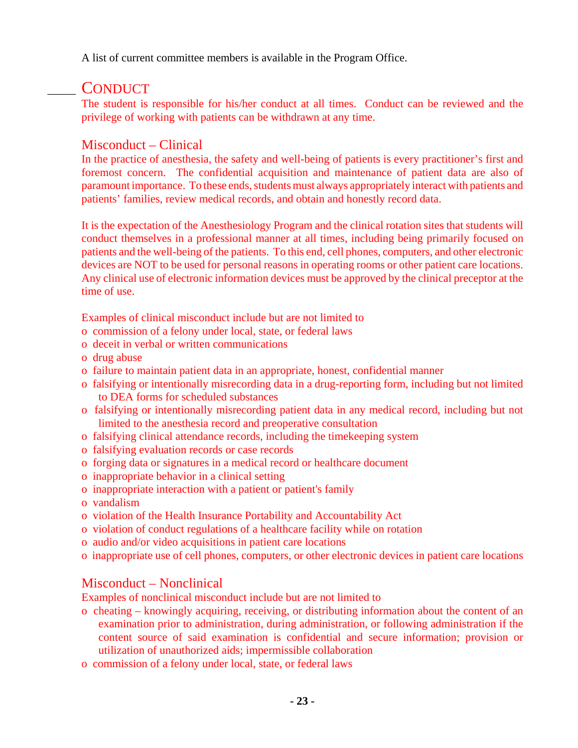A list of current committee members is available in the Program Office.

## Conduct

The student is responsible for his/her conduct at all times. Conduct can be reviewed and the privilege of working with patients can be withdrawn at any time.

### Misconduct – Clinical

In the practice of anesthesia, the safety and well-being of patients is every practitioner's first and foremost concern. The confidential acquisition and maintenance of patient data are also of paramount importance. To these ends, students must always appropriately interact with patients and patients' families, review medical records, and obtain and honestly record data.

It is the expectation of the Anesthesiology Program and the clinical rotation sites that students will conduct themselves in a professional manner at all times, including being primarily focused on patients and the well-being of the patients. To this end, cell phones, computers, and other electronic devices are NOT to be used for personal reasons in operating rooms or other patient care locations. Any clinical use of electronic information devices must be approved by the clinical preceptor at the time of use.

Examples of clinical misconduct include but are not limited to

- commission of a felony under local, state, or federal laws
- deceit in verbal or written communications
- drug abuse
- failure to maintain patient data in an appropriate, honest, confidential manner
- falsifying or intentionally misrecording data in a drug-reporting form, including but not limited to DEA forms for scheduled substances
- falsifying or intentionally misrecording patient data in any medical record, including but not limited to the anesthesia record and preoperative consultation
- falsifying clinical attendance records, including the timekeeping system
- falsifying evaluation records or case records
- forging data or signatures in a medical record or healthcare document
- inappropriate behavior in a clinical setting
- inappropriate interaction with a patient or patient's family
- vandalism
- violation of the Health Insurance Portability and Accountability Act
- violation of conduct regulations of a healthcare facility while on rotation
- audio and/or video acquisitions in patient care locations
- inappropriate use of cell phones, computers, or other electronic devices in patient care locations

### Misconduct – Nonclinical

Examples of nonclinical misconduct include but are not limited to

- cheating – knowingly acquiring, receiving, or distributing information about the content of an examination prior to administration, during administration, or following administration if the content source of said examination is confidential and secure information; provision or utilization of unauthorized aids; impermissible collaboration
- commission of a felony under local, state, or federal laws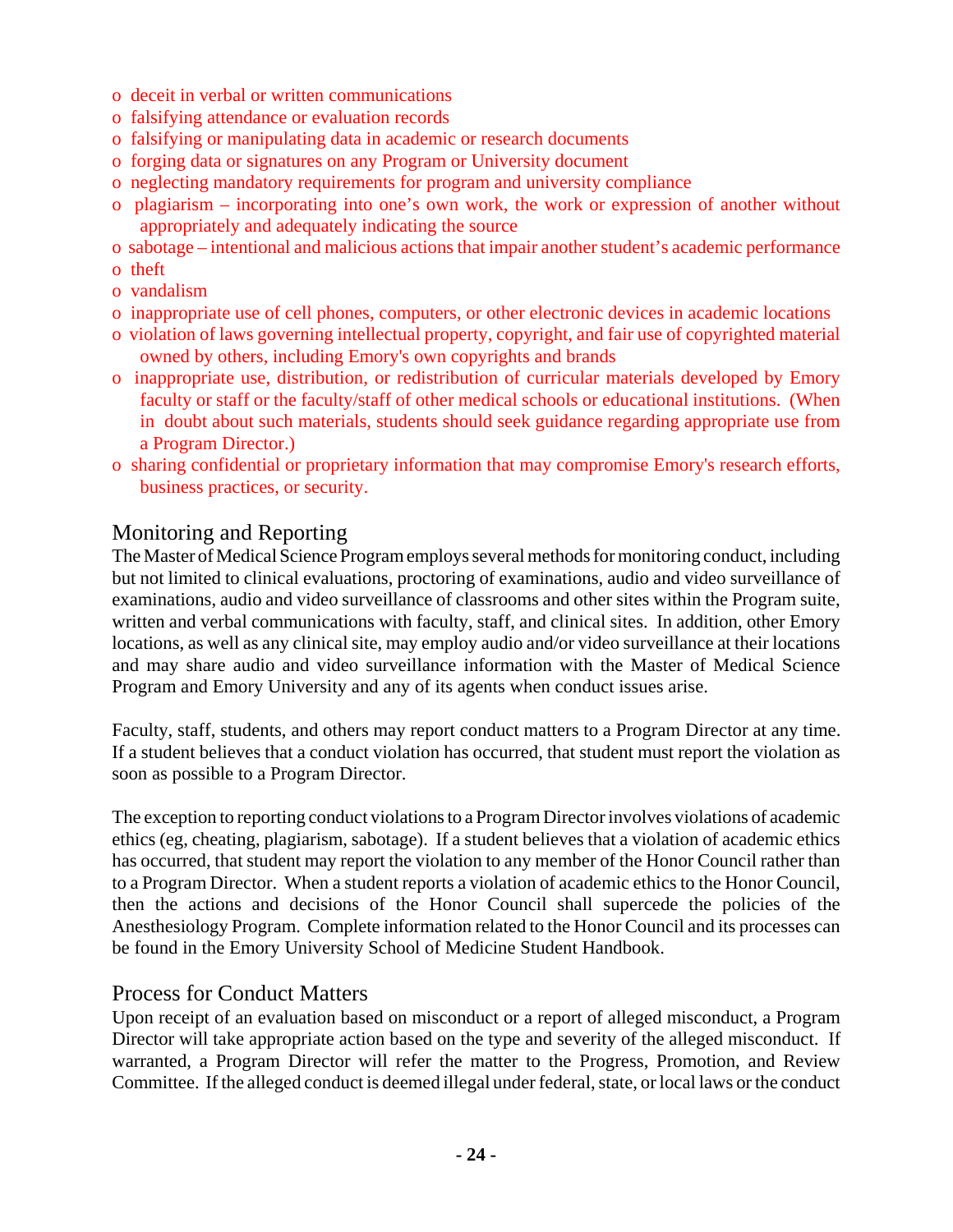- deceit in verbal or written communications
- falsifying attendance or evaluation records
- falsifying or manipulating data in academic or research documents
- forging data or signatures on any Program or University document
- neglecting mandatory requirements for program and university compliance
- plagiarism – incorporating into one's own work, the work or expression of another without appropriately and adequately indicating the source
- sabotage – intentional and malicious actions that impair another student's academic performance
- theft
- vandalism
- inappropriate use of cell phones, computers, or other electronic devices in academic locations
- violation of laws governing intellectual property, copyright, and fair use of copyrighted material owned by others, including Emory's own copyrights and brands
- inappropriate use, distribution, or redistribution of curricular materials developed by Emory faculty or staff or the faculty/staff of other medical schools or educational institutions. (When in doubt about such materials, students should seek guidance regarding appropriate use from a Program Director.)
- sharing confidential or proprietary information that may compromise Emory's research efforts, business practices, or security.

## Monitoring and Reporting

The Master of Medical Science Program employs several methods for monitoring conduct, including but not limited to clinical evaluations, proctoring of examinations, audio and video surveillance of examinations, audio and video surveillance of classrooms and other sites within the Program suite, written and verbal communications with faculty, staff, and clinical sites. In addition, other Emory locations, as well as any clinical site, may employ audio and/or video surveillance at their locations and may share audio and video surveillance information with the Master of Medical Science Program and Emory University and any of its agents when conduct issues arise.

Faculty, staff, students, and others may report conduct matters to a Program Director at any time. If a student believes that a conduct violation has occurred, that student must report the violation as soon as possible to a Program Director.

The exception to reporting conduct violations to a Program Director involves violations of academic ethics (eg, cheating, plagiarism, sabotage). If a student believes that a violation of academic ethics has occurred, that student may report the violation to any member of the Honor Council rather than to a Program Director. When a student reports a violation of academic ethics to the Honor Council, then the actions and decisions of the Honor Council shall supercede the policies of the Anesthesiology Program. Complete information related to the Honor Council and its processes can be found in the Emory University School of Medicine Student Handbook.

## Process for Conduct Matters

Upon receipt of an evaluation based on misconduct or a report of alleged misconduct, a Program Director will take appropriate action based on the type and severity of the alleged misconduct. If warranted, a Program Director will refer the matter to the Progress, Promotion, and Review Committee. If the alleged conduct is deemed illegal under federal, state, or local laws or the conduct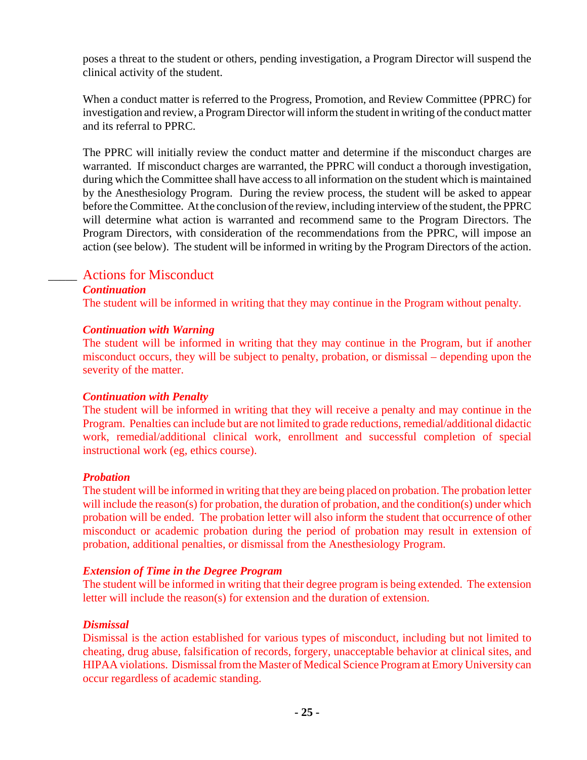poses a threat to the student or others, pending investigation, a Program Director will suspend the clinical activity of the student.

When a conduct matter is referred to the Progress, Promotion, and Review Committee (PPRC) for investigation and review, a Program Director will inform the student in writing of the conduct matter and its referral to PPRC.

The PPRC will initially review the conduct matter and determine if the misconduct charges are warranted. If misconduct charges are warranted, the PPRC will conduct a thorough investigation, during which the Committee shall have access to all information on the student which is maintained by the Anesthesiology Program. During the review process, the student will be asked to appear before the Committee. At the conclusion of the review, including interview of the student, the PPRC will determine what action is warranted and recommend same to the Program Directors. The Program Directors, with consideration of the recommendations from the PPRC, will impose an action (see below). The student will be informed in writing by the Program Directors of the action.

## Actions for Misconduct

***Continuation***

The student will be informed in writing that they may continue in the Program without penalty.

***Continuation with Warning***

The student will be informed in writing that they may continue in the Program, but if another misconduct occurs, they will be subject to penalty, probation, or dismissal – depending upon the severity of the matter.

***Continuation with Penalty***

The student will be informed in writing that they will receive a penalty and may continue in the Program. Penalties can include but are not limited to grade reductions, remedial/additional didactic work, remedial/additional clinical work, enrollment and successful completion of special instructional work (eg, ethics course).

***Probation***

The student will be informed in writing that they are being placed on probation. The probation letter will include the reason(s) for probation, the duration of probation, and the condition(s) under which probation will be ended. The probation letter will also inform the student that occurrence of other misconduct or academic probation during the period of probation may result in extension of probation, additional penalties, or dismissal from the Anesthesiology Program.

***Extension of Time in the Degree Program***

The student will be informed in writing that their degree program is being extended. The extension letter will include the reason(s) for extension and the duration of extension.

***Dismissal***

Dismissal is the action established for various types of misconduct, including but not limited to cheating, drug abuse, falsification of records, forgery, unacceptable behavior at clinical sites, and HIPAA violations. Dismissal from the Master of Medical Science Program at Emory University can occur regardless of academic standing.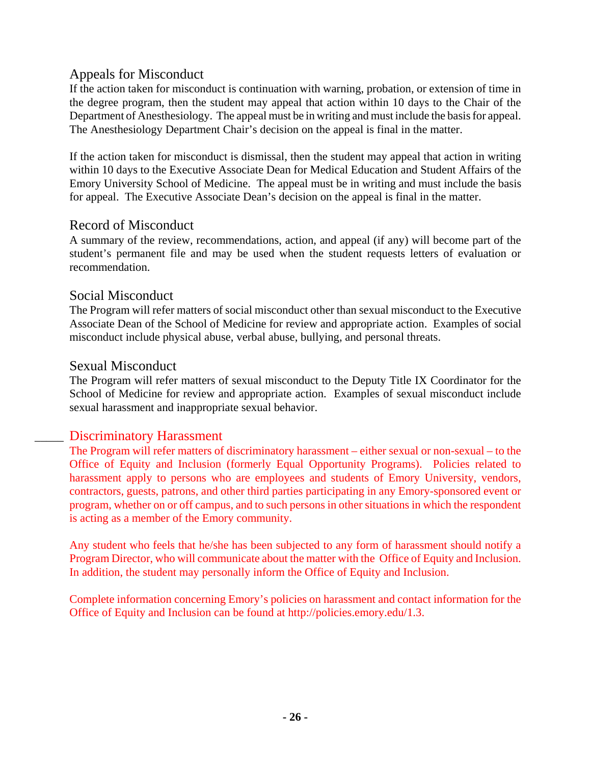### Appeals for Misconduct

If the action taken for misconduct is continuation with warning, probation, or extension of time in the degree program, then the student may appeal that action within 10 days to the Chair of the Department of Anesthesiology. The appeal must be in writing and must include the basis for appeal. The Anesthesiology Department Chair's decision on the appeal is final in the matter.

If the action taken for misconduct is dismissal, then the student may appeal that action in writing within 10 days to the Executive Associate Dean for Medical Education and Student Affairs of the Emory University School of Medicine. The appeal must be in writing and must include the basis for appeal. The Executive Associate Dean's decision on the appeal is final in the matter.

### Record of Misconduct

A summary of the review, recommendations, action, and appeal (if any) will become part of the student's permanent file and may be used when the student requests letters of evaluation or recommendation.

### Social Misconduct

The Program will refer matters of social misconduct other than sexual misconduct to the Executive Associate Dean of the School of Medicine for review and appropriate action. Examples of social misconduct include physical abuse, verbal abuse, bullying, and personal threats.

### Sexual Misconduct

The Program will refer matters of sexual misconduct to the Deputy Title IX Coordinator for the School of Medicine for review and appropriate action. Examples of sexual misconduct include sexual harassment and inappropriate sexual behavior.

### Discriminatory Harassment

The Program will refer matters of discriminatory harassment – either sexual or non-sexual – to the Office of Equity and Inclusion (formerly Equal Opportunity Programs). Policies related to harassment apply to persons who are employees and students of Emory University, vendors, contractors, guests, patrons, and other third parties participating in any Emory-sponsored event or program, whether on or off campus, and to such persons in other situations in which the respondent is acting as a member of the Emory community.

Any student who feels that he/she has been subjected to any form of harassment should notify a Program Director, who will communicate about the matter with the Office of Equity and Inclusion. In addition, the student may personally inform the Office of Equity and Inclusion.

Complete information concerning Emory's policies on harassment and contact information for the Office of Equity and Inclusion can be found at http://policies.emory.edu/1.3.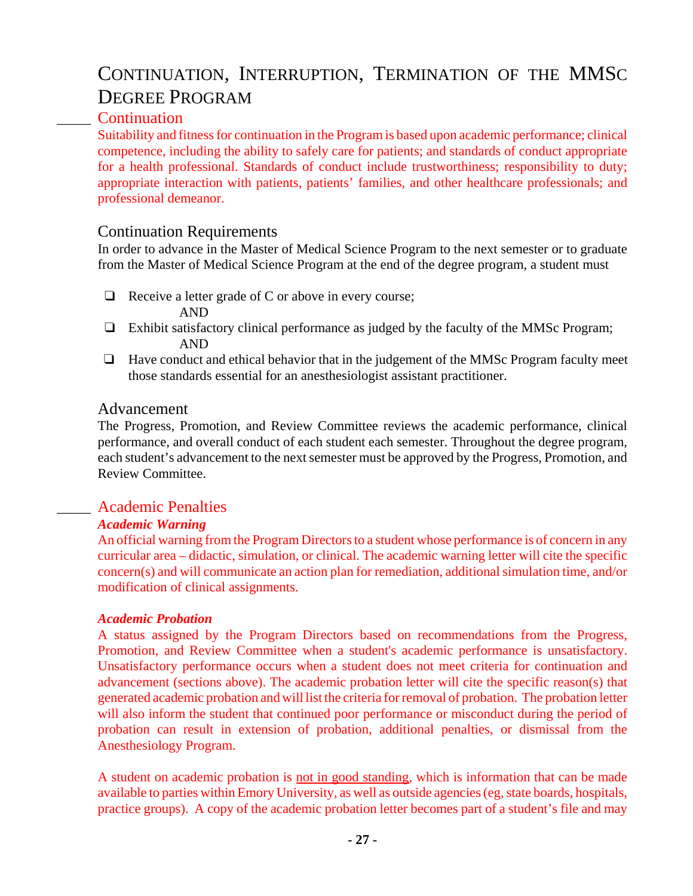# Continuation, Interruption, Termination of the MMSc Degree Program

## Continuation

Suitability and fitness for continuation in the Program is based upon academic performance; clinical competence, including the ability to safely care for patients; and standards of conduct appropriate for a health professional. Standards of conduct include trustworthiness; responsibility to duty; appropriate interaction with patients, patients' families, and other healthcare professionals; and professional demeanor.

### Continuation Requirements

In order to advance in the Master of Medical Science Program to the next semester or to graduate from the Master of Medical Science Program at the end of the degree program, a student must

- ❑ Receive a letter grade of C or above in every course;
  AND
- ❑ Exhibit satisfactory clinical performance as judged by the faculty of the MMSc Program;
  AND
- ❑ Have conduct and ethical behavior that in the judgement of the MMSc Program faculty meet those standards essential for an anesthesiologist assistant practitioner.

### Advancement

The Progress, Promotion, and Review Committee reviews the academic performance, clinical performance, and overall conduct of each student each semester. Throughout the degree program, each student's advancement to the next semester must be approved by the Progress, Promotion, and Review Committee.

## Academic Penalties

***Academic Warning***

An official warning from the Program Directors to a student whose performance is of concern in any curricular area – didactic, simulation, or clinical. The academic warning letter will cite the specific concern(s) and will communicate an action plan for remediation, additional simulation time, and/or modification of clinical assignments.

***Academic Probation***

A status assigned by the Program Directors based on recommendations from the Progress, Promotion, and Review Committee when a student's academic performance is unsatisfactory. Unsatisfactory performance occurs when a student does not meet criteria for continuation and advancement (sections above). The academic probation letter will cite the specific reason(s) that generated academic probation and will list the criteria for removal of probation. The probation letter will also inform the student that continued poor performance or misconduct during the period of probation can result in extension of probation, additional penalties, or dismissal from the Anesthesiology Program.

A student on academic probation is <u>not in good standing</u>, which is information that can be made available to parties within Emory University, as well as outside agencies (eg, state boards, hospitals, practice groups). A copy of the academic probation letter becomes part of a student's file and may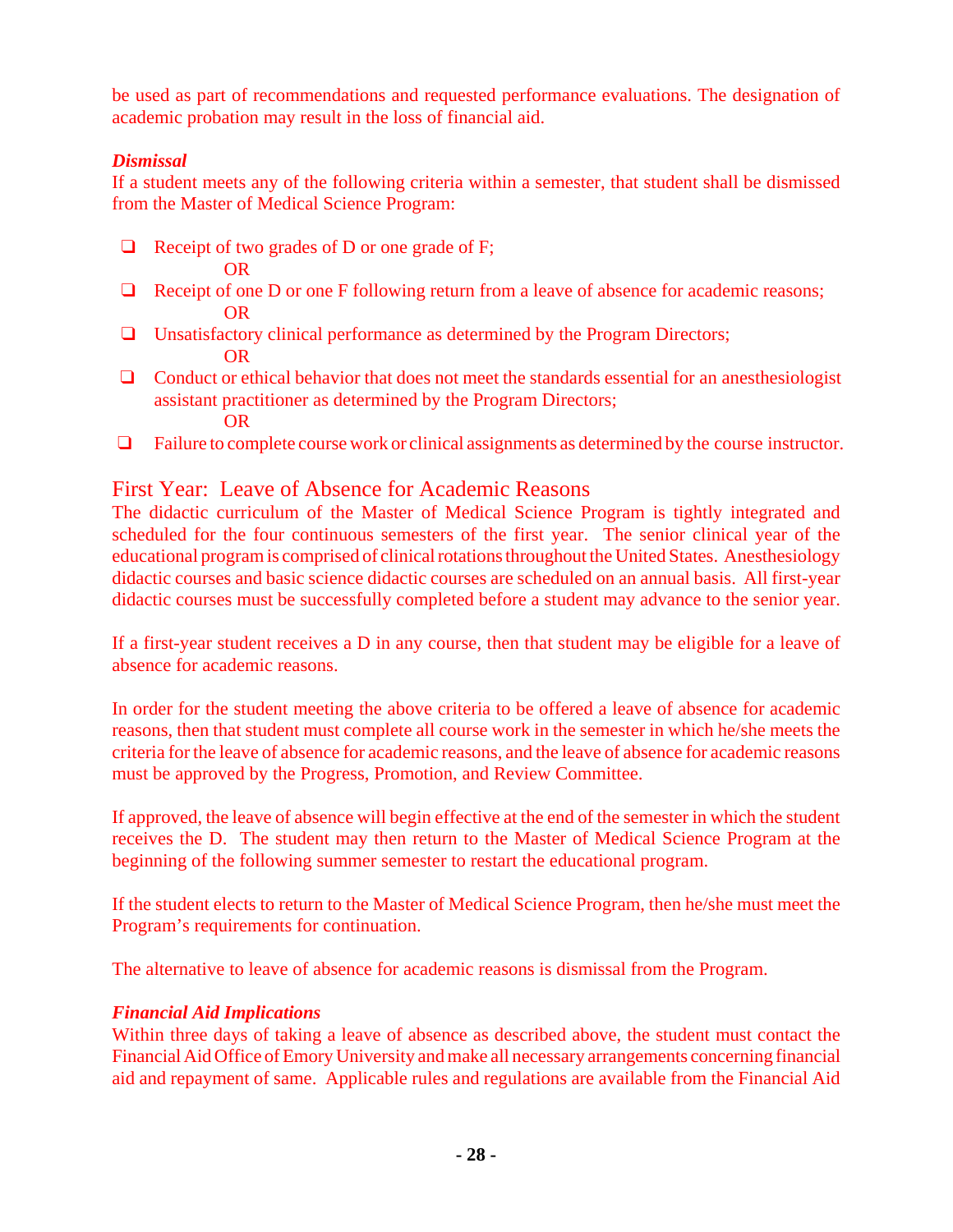be used as part of recommendations and requested performance evaluations. The designation of academic probation may result in the loss of financial aid.

***Dismissal***

If a student meets any of the following criteria within a semester, that student shall be dismissed from the Master of Medical Science Program:

- Receipt of two grades of D or one grade of F;

  OR
- Receipt of one D or one F following return from a leave of absence for academic reasons;

  OR
- Unsatisfactory clinical performance as determined by the Program Directors;

  OR
- Conduct or ethical behavior that does not meet the standards essential for an anesthesiologist assistant practitioner as determined by the Program Directors;

  OR
- Failure to complete course work or clinical assignments as determined by the course instructor.

## First Year: Leave of Absence for Academic Reasons

The didactic curriculum of the Master of Medical Science Program is tightly integrated and scheduled for the four continuous semesters of the first year. The senior clinical year of the educational program is comprised of clinical rotations throughout the United States. Anesthesiology didactic courses and basic science didactic courses are scheduled on an annual basis. All first-year didactic courses must be successfully completed before a student may advance to the senior year.

If a first-year student receives a D in any course, then that student may be eligible for a leave of absence for academic reasons.

In order for the student meeting the above criteria to be offered a leave of absence for academic reasons, then that student must complete all course work in the semester in which he/she meets the criteria for the leave of absence for academic reasons, and the leave of absence for academic reasons must be approved by the Progress, Promotion, and Review Committee.

If approved, the leave of absence will begin effective at the end of the semester in which the student receives the D. The student may then return to the Master of Medical Science Program at the beginning of the following summer semester to restart the educational program.

If the student elects to return to the Master of Medical Science Program, then he/she must meet the Program's requirements for continuation.

The alternative to leave of absence for academic reasons is dismissal from the Program.

***Financial Aid Implications***

Within three days of taking a leave of absence as described above, the student must contact the Financial Aid Office of Emory University and make all necessary arrangements concerning financial aid and repayment of same. Applicable rules and regulations are available from the Financial Aid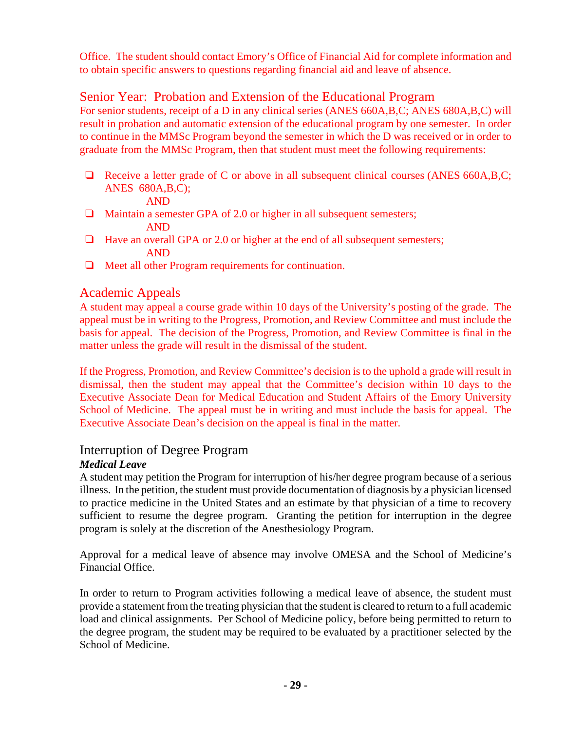Office. The student should contact Emory's Office of Financial Aid for complete information and to obtain specific answers to questions regarding financial aid and leave of absence.

## Senior Year: Probation and Extension of the Educational Program

For senior students, receipt of a D in any clinical series (ANES 660A,B,C; ANES 680A,B,C) will result in probation and automatic extension of the educational program by one semester. In order to continue in the MMSc Program beyond the semester in which the D was received or in order to graduate from the MMSc Program, then that student must meet the following requirements:

- ❑ Receive a letter grade of C or above in all subsequent clinical courses (ANES 660A,B,C; ANES 680A,B,C);
  AND
- ❑ Maintain a semester GPA of 2.0 or higher in all subsequent semesters;
  AND
- ❑ Have an overall GPA or 2.0 or higher at the end of all subsequent semesters;
  AND
- ❑ Meet all other Program requirements for continuation.

## Academic Appeals

A student may appeal a course grade within 10 days of the University's posting of the grade. The appeal must be in writing to the Progress, Promotion, and Review Committee and must include the basis for appeal. The decision of the Progress, Promotion, and Review Committee is final in the matter unless the grade will result in the dismissal of the student.

If the Progress, Promotion, and Review Committee's decision is to the uphold a grade will result in dismissal, then the student may appeal that the Committee's decision within 10 days to the Executive Associate Dean for Medical Education and Student Affairs of the Emory University School of Medicine. The appeal must be in writing and must include the basis for appeal. The Executive Associate Dean's decision on the appeal is final in the matter.

## Interruption of Degree Program

***Medical Leave***

A student may petition the Program for interruption of his/her degree program because of a serious illness. In the petition, the student must provide documentation of diagnosis by a physician licensed to practice medicine in the United States and an estimate by that physician of a time to recovery sufficient to resume the degree program. Granting the petition for interruption in the degree program is solely at the discretion of the Anesthesiology Program.

Approval for a medical leave of absence may involve OMESA and the School of Medicine's Financial Office.

In order to return to Program activities following a medical leave of absence, the student must provide a statement from the treating physician that the student is cleared to return to a full academic load and clinical assignments. Per School of Medicine policy, before being permitted to return to the degree program, the student may be required to be evaluated by a practitioner selected by the School of Medicine.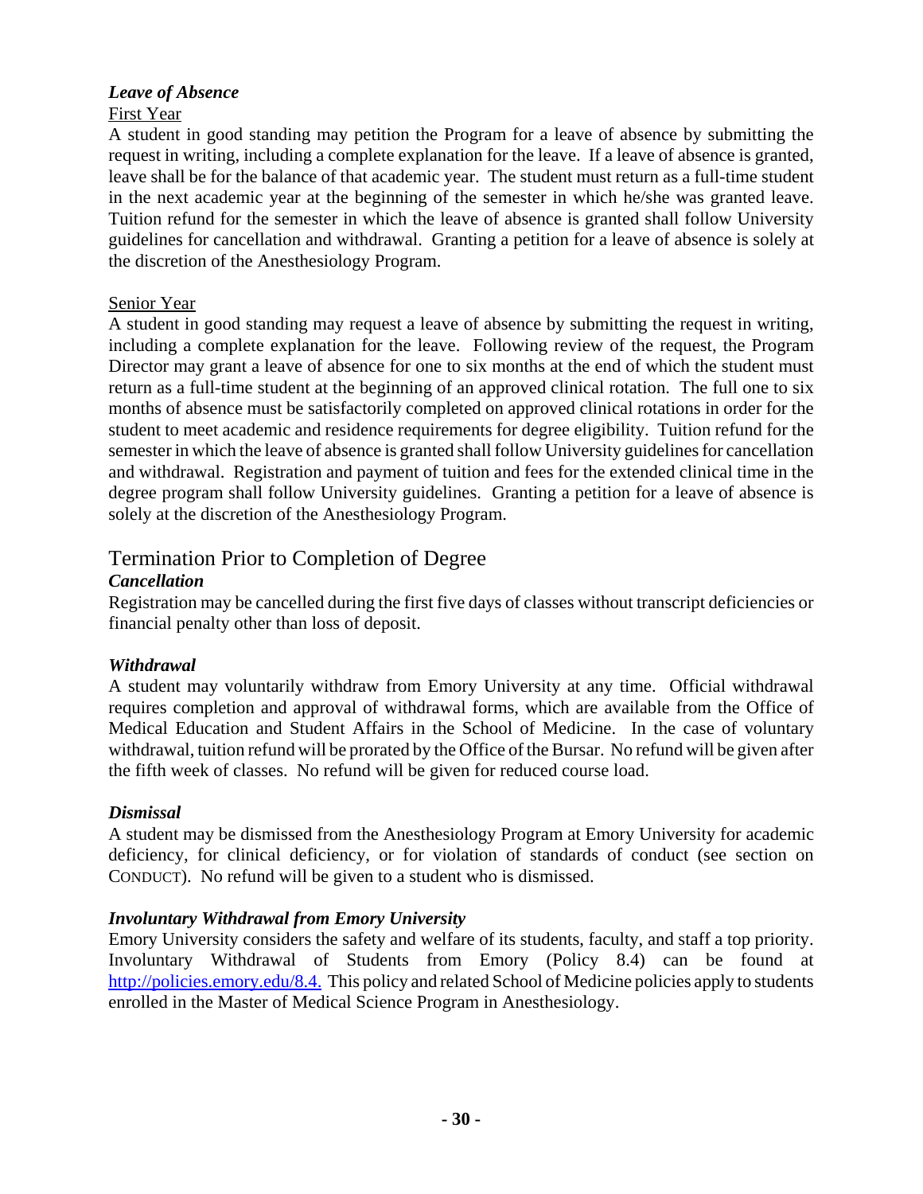### *Leave of Absence*

First Year

A student in good standing may petition the Program for a leave of absence by submitting the request in writing, including a complete explanation for the leave. If a leave of absence is granted, leave shall be for the balance of that academic year. The student must return as a full-time student in the next academic year at the beginning of the semester in which he/she was granted leave. Tuition refund for the semester in which the leave of absence is granted shall follow University guidelines for cancellation and withdrawal. Granting a petition for a leave of absence is solely at the discretion of the Anesthesiology Program.

Senior Year

A student in good standing may request a leave of absence by submitting the request in writing, including a complete explanation for the leave. Following review of the request, the Program Director may grant a leave of absence for one to six months at the end of which the student must return as a full-time student at the beginning of an approved clinical rotation. The full one to six months of absence must be satisfactorily completed on approved clinical rotations in order for the student to meet academic and residence requirements for degree eligibility. Tuition refund for the semester in which the leave of absence is granted shall follow University guidelines for cancellation and withdrawal. Registration and payment of tuition and fees for the extended clinical time in the degree program shall follow University guidelines. Granting a petition for a leave of absence is solely at the discretion of the Anesthesiology Program.

## Termination Prior to Completion of Degree

### *Cancellation*

Registration may be cancelled during the first five days of classes without transcript deficiencies or financial penalty other than loss of deposit.

### *Withdrawal*

A student may voluntarily withdraw from Emory University at any time. Official withdrawal requires completion and approval of withdrawal forms, which are available from the Office of Medical Education and Student Affairs in the School of Medicine. In the case of voluntary withdrawal, tuition refund will be prorated by the Office of the Bursar. No refund will be given after the fifth week of classes. No refund will be given for reduced course load.

### *Dismissal*

A student may be dismissed from the Anesthesiology Program at Emory University for academic deficiency, for clinical deficiency, or for violation of standards of conduct (see section on CONDUCT). No refund will be given to a student who is dismissed.

### *Involuntary Withdrawal from Emory University*

Emory University considers the safety and welfare of its students, faculty, and staff a top priority. Involuntary Withdrawal of Students from Emory (Policy 8.4) can be found at http://policies.emory.edu/8.4. This policy and related School of Medicine policies apply to students enrolled in the Master of Medical Science Program in Anesthesiology.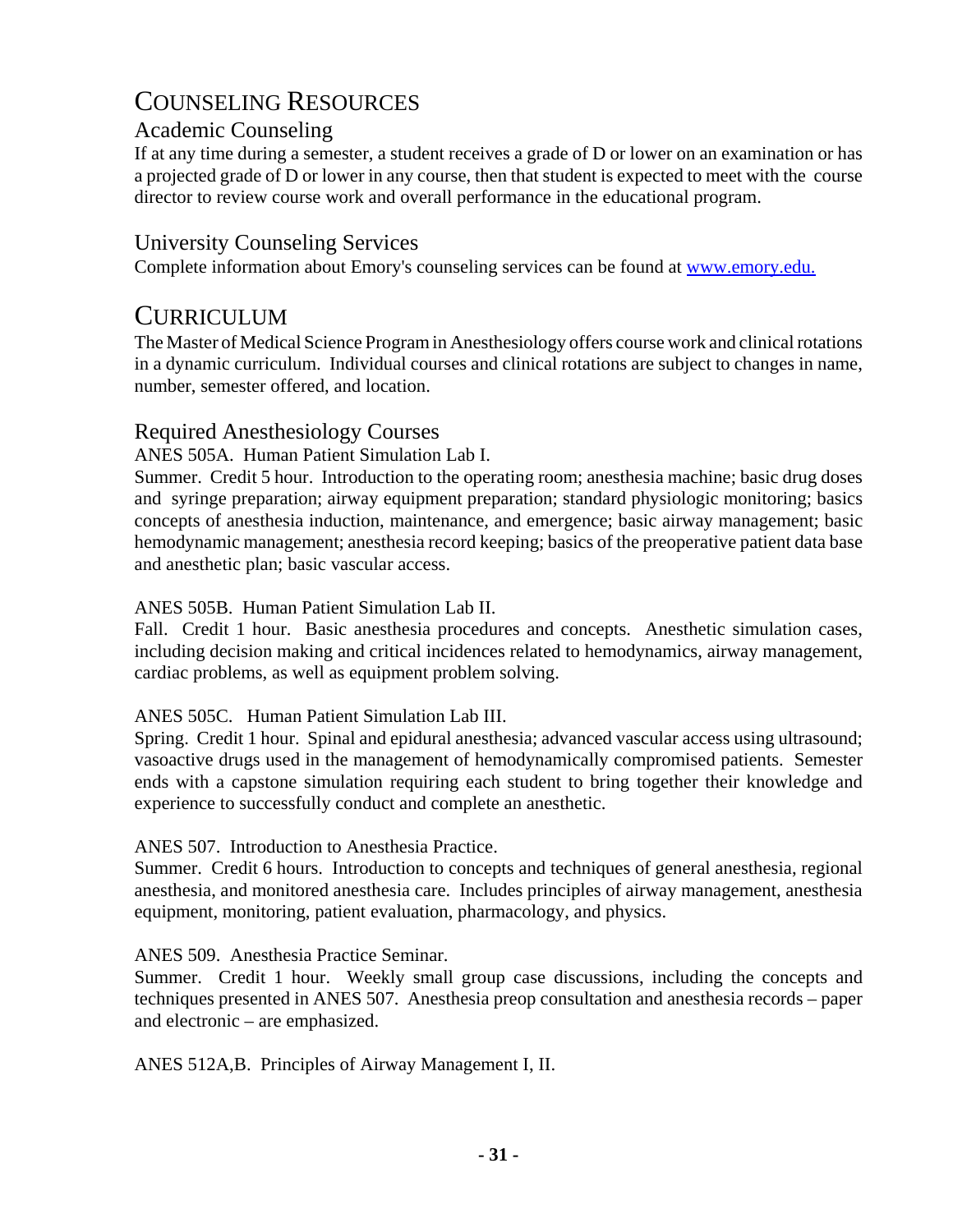# Counseling Resources

## Academic Counseling

If at any time during a semester, a student receives a grade of D or lower on an examination or has a projected grade of D or lower in any course, then that student is expected to meet with the course director to review course work and overall performance in the educational program.

## University Counseling Services

Complete information about Emory's counseling services can be found at [www.emory.edu.](http://www.emory.edu)

# Curriculum

The Master of Medical Science Program in Anesthesiology offers course work and clinical rotations in a dynamic curriculum. Individual courses and clinical rotations are subject to changes in name, number, semester offered, and location.

## Required Anesthesiology Courses

ANES 505A. Human Patient Simulation Lab I.
Summer. Credit 5 hour. Introduction to the operating room; anesthesia machine; basic drug doses and syringe preparation; airway equipment preparation; standard physiologic monitoring; basics concepts of anesthesia induction, maintenance, and emergence; basic airway management; basic hemodynamic management; anesthesia record keeping; basics of the preoperative patient data base and anesthetic plan; basic vascular access.

ANES 505B. Human Patient Simulation Lab II.
Fall. Credit 1 hour. Basic anesthesia procedures and concepts. Anesthetic simulation cases, including decision making and critical incidences related to hemodynamics, airway management, cardiac problems, as well as equipment problem solving.

ANES 505C. Human Patient Simulation Lab III.
Spring. Credit 1 hour. Spinal and epidural anesthesia; advanced vascular access using ultrasound; vasoactive drugs used in the management of hemodynamically compromised patients. Semester ends with a capstone simulation requiring each student to bring together their knowledge and experience to successfully conduct and complete an anesthetic.

ANES 507. Introduction to Anesthesia Practice.
Summer. Credit 6 hours. Introduction to concepts and techniques of general anesthesia, regional anesthesia, and monitored anesthesia care. Includes principles of airway management, anesthesia equipment, monitoring, patient evaluation, pharmacology, and physics.

ANES 509. Anesthesia Practice Seminar.
Summer. Credit 1 hour. Weekly small group case discussions, including the concepts and techniques presented in ANES 507. Anesthesia preop consultation and anesthesia records – paper and electronic – are emphasized.

ANES 512A,B. Principles of Airway Management I, II.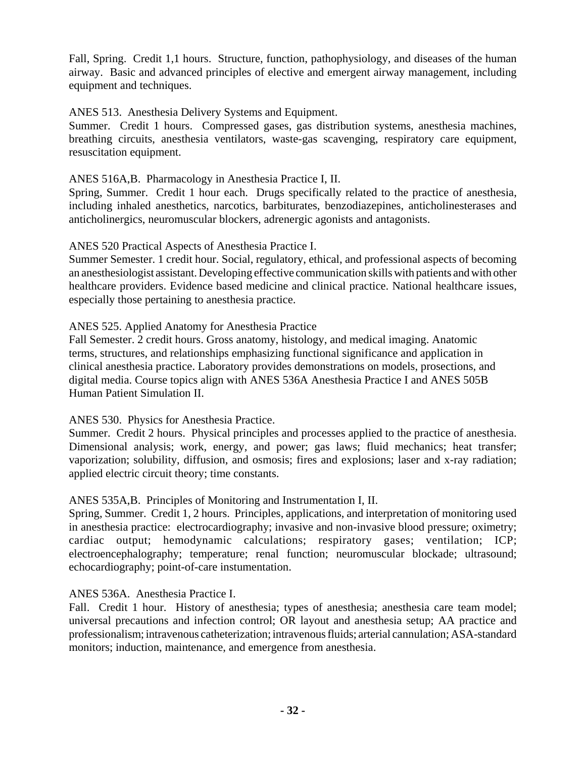Fall, Spring. Credit 1,1 hours. Structure, function, pathophysiology, and diseases of the human airway. Basic and advanced principles of elective and emergent airway management, including equipment and techniques.

ANES 513. Anesthesia Delivery Systems and Equipment.
Summer. Credit 1 hours. Compressed gases, gas distribution systems, anesthesia machines, breathing circuits, anesthesia ventilators, waste-gas scavenging, respiratory care equipment, resuscitation equipment.

ANES 516A,B. Pharmacology in Anesthesia Practice I, II.
Spring, Summer. Credit 1 hour each. Drugs specifically related to the practice of anesthesia, including inhaled anesthetics, narcotics, barbiturates, benzodiazepines, anticholinesterases and anticholinergics, neuromuscular blockers, adrenergic agonists and antagonists.

ANES 520 Practical Aspects of Anesthesia Practice I.
Summer Semester. 1 credit hour. Social, regulatory, ethical, and professional aspects of becoming an anesthesiologist assistant. Developing effective communication skills with patients and with other healthcare providers. Evidence based medicine and clinical practice. National healthcare issues, especially those pertaining to anesthesia practice.

ANES 525. Applied Anatomy for Anesthesia Practice
Fall Semester. 2 credit hours. Gross anatomy, histology, and medical imaging. Anatomic terms, structures, and relationships emphasizing functional significance and application in clinical anesthesia practice. Laboratory provides demonstrations on models, prosections, and digital media. Course topics align with ANES 536A Anesthesia Practice I and ANES 505B Human Patient Simulation II.

ANES 530. Physics for Anesthesia Practice.
Summer. Credit 2 hours. Physical principles and processes applied to the practice of anesthesia. Dimensional analysis; work, energy, and power; gas laws; fluid mechanics; heat transfer; vaporization; solubility, diffusion, and osmosis; fires and explosions; laser and x-ray radiation; applied electric circuit theory; time constants.

ANES 535A,B. Principles of Monitoring and Instrumentation I, II.
Spring, Summer. Credit 1, 2 hours. Principles, applications, and interpretation of monitoring used in anesthesia practice: electrocardiography; invasive and non-invasive blood pressure; oximetry; cardiac output; hemodynamic calculations; respiratory gases; ventilation; ICP; electroencephalography; temperature; renal function; neuromuscular blockade; ultrasound; echocardiography; point-of-care instumentation.

ANES 536A. Anesthesia Practice I.
Fall. Credit 1 hour. History of anesthesia; types of anesthesia; anesthesia care team model; universal precautions and infection control; OR layout and anesthesia setup; AA practice and professionalism; intravenous catheterization; intravenous fluids; arterial cannulation; ASA-standard monitors; induction, maintenance, and emergence from anesthesia.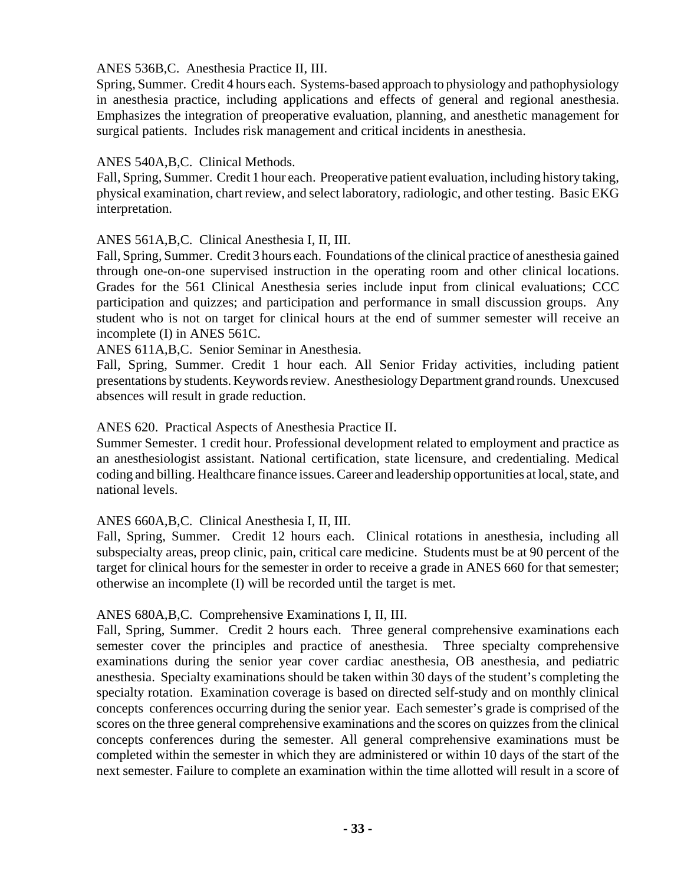ANES 536B,C. Anesthesia Practice II, III.

Spring, Summer. Credit 4 hours each. Systems-based approach to physiology and pathophysiology in anesthesia practice, including applications and effects of general and regional anesthesia. Emphasizes the integration of preoperative evaluation, planning, and anesthetic management for surgical patients. Includes risk management and critical incidents in anesthesia.

ANES 540A,B,C. Clinical Methods.

Fall, Spring, Summer. Credit 1 hour each. Preoperative patient evaluation, including history taking, physical examination, chart review, and select laboratory, radiologic, and other testing. Basic EKG interpretation.

ANES 561A,B,C. Clinical Anesthesia I, II, III.

Fall, Spring, Summer. Credit 3 hours each. Foundations of the clinical practice of anesthesia gained through one-on-one supervised instruction in the operating room and other clinical locations. Grades for the 561 Clinical Anesthesia series include input from clinical evaluations; CCC participation and quizzes; and participation and performance in small discussion groups. Any student who is not on target for clinical hours at the end of summer semester will receive an incomplete (I) in ANES 561C.

ANES 611A,B,C. Senior Seminar in Anesthesia.

Fall, Spring, Summer. Credit 1 hour each. All Senior Friday activities, including patient presentations by students. Keywords review. Anesthesiology Department grand rounds. Unexcused absences will result in grade reduction.

ANES 620. Practical Aspects of Anesthesia Practice II.

Summer Semester. 1 credit hour. Professional development related to employment and practice as an anesthesiologist assistant. National certification, state licensure, and credentialing. Medical coding and billing. Healthcare finance issues. Career and leadership opportunities at local, state, and national levels.

ANES 660A,B,C. Clinical Anesthesia I, II, III.

Fall, Spring, Summer. Credit 12 hours each. Clinical rotations in anesthesia, including all subspecialty areas, preop clinic, pain, critical care medicine. Students must be at 90 percent of the target for clinical hours for the semester in order to receive a grade in ANES 660 for that semester; otherwise an incomplete (I) will be recorded until the target is met.

ANES 680A,B,C. Comprehensive Examinations I, II, III.

Fall, Spring, Summer. Credit 2 hours each. Three general comprehensive examinations each semester cover the principles and practice of anesthesia. Three specialty comprehensive examinations during the senior year cover cardiac anesthesia, OB anesthesia, and pediatric anesthesia. Specialty examinations should be taken within 30 days of the student's completing the specialty rotation. Examination coverage is based on directed self-study and on monthly clinical concepts conferences occurring during the senior year. Each semester's grade is comprised of the scores on the three general comprehensive examinations and the scores on quizzes from the clinical concepts conferences during the semester. All general comprehensive examinations must be completed within the semester in which they are administered or within 10 days of the start of the next semester. Failure to complete an examination within the time allotted will result in a score of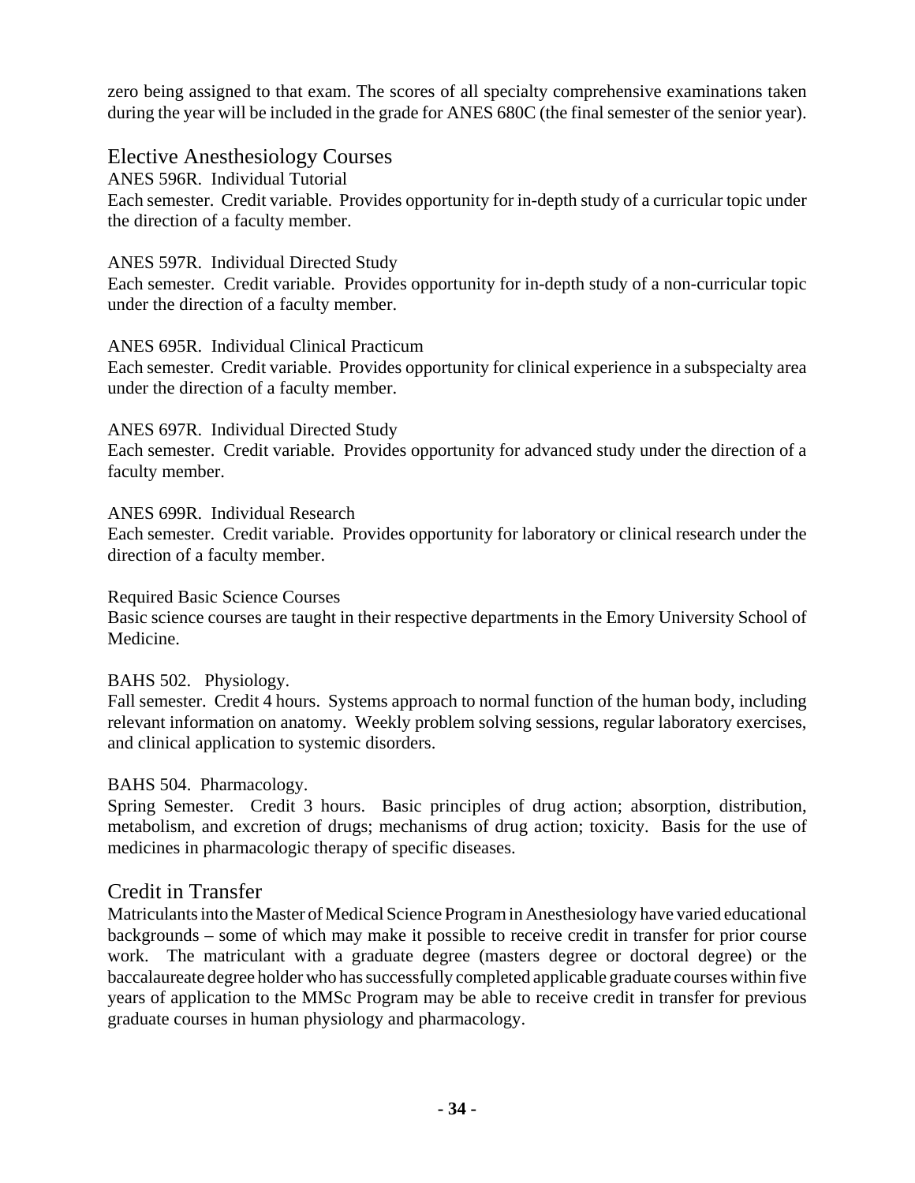zero being assigned to that exam. The scores of all specialty comprehensive examinations taken during the year will be included in the grade for ANES 680C (the final semester of the senior year).

## Elective Anesthesiology Courses

ANES 596R. Individual Tutorial
Each semester. Credit variable. Provides opportunity for in-depth study of a curricular topic under the direction of a faculty member.

ANES 597R. Individual Directed Study
Each semester. Credit variable. Provides opportunity for in-depth study of a non-curricular topic under the direction of a faculty member.

ANES 695R. Individual Clinical Practicum
Each semester. Credit variable. Provides opportunity for clinical experience in a subspecialty area under the direction of a faculty member.

ANES 697R. Individual Directed Study
Each semester. Credit variable. Provides opportunity for advanced study under the direction of a faculty member.

ANES 699R. Individual Research
Each semester. Credit variable. Provides opportunity for laboratory or clinical research under the direction of a faculty member.

Required Basic Science Courses
Basic science courses are taught in their respective departments in the Emory University School of Medicine.

BAHS 502. Physiology.
Fall semester. Credit 4 hours. Systems approach to normal function of the human body, including relevant information on anatomy. Weekly problem solving sessions, regular laboratory exercises, and clinical application to systemic disorders.

BAHS 504. Pharmacology.
Spring Semester. Credit 3 hours. Basic principles of drug action; absorption, distribution, metabolism, and excretion of drugs; mechanisms of drug action; toxicity. Basis for the use of medicines in pharmacologic therapy of specific diseases.

## Credit in Transfer

Matriculants into the Master of Medical Science Program in Anesthesiology have varied educational backgrounds – some of which may make it possible to receive credit in transfer for prior course work. The matriculant with a graduate degree (masters degree or doctoral degree) or the baccalaureate degree holder who has successfully completed applicable graduate courses within five years of application to the MMSc Program may be able to receive credit in transfer for previous graduate courses in human physiology and pharmacology.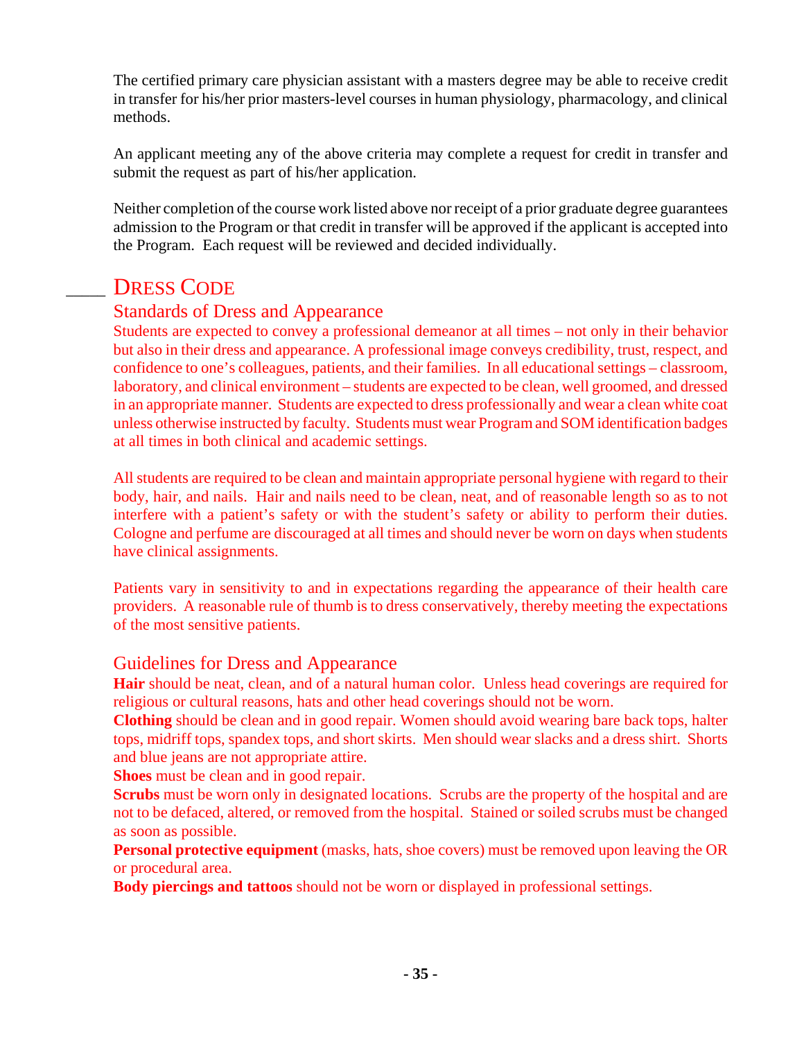The certified primary care physician assistant with a masters degree may be able to receive credit in transfer for his/her prior masters-level courses in human physiology, pharmacology, and clinical methods.

An applicant meeting any of the above criteria may complete a request for credit in transfer and submit the request as part of his/her application.

Neither completion of the course work listed above nor receipt of a prior graduate degree guarantees admission to the Program or that credit in transfer will be approved if the applicant is accepted into the Program. Each request will be reviewed and decided individually.

## DRESS CODE

### Standards of Dress and Appearance

Students are expected to convey a professional demeanor at all times – not only in their behavior but also in their dress and appearance. A professional image conveys credibility, trust, respect, and confidence to one's colleagues, patients, and their families. In all educational settings – classroom, laboratory, and clinical environment – students are expected to be clean, well groomed, and dressed in an appropriate manner. Students are expected to dress professionally and wear a clean white coat unless otherwise instructed by faculty. Students must wear Program and SOM identification badges at all times in both clinical and academic settings.

All students are required to be clean and maintain appropriate personal hygiene with regard to their body, hair, and nails. Hair and nails need to be clean, neat, and of reasonable length so as to not interfere with a patient's safety or with the student's safety or ability to perform their duties. Cologne and perfume are discouraged at all times and should never be worn on days when students have clinical assignments.

Patients vary in sensitivity to and in expectations regarding the appearance of their health care providers. A reasonable rule of thumb is to dress conservatively, thereby meeting the expectations of the most sensitive patients.

### Guidelines for Dress and Appearance

**Hair** should be neat, clean, and of a natural human color. Unless head coverings are required for religious or cultural reasons, hats and other head coverings should not be worn.
**Clothing** should be clean and in good repair. Women should avoid wearing bare back tops, halter tops, midriff tops, spandex tops, and short skirts. Men should wear slacks and a dress shirt. Shorts and blue jeans are not appropriate attire.
**Shoes** must be clean and in good repair.
**Scrubs** must be worn only in designated locations. Scrubs are the property of the hospital and are not to be defaced, altered, or removed from the hospital. Stained or soiled scrubs must be changed as soon as possible.
**Personal protective equipment** (masks, hats, shoe covers) must be removed upon leaving the OR or procedural area.
**Body piercings and tattoos** should not be worn or displayed in professional settings.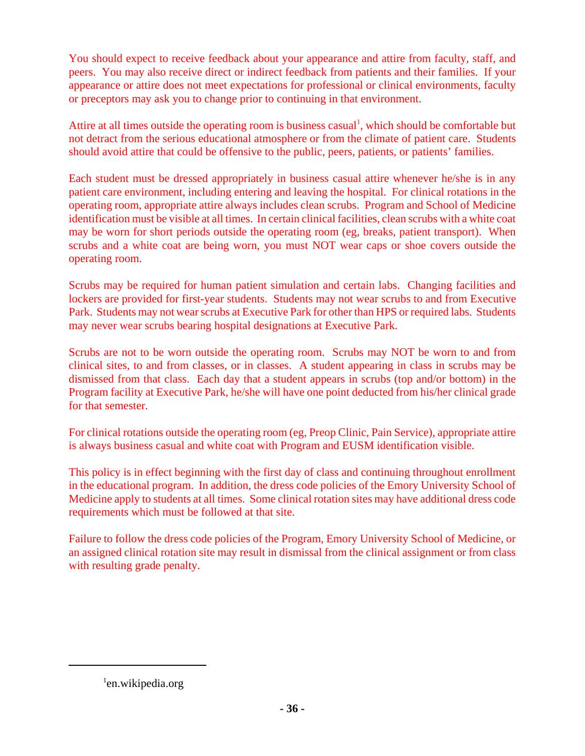You should expect to receive feedback about your appearance and attire from faculty, staff, and peers. You may also receive direct or indirect feedback from patients and their families. If your appearance or attire does not meet expectations for professional or clinical environments, faculty or preceptors may ask you to change prior to continuing in that environment.

Attire at all times outside the operating room is business casual[1], which should be comfortable but not detract from the serious educational atmosphere or from the climate of patient care. Students should avoid attire that could be offensive to the public, peers, patients, or patients' families.

Each student must be dressed appropriately in business casual attire whenever he/she is in any patient care environment, including entering and leaving the hospital. For clinical rotations in the operating room, appropriate attire always includes clean scrubs. Program and School of Medicine identification must be visible at all times. In certain clinical facilities, clean scrubs with a white coat may be worn for short periods outside the operating room (eg, breaks, patient transport). When scrubs and a white coat are being worn, you must NOT wear caps or shoe covers outside the operating room.

Scrubs may be required for human patient simulation and certain labs. Changing facilities and lockers are provided for first-year students. Students may not wear scrubs to and from Executive Park. Students may not wear scrubs at Executive Park for other than HPS or required labs. Students may never wear scrubs bearing hospital designations at Executive Park.

Scrubs are not to be worn outside the operating room. Scrubs may NOT be worn to and from clinical sites, to and from classes, or in classes. A student appearing in class in scrubs may be dismissed from that class. Each day that a student appears in scrubs (top and/or bottom) in the Program facility at Executive Park, he/she will have one point deducted from his/her clinical grade for that semester.

For clinical rotations outside the operating room (eg, Preop Clinic, Pain Service), appropriate attire is always business casual and white coat with Program and EUSM identification visible.

This policy is in effect beginning with the first day of class and continuing throughout enrollment in the educational program. In addition, the dress code policies of the Emory University School of Medicine apply to students at all times. Some clinical rotation sites may have additional dress code requirements which must be followed at that site.

Failure to follow the dress code policies of the Program, Emory University School of Medicine, or an assigned clinical rotation site may result in dismissal from the clinical assignment or from class with resulting grade penalty.

---

[1] en.wikipedia.org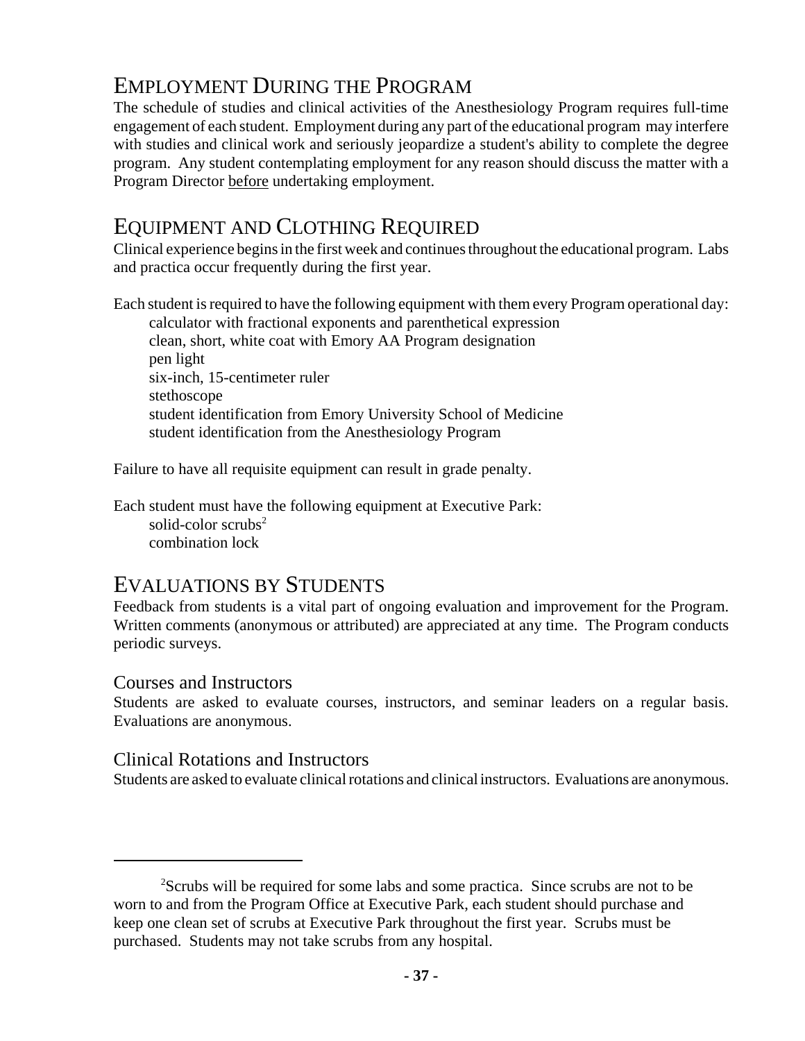## Employment During the Program

The schedule of studies and clinical activities of the Anesthesiology Program requires full-time engagement of each student. Employment during any part of the educational program may interfere with studies and clinical work and seriously jeopardize a student's ability to complete the degree program. Any student contemplating employment for any reason should discuss the matter with a Program Director <u>before</u> undertaking employment.

## Equipment and Clothing Required

Clinical experience begins in the first week and continues throughout the educational program. Labs and practica occur frequently during the first year.

Each student is required to have the following equipment with them every Program operational day:

- calculator with fractional exponents and parenthetical expression
- clean, short, white coat with Emory AA Program designation
- pen light
- six-inch, 15-centimeter ruler
- stethoscope
- student identification from Emory University School of Medicine
- student identification from the Anesthesiology Program

Failure to have all requisite equipment can result in grade penalty.

Each student must have the following equipment at Executive Park:

- solid-color scrubs[2]
- combination lock

## Evaluations by Students

Feedback from students is a vital part of ongoing evaluation and improvement for the Program. Written comments (anonymous or attributed) are appreciated at any time. The Program conducts periodic surveys.

### Courses and Instructors

Students are asked to evaluate courses, instructors, and seminar leaders on a regular basis. Evaluations are anonymous.

### Clinical Rotations and Instructors

Students are asked to evaluate clinical rotations and clinical instructors. Evaluations are anonymous.

---

[2]Scrubs will be required for some labs and some practica. Since scrubs are not to be worn to and from the Program Office at Executive Park, each student should purchase and keep one clean set of scrubs at Executive Park throughout the first year. Scrubs must be purchased. Students may not take scrubs from any hospital.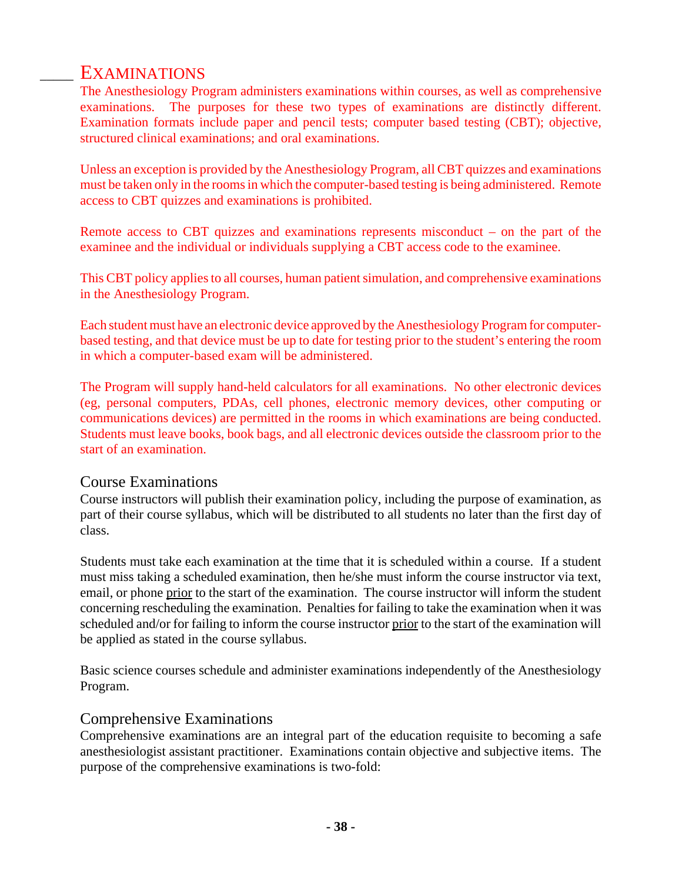## Examinations

The Anesthesiology Program administers examinations within courses, as well as comprehensive examinations. The purposes for these two types of examinations are distinctly different. Examination formats include paper and pencil tests; computer based testing (CBT); objective, structured clinical examinations; and oral examinations.

Unless an exception is provided by the Anesthesiology Program, all CBT quizzes and examinations must be taken only in the rooms in which the computer-based testing is being administered. Remote access to CBT quizzes and examinations is prohibited.

Remote access to CBT quizzes and examinations represents misconduct – on the part of the examinee and the individual or individuals supplying a CBT access code to the examinee.

This CBT policy applies to all courses, human patient simulation, and comprehensive examinations in the Anesthesiology Program.

Each student must have an electronic device approved by the Anesthesiology Program for computer-based testing, and that device must be up to date for testing prior to the student's entering the room in which a computer-based exam will be administered.

The Program will supply hand-held calculators for all examinations. No other electronic devices (eg, personal computers, PDAs, cell phones, electronic memory devices, other computing or communications devices) are permitted in the rooms in which examinations are being conducted. Students must leave books, book bags, and all electronic devices outside the classroom prior to the start of an examination.

### Course Examinations

Course instructors will publish their examination policy, including the purpose of examination, as part of their course syllabus, which will be distributed to all students no later than the first day of class.

Students must take each examination at the time that it is scheduled within a course. If a student must miss taking a scheduled examination, then he/she must inform the course instructor via text, email, or phone prior to the start of the examination. The course instructor will inform the student concerning rescheduling the examination. Penalties for failing to take the examination when it was scheduled and/or for failing to inform the course instructor prior to the start of the examination will be applied as stated in the course syllabus.

Basic science courses schedule and administer examinations independently of the Anesthesiology Program.

### Comprehensive Examinations

Comprehensive examinations are an integral part of the education requisite to becoming a safe anesthesiologist assistant practitioner. Examinations contain objective and subjective items. The purpose of the comprehensive examinations is two-fold: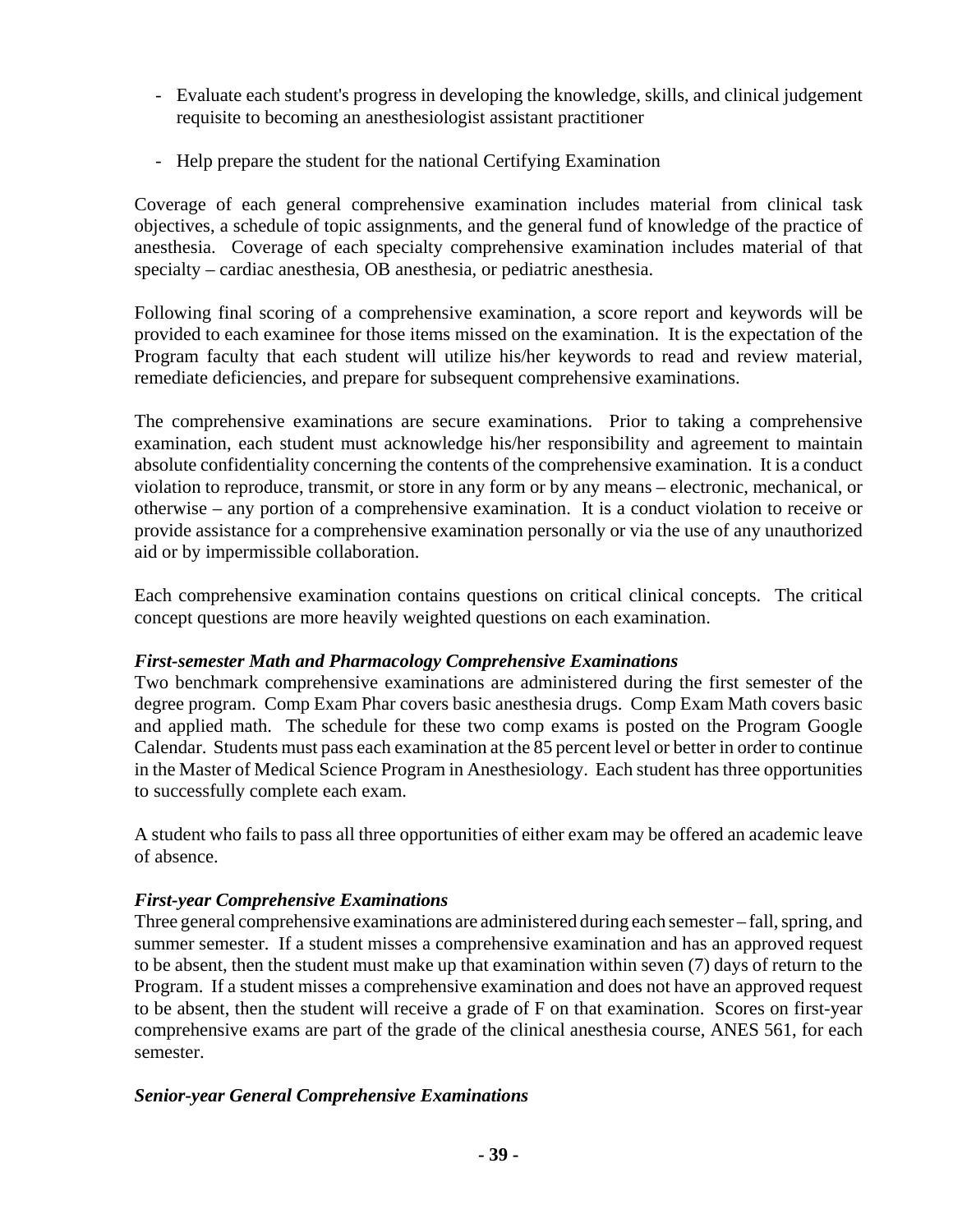- Evaluate each student's progress in developing the knowledge, skills, and clinical judgement requisite to becoming an anesthesiologist assistant practitioner

- Help prepare the student for the national Certifying Examination

Coverage of each general comprehensive examination includes material from clinical task objectives, a schedule of topic assignments, and the general fund of knowledge of the practice of anesthesia. Coverage of each specialty comprehensive examination includes material of that specialty – cardiac anesthesia, OB anesthesia, or pediatric anesthesia.

Following final scoring of a comprehensive examination, a score report and keywords will be provided to each examinee for those items missed on the examination. It is the expectation of the Program faculty that each student will utilize his/her keywords to read and review material, remediate deficiencies, and prepare for subsequent comprehensive examinations.

The comprehensive examinations are secure examinations. Prior to taking a comprehensive examination, each student must acknowledge his/her responsibility and agreement to maintain absolute confidentiality concerning the contents of the comprehensive examination. It is a conduct violation to reproduce, transmit, or store in any form or by any means – electronic, mechanical, or otherwise – any portion of a comprehensive examination. It is a conduct violation to receive or provide assistance for a comprehensive examination personally or via the use of any unauthorized aid or by impermissible collaboration.

Each comprehensive examination contains questions on critical clinical concepts. The critical concept questions are more heavily weighted questions on each examination.

***First-semester Math and Pharmacology Comprehensive Examinations***

Two benchmark comprehensive examinations are administered during the first semester of the degree program. Comp Exam Phar covers basic anesthesia drugs. Comp Exam Math covers basic and applied math. The schedule for these two comp exams is posted on the Program Google Calendar. Students must pass each examination at the 85 percent level or better in order to continue in the Master of Medical Science Program in Anesthesiology. Each student has three opportunities to successfully complete each exam.

A student who fails to pass all three opportunities of either exam may be offered an academic leave of absence.

***First-year Comprehensive Examinations***

Three general comprehensive examinations are administered during each semester – fall, spring, and summer semester. If a student misses a comprehensive examination and has an approved request to be absent, then the student must make up that examination within seven (7) days of return to the Program. If a student misses a comprehensive examination and does not have an approved request to be absent, then the student will receive a grade of F on that examination. Scores on first-year comprehensive exams are part of the grade of the clinical anesthesia course, ANES 561, for each semester.

***Senior-year General Comprehensive Examinations***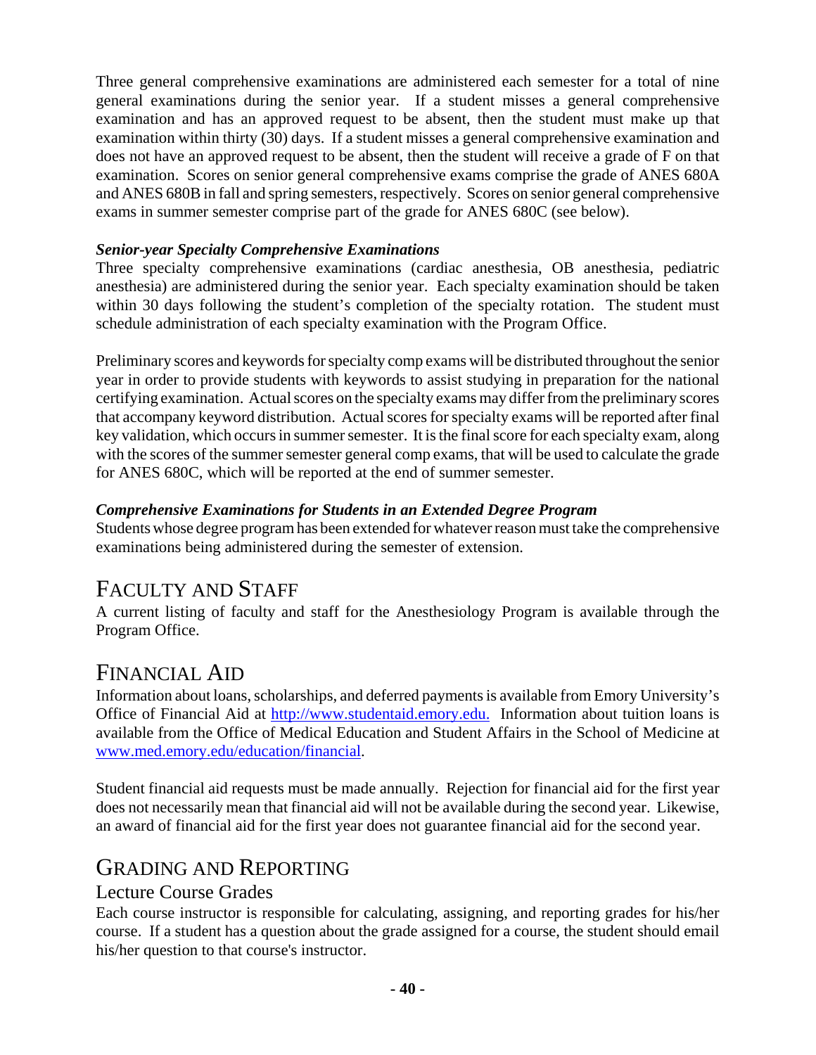Three general comprehensive examinations are administered each semester for a total of nine general examinations during the senior year. If a student misses a general comprehensive examination and has an approved request to be absent, then the student must make up that examination within thirty (30) days. If a student misses a general comprehensive examination and does not have an approved request to be absent, then the student will receive a grade of F on that examination. Scores on senior general comprehensive exams comprise the grade of ANES 680A and ANES 680B in fall and spring semesters, respectively. Scores on senior general comprehensive exams in summer semester comprise part of the grade for ANES 680C (see below).

***Senior-year Specialty Comprehensive Examinations***

Three specialty comprehensive examinations (cardiac anesthesia, OB anesthesia, pediatric anesthesia) are administered during the senior year. Each specialty examination should be taken within 30 days following the student's completion of the specialty rotation. The student must schedule administration of each specialty examination with the Program Office.

Preliminary scores and keywords for specialty comp exams will be distributed throughout the senior year in order to provide students with keywords to assist studying in preparation for the national certifying examination. Actual scores on the specialty exams may differ from the preliminary scores that accompany keyword distribution. Actual scores for specialty exams will be reported after final key validation, which occurs in summer semester. It is the final score for each specialty exam, along with the scores of the summer semester general comp exams, that will be used to calculate the grade for ANES 680C, which will be reported at the end of summer semester.

***Comprehensive Examinations for Students in an Extended Degree Program***

Students whose degree program has been extended for whatever reason must take the comprehensive examinations being administered during the semester of extension.

# Faculty and Staff

A current listing of faculty and staff for the Anesthesiology Program is available through the Program Office.

# Financial Aid

Information about loans, scholarships, and deferred payments is available from Emory University's Office of Financial Aid at http://www.studentaid.emory.edu. Information about tuition loans is available from the Office of Medical Education and Student Affairs in the School of Medicine at www.med.emory.edu/education/financial.

Student financial aid requests must be made annually. Rejection for financial aid for the first year does not necessarily mean that financial aid will not be available during the second year. Likewise, an award of financial aid for the first year does not guarantee financial aid for the second year.

# Grading and Reporting

## Lecture Course Grades

Each course instructor is responsible for calculating, assigning, and reporting grades for his/her course. If a student has a question about the grade assigned for a course, the student should email his/her question to that course's instructor.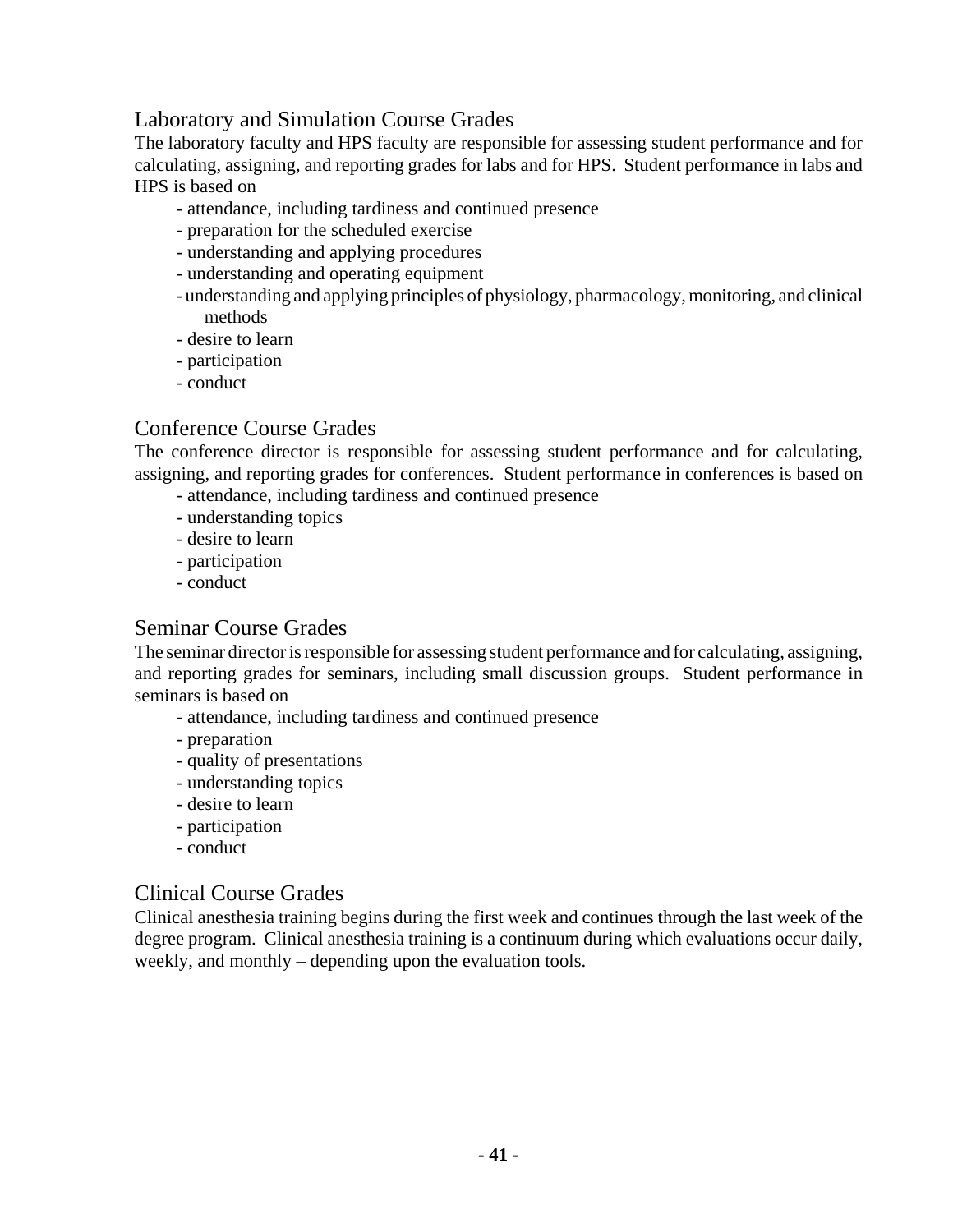## Laboratory and Simulation Course Grades

The laboratory faculty and HPS faculty are responsible for assessing student performance and for calculating, assigning, and reporting grades for labs and for HPS. Student performance in labs and HPS is based on

- attendance, including tardiness and continued presence
- preparation for the scheduled exercise
- understanding and applying procedures
- understanding and operating equipment
- understanding and applying principles of physiology, pharmacology, monitoring, and clinical methods
- desire to learn
- participation
- conduct

## Conference Course Grades

The conference director is responsible for assessing student performance and for calculating, assigning, and reporting grades for conferences. Student performance in conferences is based on

- attendance, including tardiness and continued presence
- understanding topics
- desire to learn
- participation
- conduct

## Seminar Course Grades

The seminar director is responsible for assessing student performance and for calculating, assigning, and reporting grades for seminars, including small discussion groups. Student performance in seminars is based on

- attendance, including tardiness and continued presence
- preparation
- quality of presentations
- understanding topics
- desire to learn
- participation
- conduct

## Clinical Course Grades

Clinical anesthesia training begins during the first week and continues through the last week of the degree program. Clinical anesthesia training is a continuum during which evaluations occur daily, weekly, and monthly – depending upon the evaluation tools.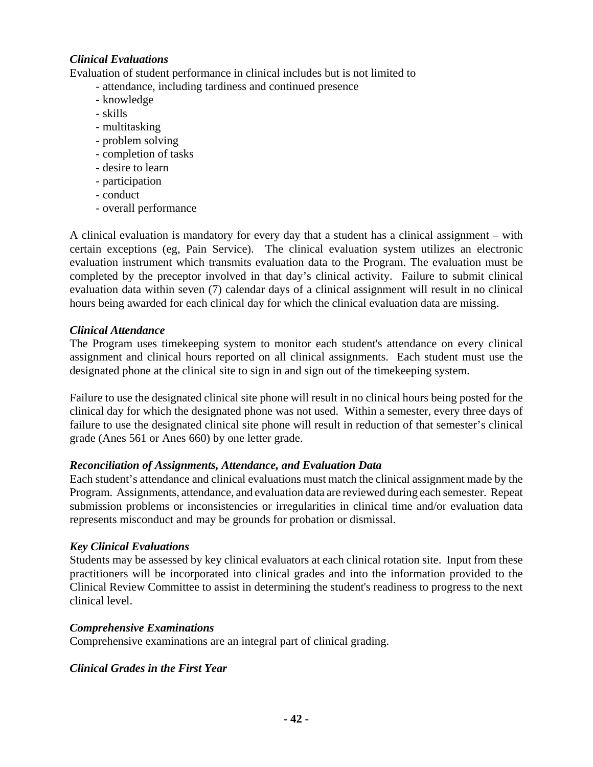### *Clinical Evaluations*

Evaluation of student performance in clinical includes but is not limited to

- attendance, including tardiness and continued presence
- knowledge
- skills
- multitasking
- problem solving
- completion of tasks
- desire to learn
- participation
- conduct
- overall performance

A clinical evaluation is mandatory for every day that a student has a clinical assignment – with certain exceptions (eg, Pain Service). The clinical evaluation system utilizes an electronic evaluation instrument which transmits evaluation data to the Program. The evaluation must be completed by the preceptor involved in that day's clinical activity. Failure to submit clinical evaluation data within seven (7) calendar days of a clinical assignment will result in no clinical hours being awarded for each clinical day for which the clinical evaluation data are missing.

### *Clinical Attendance*

The Program uses timekeeping system to monitor each student's attendance on every clinical assignment and clinical hours reported on all clinical assignments. Each student must use the designated phone at the clinical site to sign in and sign out of the timekeeping system.

Failure to use the designated clinical site phone will result in no clinical hours being posted for the clinical day for which the designated phone was not used. Within a semester, every three days of failure to use the designated clinical site phone will result in reduction of that semester's clinical grade (Anes 561 or Anes 660) by one letter grade.

### *Reconciliation of Assignments, Attendance, and Evaluation Data*

Each student's attendance and clinical evaluations must match the clinical assignment made by the Program. Assignments, attendance, and evaluation data are reviewed during each semester. Repeat submission problems or inconsistencies or irregularities in clinical time and/or evaluation data represents misconduct and may be grounds for probation or dismissal.

### *Key Clinical Evaluations*

Students may be assessed by key clinical evaluators at each clinical rotation site. Input from these practitioners will be incorporated into clinical grades and into the information provided to the Clinical Review Committee to assist in determining the student's readiness to progress to the next clinical level.

### *Comprehensive Examinations*

Comprehensive examinations are an integral part of clinical grading.

### *Clinical Grades in the First Year*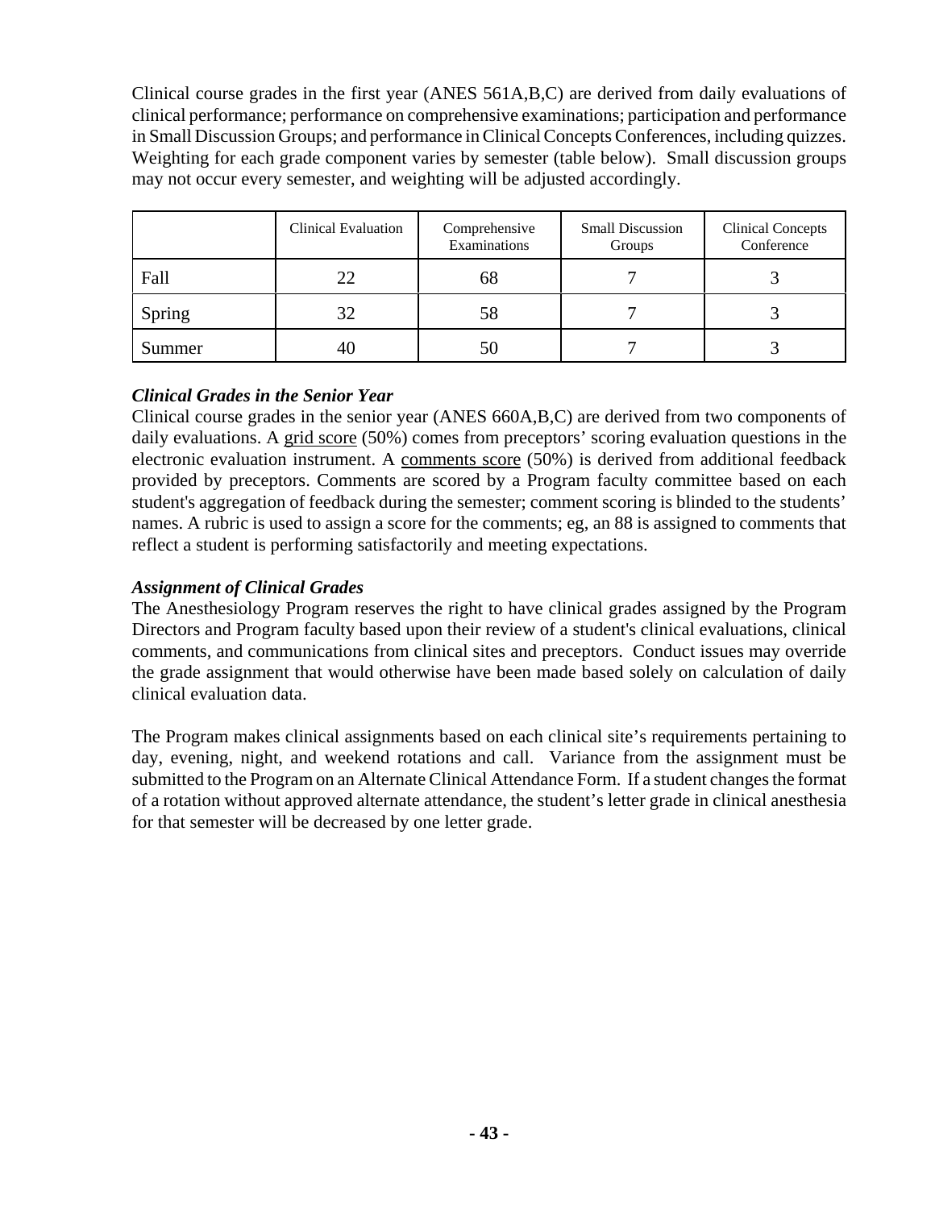Clinical course grades in the first year (ANES 561A,B,C) are derived from daily evaluations of clinical performance; performance on comprehensive examinations; participation and performance in Small Discussion Groups; and performance in Clinical Concepts Conferences, including quizzes. Weighting for each grade component varies by semester (table below). Small discussion groups may not occur every semester, and weighting will be adjusted accordingly.

| | Clinical Evaluation | Comprehensive Examinations | Small Discussion Groups | Clinical Concepts Conference |
|---|---|---|---|---|
| Fall | 22 | 68 | 7 | 3 |
| Spring | 32 | 58 | 7 | 3 |
| Summer | 40 | 50 | 7 | 3 |

### *Clinical Grades in the Senior Year*

Clinical course grades in the senior year (ANES 660A,B,C) are derived from two components of daily evaluations. A grid score (50%) comes from preceptors' scoring evaluation questions in the electronic evaluation instrument. A comments score (50%) is derived from additional feedback provided by preceptors. Comments are scored by a Program faculty committee based on each student's aggregation of feedback during the semester; comment scoring is blinded to the students' names. A rubric is used to assign a score for the comments; eg, an 88 is assigned to comments that reflect a student is performing satisfactorily and meeting expectations.

### *Assignment of Clinical Grades*

The Anesthesiology Program reserves the right to have clinical grades assigned by the Program Directors and Program faculty based upon their review of a student's clinical evaluations, clinical comments, and communications from clinical sites and preceptors. Conduct issues may override the grade assignment that would otherwise have been made based solely on calculation of daily clinical evaluation data.

The Program makes clinical assignments based on each clinical site's requirements pertaining to day, evening, night, and weekend rotations and call. Variance from the assignment must be submitted to the Program on an Alternate Clinical Attendance Form. If a student changes the format of a rotation without approved alternate attendance, the student's letter grade in clinical anesthesia for that semester will be decreased by one letter grade.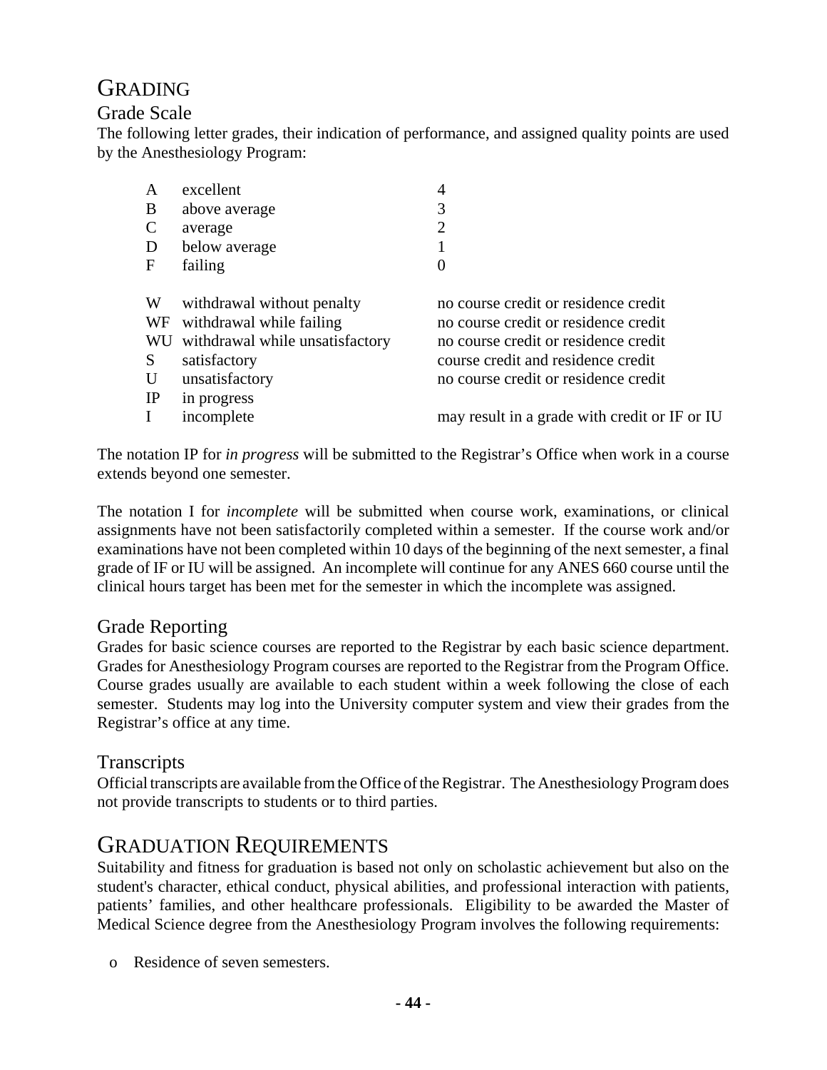# GRADING

## Grade Scale

The following letter grades, their indication of performance, and assigned quality points are used by the Anesthesiology Program:

| | | |
|---|---|---|
| A | excellent | 4 |
| B | above average | 3 |
| C | average | 2 |
| D | below average | 1 |
| F | failing | 0 |
| | | |
| W | withdrawal without penalty | no course credit or residence credit |
| WF | withdrawal while failing | no course credit or residence credit |
| WU | withdrawal while unsatisfactory | no course credit or residence credit |
| S | satisfactory | course credit and residence credit |
| U | unsatisfactory | no course credit or residence credit |
| IP | in progress | |
| I | incomplete | may result in a grade with credit or IF or IU |

The notation IP for *in progress* will be submitted to the Registrar's Office when work in a course extends beyond one semester.

The notation I for *incomplete* will be submitted when course work, examinations, or clinical assignments have not been satisfactorily completed within a semester. If the course work and/or examinations have not been completed within 10 days of the beginning of the next semester, a final grade of IF or IU will be assigned. An incomplete will continue for any ANES 660 course until the clinical hours target has been met for the semester in which the incomplete was assigned.

## Grade Reporting

Grades for basic science courses are reported to the Registrar by each basic science department. Grades for Anesthesiology Program courses are reported to the Registrar from the Program Office. Course grades usually are available to each student within a week following the close of each semester. Students may log into the University computer system and view their grades from the Registrar's office at any time.

## Transcripts

Official transcripts are available from the Office of the Registrar. The Anesthesiology Program does not provide transcripts to students or to third parties.

# GRADUATION REQUIREMENTS

Suitability and fitness for graduation is based not only on scholastic achievement but also on the student's character, ethical conduct, physical abilities, and professional interaction with patients, patients' families, and other healthcare professionals. Eligibility to be awarded the Master of Medical Science degree from the Anesthesiology Program involves the following requirements:

- Residence of seven semesters.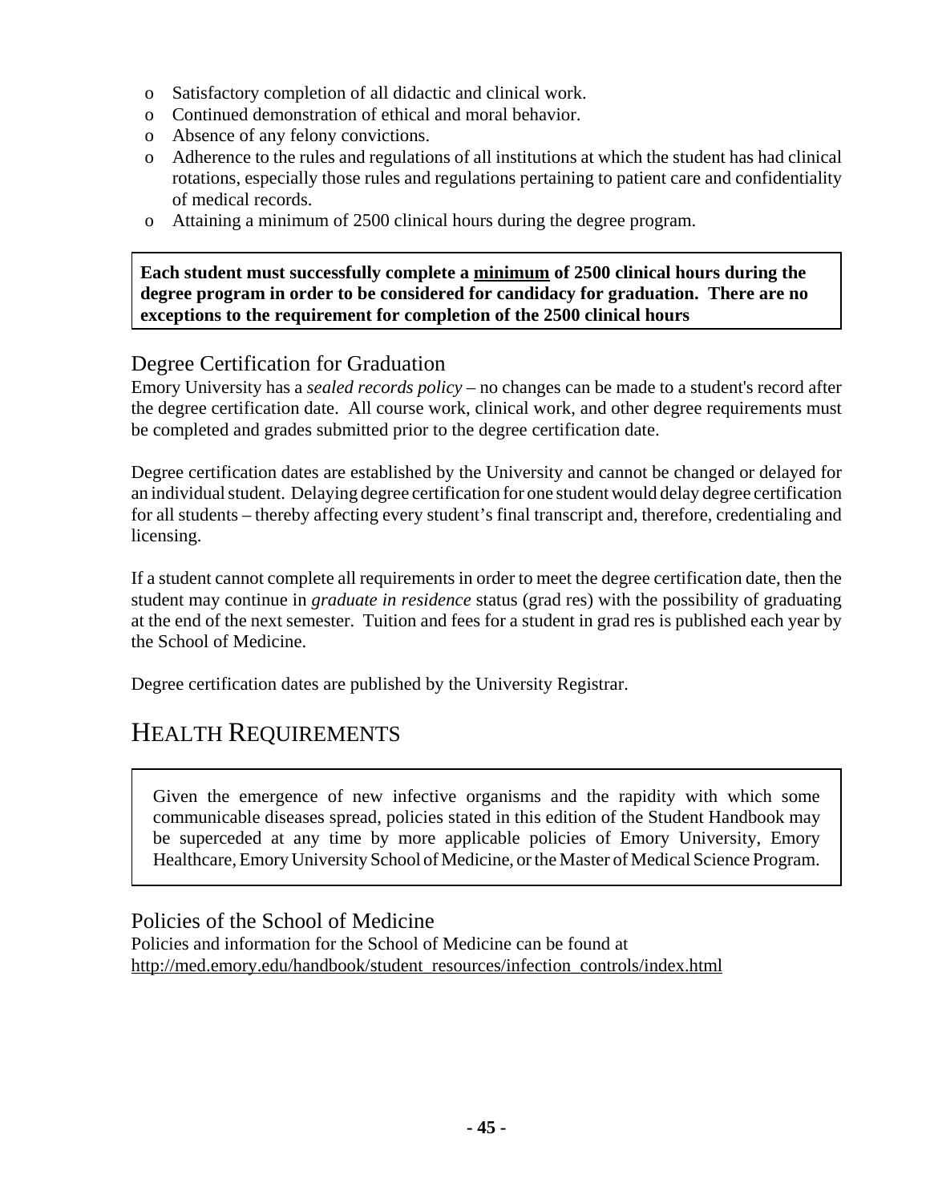- Satisfactory completion of all didactic and clinical work.
- Continued demonstration of ethical and moral behavior.
- Absence of any felony convictions.
- Adherence to the rules and regulations of all institutions at which the student has had clinical rotations, especially those rules and regulations pertaining to patient care and confidentiality of medical records.
- Attaining a minimum of 2500 clinical hours during the degree program.

**Each student must successfully complete a <u>minimum</u> of 2500 clinical hours during the degree program in order to be considered for candidacy for graduation. There are no exceptions to the requirement for completion of the 2500 clinical hours**

## Degree Certification for Graduation

Emory University has a *sealed records policy* – no changes can be made to a student's record after the degree certification date. All course work, clinical work, and other degree requirements must be completed and grades submitted prior to the degree certification date.

Degree certification dates are established by the University and cannot be changed or delayed for an individual student. Delaying degree certification for one student would delay degree certification for all students – thereby affecting every student's final transcript and, therefore, credentialing and licensing.

If a student cannot complete all requirements in order to meet the degree certification date, then the student may continue in *graduate in residence* status (grad res) with the possibility of graduating at the end of the next semester. Tuition and fees for a student in grad res is published each year by the School of Medicine.

Degree certification dates are published by the University Registrar.

# HEALTH REQUIREMENTS

Given the emergence of new infective organisms and the rapidity with which some communicable diseases spread, policies stated in this edition of the Student Handbook may be superceded at any time by more applicable policies of Emory University, Emory Healthcare, Emory University School of Medicine, or the Master of Medical Science Program.

## Policies of the School of Medicine

Policies and information for the School of Medicine can be found at
http://med.emory.edu/handbook/student_resources/infection_controls/index.html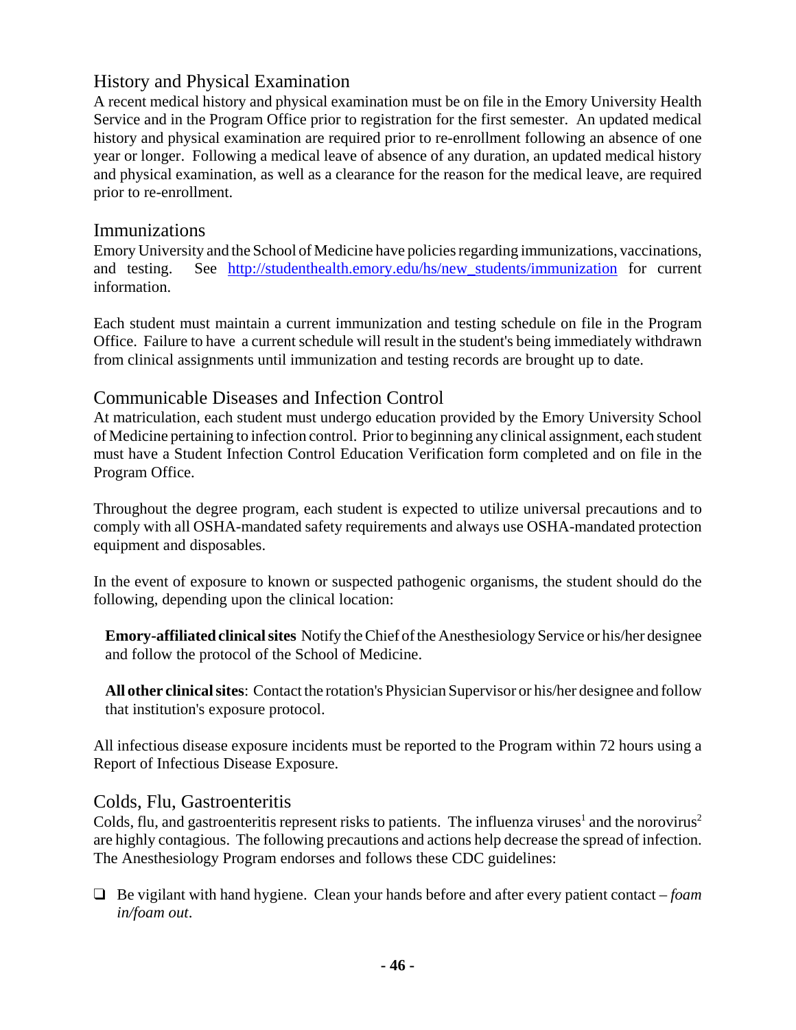## History and Physical Examination

A recent medical history and physical examination must be on file in the Emory University Health Service and in the Program Office prior to registration for the first semester. An updated medical history and physical examination are required prior to re-enrollment following an absence of one year or longer. Following a medical leave of absence of any duration, an updated medical history and physical examination, as well as a clearance for the reason for the medical leave, are required prior to re-enrollment.

## Immunizations

Emory University and the School of Medicine have policies regarding immunizations, vaccinations, and testing. See http://studenthealth.emory.edu/hs/new_students/immunization for current information.

Each student must maintain a current immunization and testing schedule on file in the Program Office. Failure to have a current schedule will result in the student's being immediately withdrawn from clinical assignments until immunization and testing records are brought up to date.

## Communicable Diseases and Infection Control

At matriculation, each student must undergo education provided by the Emory University School of Medicine pertaining to infection control. Prior to beginning any clinical assignment, each student must have a Student Infection Control Education Verification form completed and on file in the Program Office.

Throughout the degree program, each student is expected to utilize universal precautions and to comply with all OSHA-mandated safety requirements and always use OSHA-mandated protection equipment and disposables.

In the event of exposure to known or suspected pathogenic organisms, the student should do the following, depending upon the clinical location:

> **Emory-affiliated clinical sites** Notify the Chief of the Anesthesiology Service or his/her designee and follow the protocol of the School of Medicine.
>
> **All other clinical sites**: Contact the rotation's Physician Supervisor or his/her designee and follow that institution's exposure protocol.

All infectious disease exposure incidents must be reported to the Program within 72 hours using a Report of Infectious Disease Exposure.

## Colds, Flu, Gastroenteritis

Colds, flu, and gastroenteritis represent risks to patients. The influenza viruses[1] and the norovirus[2] are highly contagious. The following precautions and actions help decrease the spread of infection. The Anesthesiology Program endorses and follows these CDC guidelines:

- ❑ Be vigilant with hand hygiene. Clean your hands before and after every patient contact – *foam in/foam out*.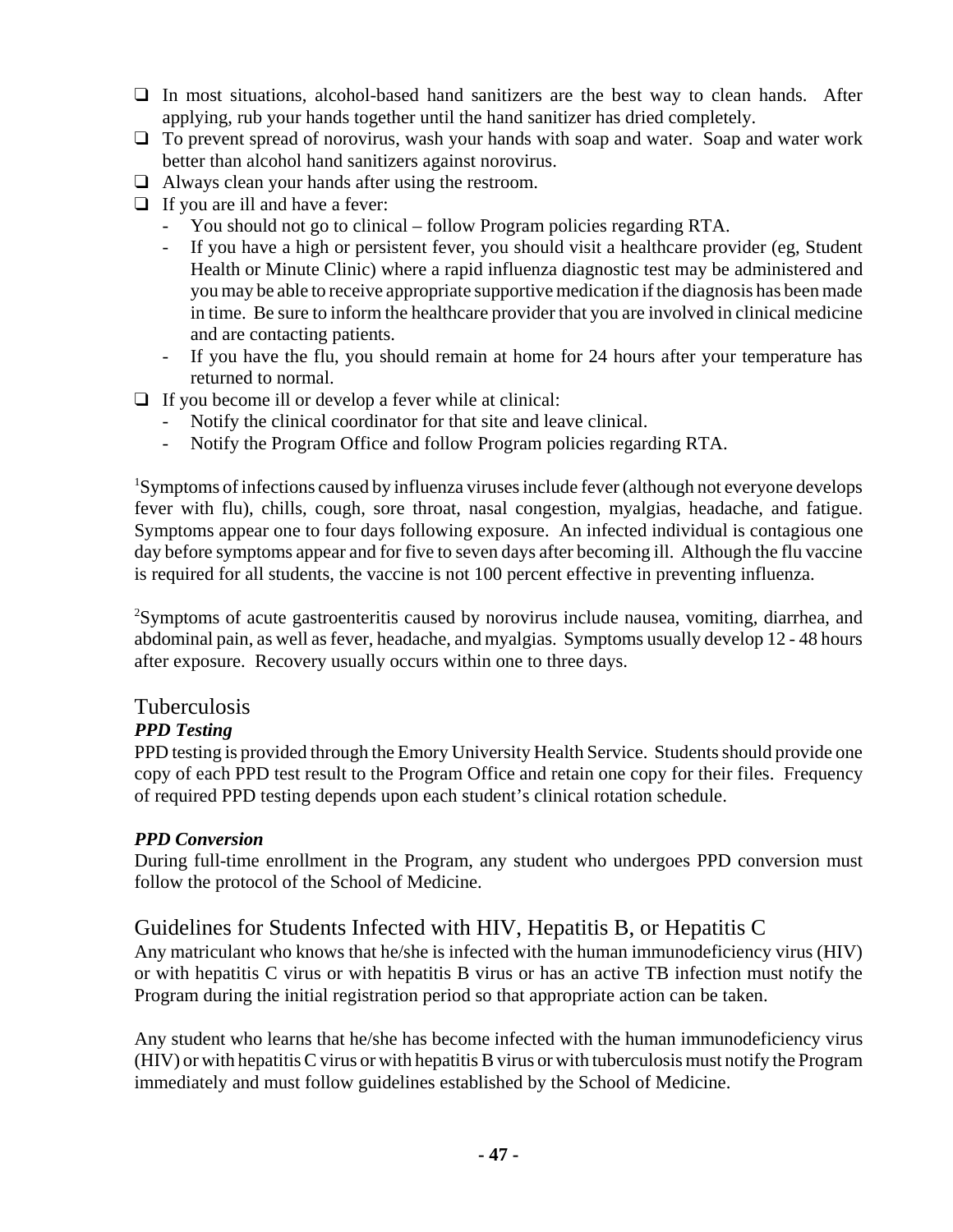- In most situations, alcohol-based hand sanitizers are the best way to clean hands. After applying, rub your hands together until the hand sanitizer has dried completely.
- To prevent spread of norovirus, wash your hands with soap and water. Soap and water work better than alcohol hand sanitizers against norovirus.
- Always clean your hands after using the restroom.
- If you are ill and have a fever:
  - You should not go to clinical – follow Program policies regarding RTA.
  - If you have a high or persistent fever, you should visit a healthcare provider (eg, Student Health or Minute Clinic) where a rapid influenza diagnostic test may be administered and you may be able to receive appropriate supportive medication if the diagnosis has been made in time. Be sure to inform the healthcare provider that you are involved in clinical medicine and are contacting patients.
  - If you have the flu, you should remain at home for 24 hours after your temperature has returned to normal.
- If you become ill or develop a fever while at clinical:
  - Notify the clinical coordinator for that site and leave clinical.
  - Notify the Program Office and follow Program policies regarding RTA.

[1]Symptoms of infections caused by influenza viruses include fever (although not everyone develops fever with flu), chills, cough, sore throat, nasal congestion, myalgias, headache, and fatigue. Symptoms appear one to four days following exposure. An infected individual is contagious one day before symptoms appear and for five to seven days after becoming ill. Although the flu vaccine is required for all students, the vaccine is not 100 percent effective in preventing influenza.

[2]Symptoms of acute gastroenteritis caused by norovirus include nausea, vomiting, diarrhea, and abdominal pain, as well as fever, headache, and myalgias. Symptoms usually develop 12 - 48 hours after exposure. Recovery usually occurs within one to three days.

## Tuberculosis

### *PPD Testing*

PPD testing is provided through the Emory University Health Service. Students should provide one copy of each PPD test result to the Program Office and retain one copy for their files. Frequency of required PPD testing depends upon each student's clinical rotation schedule.

### *PPD Conversion*

During full-time enrollment in the Program, any student who undergoes PPD conversion must follow the protocol of the School of Medicine.

## Guidelines for Students Infected with HIV, Hepatitis B, or Hepatitis C

Any matriculant who knows that he/she is infected with the human immunodeficiency virus (HIV) or with hepatitis C virus or with hepatitis B virus or has an active TB infection must notify the Program during the initial registration period so that appropriate action can be taken.

Any student who learns that he/she has become infected with the human immunodeficiency virus (HIV) or with hepatitis C virus or with hepatitis B virus or with tuberculosis must notify the Program immediately and must follow guidelines established by the School of Medicine.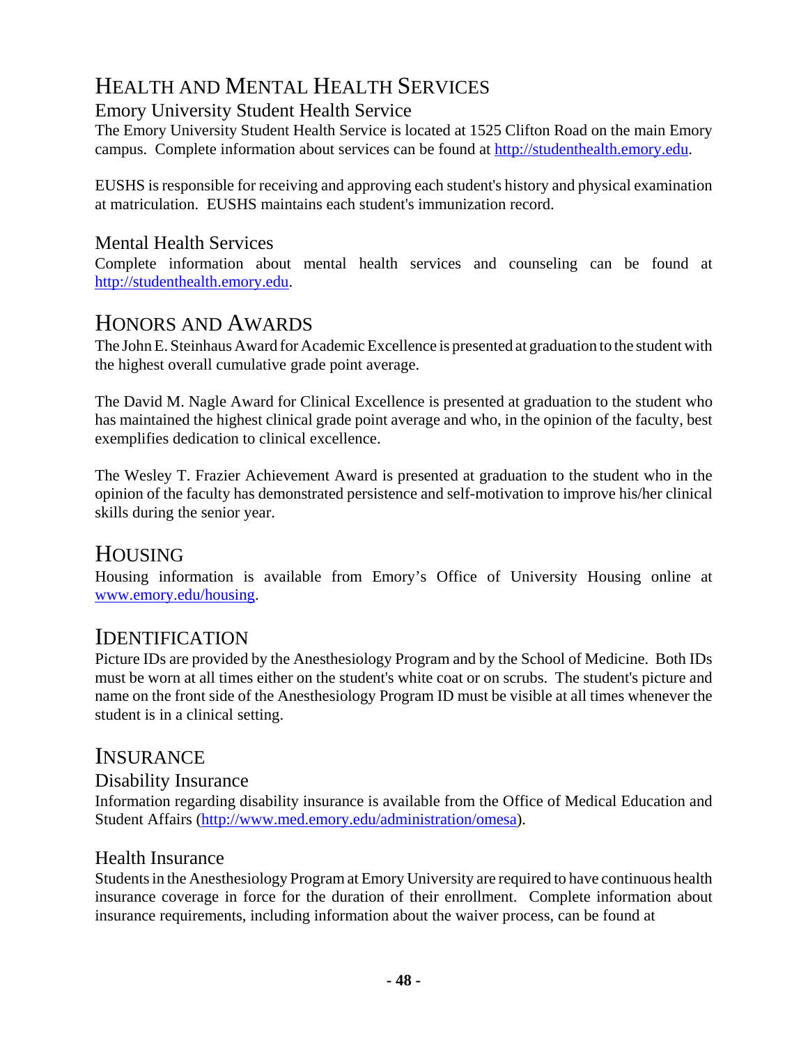# Health and Mental Health Services

## Emory University Student Health Service

The Emory University Student Health Service is located at 1525 Clifton Road on the main Emory campus. Complete information about services can be found at http://studenthealth.emory.edu.

EUSHS is responsible for receiving and approving each student's history and physical examination at matriculation. EUSHS maintains each student's immunization record.

## Mental Health Services

Complete information about mental health services and counseling can be found at http://studenthealth.emory.edu.

# Honors and Awards

The John E. Steinhaus Award for Academic Excellence is presented at graduation to the student with the highest overall cumulative grade point average.

The David M. Nagle Award for Clinical Excellence is presented at graduation to the student who has maintained the highest clinical grade point average and who, in the opinion of the faculty, best exemplifies dedication to clinical excellence.

The Wesley T. Frazier Achievement Award is presented at graduation to the student who in the opinion of the faculty has demonstrated persistence and self-motivation to improve his/her clinical skills during the senior year.

# Housing

Housing information is available from Emory's Office of University Housing online at www.emory.edu/housing.

# Identification

Picture IDs are provided by the Anesthesiology Program and by the School of Medicine. Both IDs must be worn at all times either on the student's white coat or on scrubs. The student's picture and name on the front side of the Anesthesiology Program ID must be visible at all times whenever the student is in a clinical setting.

# Insurance

## Disability Insurance

Information regarding disability insurance is available from the Office of Medical Education and Student Affairs (http://www.med.emory.edu/administration/omesa).

## Health Insurance

Students in the Anesthesiology Program at Emory University are required to have continuous health insurance coverage in force for the duration of their enrollment. Complete information about insurance requirements, including information about the waiver process, can be found at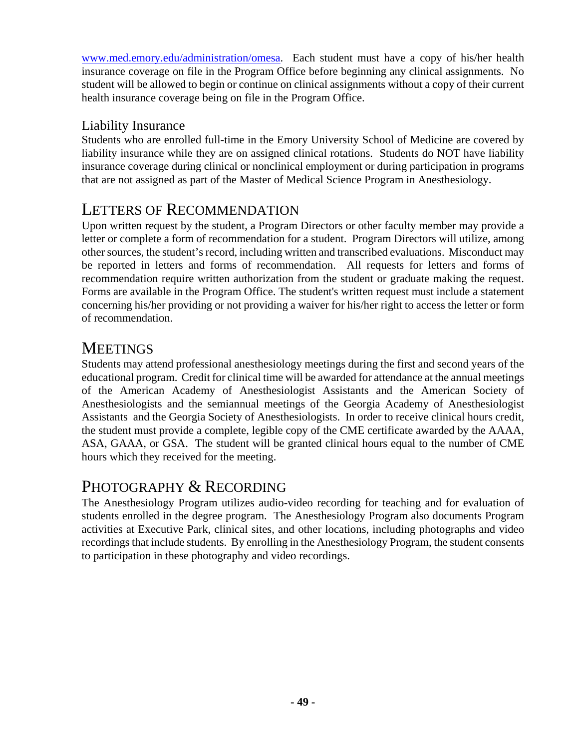www.med.emory.edu/administration/omesa. Each student must have a copy of his/her health insurance coverage on file in the Program Office before beginning any clinical assignments. No student will be allowed to begin or continue on clinical assignments without a copy of their current health insurance coverage being on file in the Program Office.

### Liability Insurance

Students who are enrolled full-time in the Emory University School of Medicine are covered by liability insurance while they are on assigned clinical rotations. Students do NOT have liability insurance coverage during clinical or nonclinical employment or during participation in programs that are not assigned as part of the Master of Medical Science Program in Anesthesiology.

## LETTERS OF RECOMMENDATION

Upon written request by the student, a Program Directors or other faculty member may provide a letter or complete a form of recommendation for a student. Program Directors will utilize, among other sources, the student's record, including written and transcribed evaluations. Misconduct may be reported in letters and forms of recommendation. All requests for letters and forms of recommendation require written authorization from the student or graduate making the request. Forms are available in the Program Office. The student's written request must include a statement concerning his/her providing or not providing a waiver for his/her right to access the letter or form of recommendation.

## MEETINGS

Students may attend professional anesthesiology meetings during the first and second years of the educational program. Credit for clinical time will be awarded for attendance at the annual meetings of the American Academy of Anesthesiologist Assistants and the American Society of Anesthesiologists and the semiannual meetings of the Georgia Academy of Anesthesiologist Assistants and the Georgia Society of Anesthesiologists. In order to receive clinical hours credit, the student must provide a complete, legible copy of the CME certificate awarded by the AAAA, ASA, GAAA, or GSA. The student will be granted clinical hours equal to the number of CME hours which they received for the meeting.

## PHOTOGRAPHY & RECORDING

The Anesthesiology Program utilizes audio-video recording for teaching and for evaluation of students enrolled in the degree program. The Anesthesiology Program also documents Program activities at Executive Park, clinical sites, and other locations, including photographs and video recordings that include students. By enrolling in the Anesthesiology Program, the student consents to participation in these photography and video recordings.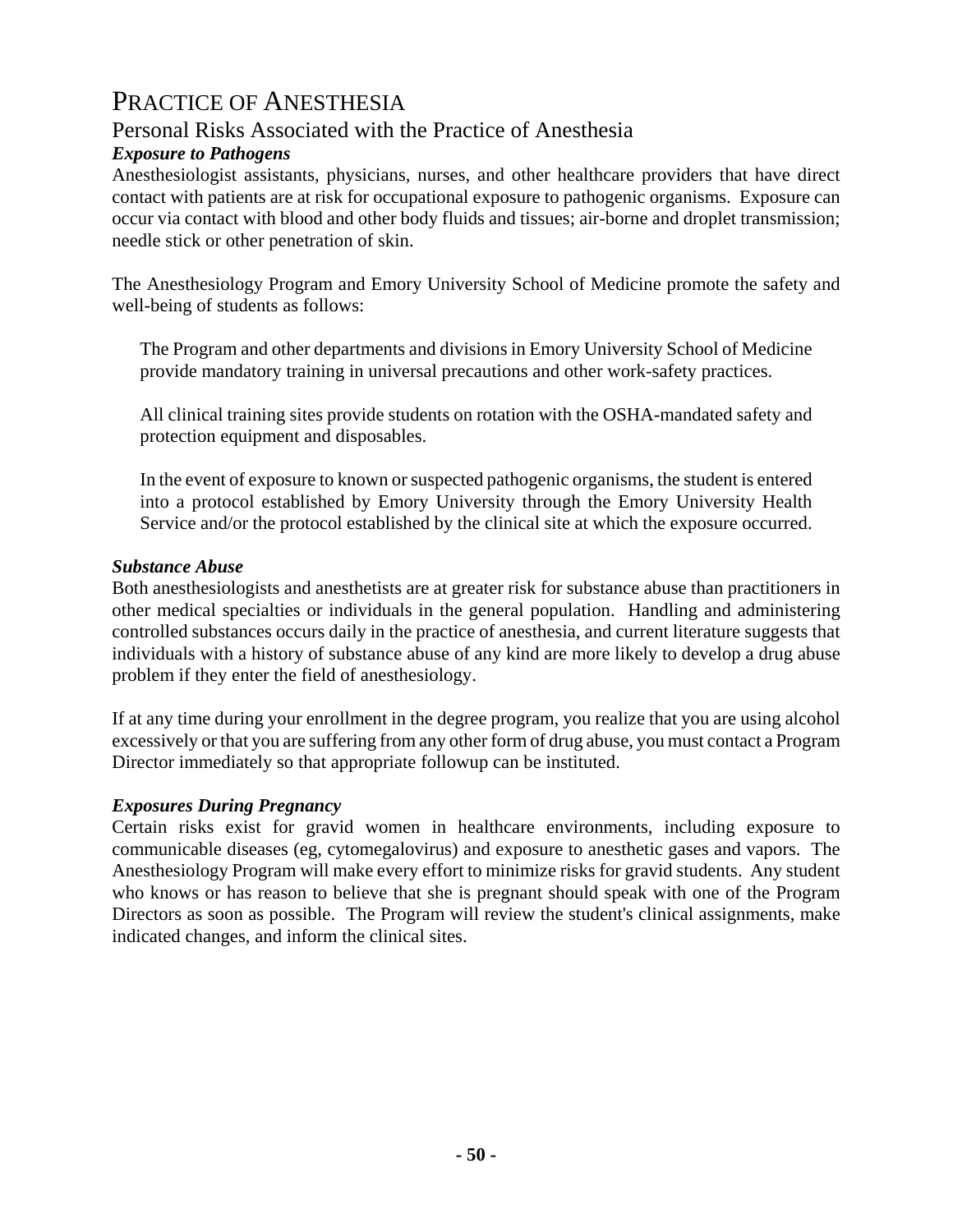# Practice of Anesthesia

## Personal Risks Associated with the Practice of Anesthesia

### *Exposure to Pathogens*

Anesthesiologist assistants, physicians, nurses, and other healthcare providers that have direct contact with patients are at risk for occupational exposure to pathogenic organisms. Exposure can occur via contact with blood and other body fluids and tissues; air-borne and droplet transmission; needle stick or other penetration of skin.

The Anesthesiology Program and Emory University School of Medicine promote the safety and well-being of students as follows:

> The Program and other departments and divisions in Emory University School of Medicine provide mandatory training in universal precautions and other work-safety practices.
>
> All clinical training sites provide students on rotation with the OSHA-mandated safety and protection equipment and disposables.
>
> In the event of exposure to known or suspected pathogenic organisms, the student is entered into a protocol established by Emory University through the Emory University Health Service and/or the protocol established by the clinical site at which the exposure occurred.

### *Substance Abuse*

Both anesthesiologists and anesthetists are at greater risk for substance abuse than practitioners in other medical specialties or individuals in the general population. Handling and administering controlled substances occurs daily in the practice of anesthesia, and current literature suggests that individuals with a history of substance abuse of any kind are more likely to develop a drug abuse problem if they enter the field of anesthesiology.

If at any time during your enrollment in the degree program, you realize that you are using alcohol excessively or that you are suffering from any other form of drug abuse, you must contact a Program Director immediately so that appropriate followup can be instituted.

### *Exposures During Pregnancy*

Certain risks exist for gravid women in healthcare environments, including exposure to communicable diseases (eg, cytomegalovirus) and exposure to anesthetic gases and vapors. The Anesthesiology Program will make every effort to minimize risks for gravid students. Any student who knows or has reason to believe that she is pregnant should speak with one of the Program Directors as soon as possible. The Program will review the student's clinical assignments, make indicated changes, and inform the clinical sites.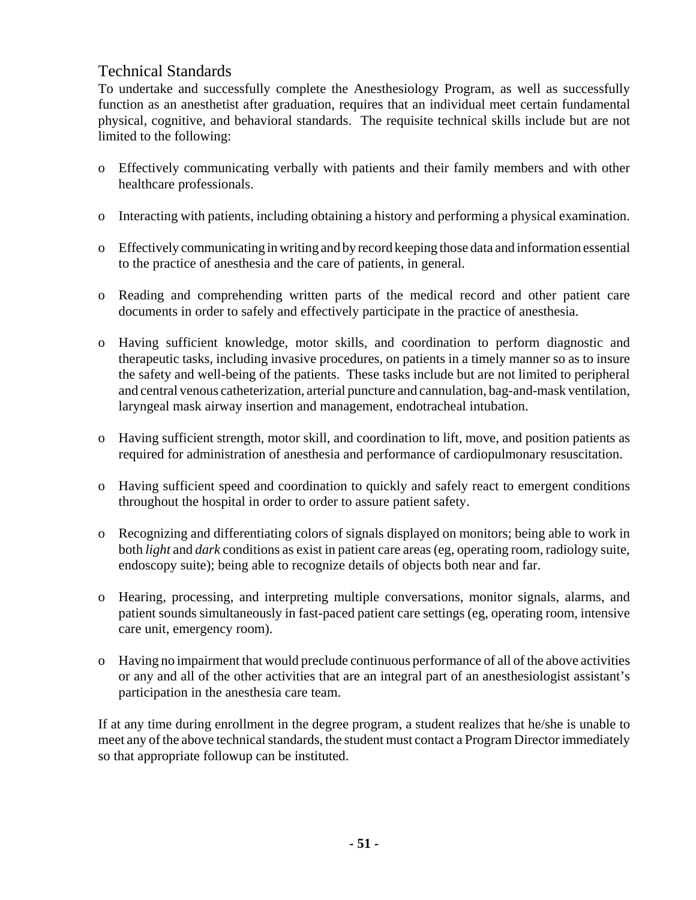## Technical Standards

To undertake and successfully complete the Anesthesiology Program, as well as successfully function as an anesthetist after graduation, requires that an individual meet certain fundamental physical, cognitive, and behavioral standards. The requisite technical skills include but are not limited to the following:

- Effectively communicating verbally with patients and their family members and with other healthcare professionals.
- Interacting with patients, including obtaining a history and performing a physical examination.
- Effectively communicating in writing and by record keeping those data and information essential to the practice of anesthesia and the care of patients, in general.
- Reading and comprehending written parts of the medical record and other patient care documents in order to safely and effectively participate in the practice of anesthesia.
- Having sufficient knowledge, motor skills, and coordination to perform diagnostic and therapeutic tasks, including invasive procedures, on patients in a timely manner so as to insure the safety and well-being of the patients. These tasks include but are not limited to peripheral and central venous catheterization, arterial puncture and cannulation, bag-and-mask ventilation, laryngeal mask airway insertion and management, endotracheal intubation.
- Having sufficient strength, motor skill, and coordination to lift, move, and position patients as required for administration of anesthesia and performance of cardiopulmonary resuscitation.
- Having sufficient speed and coordination to quickly and safely react to emergent conditions throughout the hospital in order to order to assure patient safety.
- Recognizing and differentiating colors of signals displayed on monitors; being able to work in both *light* and *dark* conditions as exist in patient care areas (eg, operating room, radiology suite, endoscopy suite); being able to recognize details of objects both near and far.
- Hearing, processing, and interpreting multiple conversations, monitor signals, alarms, and patient sounds simultaneously in fast-paced patient care settings (eg, operating room, intensive care unit, emergency room).
- Having no impairment that would preclude continuous performance of all of the above activities or any and all of the other activities that are an integral part of an anesthesiologist assistant's participation in the anesthesia care team.

If at any time during enrollment in the degree program, a student realizes that he/she is unable to meet any of the above technical standards, the student must contact a Program Director immediately so that appropriate followup can be instituted.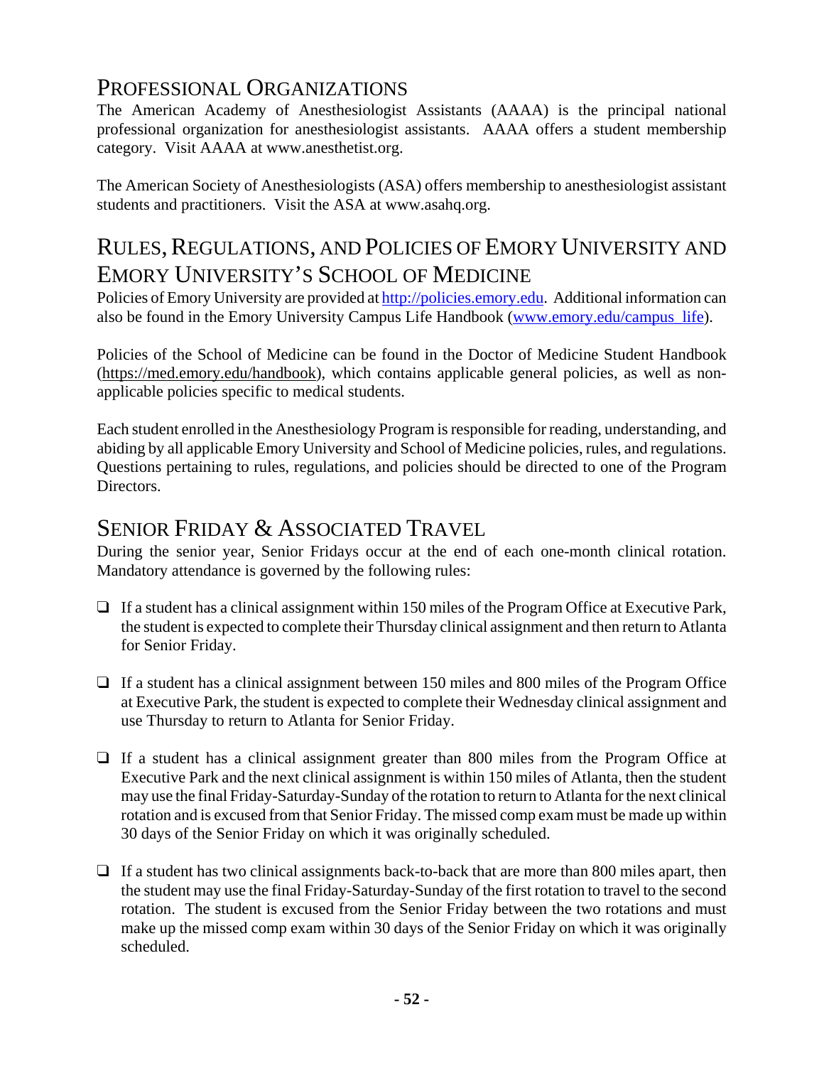## Professional Organizations

The American Academy of Anesthesiologist Assistants (AAAA) is the principal national professional organization for anesthesiologist assistants. AAAA offers a student membership category. Visit AAAA at www.anesthetist.org.

The American Society of Anesthesiologists (ASA) offers membership to anesthesiologist assistant students and practitioners. Visit the ASA at www.asahq.org.

## Rules, Regulations, and Policies of Emory University and Emory University's School of Medicine

Policies of Emory University are provided at [http://policies.emory.edu](http://policies.emory.edu). Additional information can also be found in the Emory University Campus Life Handbook ([www.emory.edu/campus_life](www.emory.edu/campus_life)).

Policies of the School of Medicine can be found in the Doctor of Medicine Student Handbook (https://med.emory.edu/handbook), which contains applicable general policies, as well as non-applicable policies specific to medical students.

Each student enrolled in the Anesthesiology Program is responsible for reading, understanding, and abiding by all applicable Emory University and School of Medicine policies, rules, and regulations. Questions pertaining to rules, regulations, and policies should be directed to one of the Program Directors.

## Senior Friday & Associated Travel

During the senior year, Senior Fridays occur at the end of each one-month clinical rotation. Mandatory attendance is governed by the following rules:

- If a student has a clinical assignment within 150 miles of the Program Office at Executive Park, the student is expected to complete their Thursday clinical assignment and then return to Atlanta for Senior Friday.

- If a student has a clinical assignment between 150 miles and 800 miles of the Program Office at Executive Park, the student is expected to complete their Wednesday clinical assignment and use Thursday to return to Atlanta for Senior Friday.

- If a student has a clinical assignment greater than 800 miles from the Program Office at Executive Park and the next clinical assignment is within 150 miles of Atlanta, then the student may use the final Friday-Saturday-Sunday of the rotation to return to Atlanta for the next clinical rotation and is excused from that Senior Friday. The missed comp exam must be made up within 30 days of the Senior Friday on which it was originally scheduled.

- If a student has two clinical assignments back-to-back that are more than 800 miles apart, then the student may use the final Friday-Saturday-Sunday of the first rotation to travel to the second rotation. The student is excused from the Senior Friday between the two rotations and must make up the missed comp exam within 30 days of the Senior Friday on which it was originally scheduled.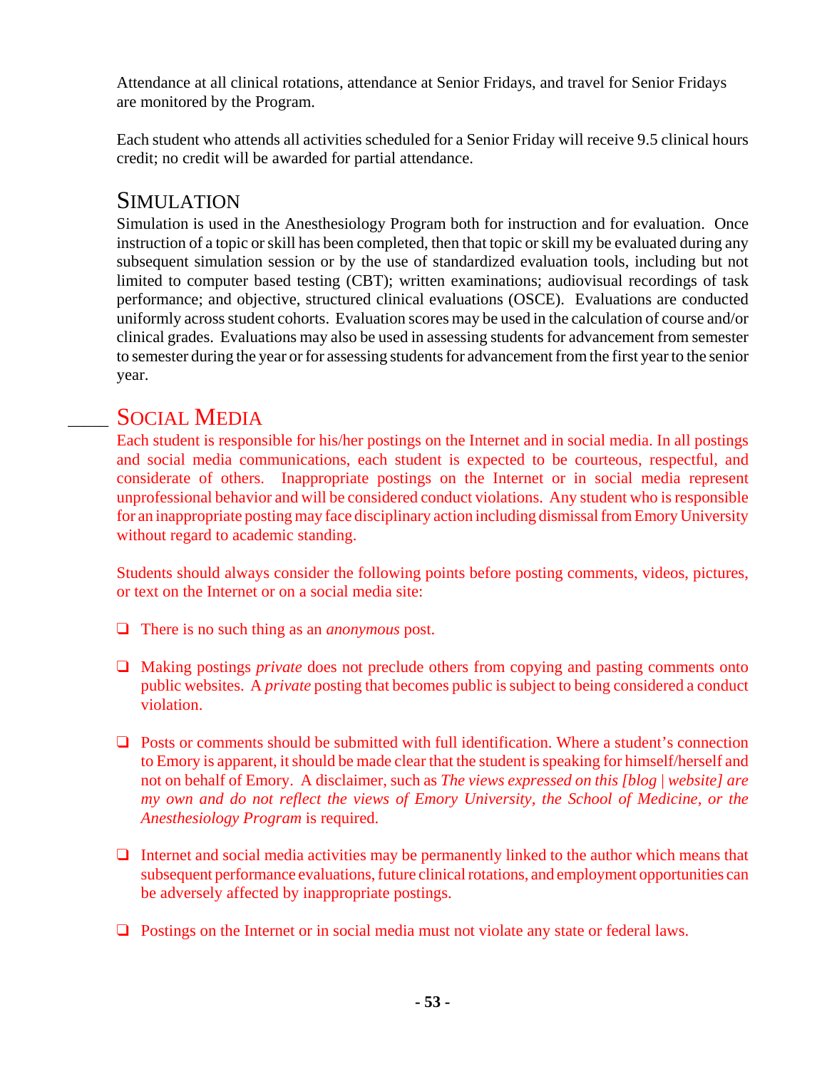Attendance at all clinical rotations, attendance at Senior Fridays, and travel for Senior Fridays are monitored by the Program.

Each student who attends all activities scheduled for a Senior Friday will receive 9.5 clinical hours credit; no credit will be awarded for partial attendance.

## Simulation

Simulation is used in the Anesthesiology Program both for instruction and for evaluation. Once instruction of a topic or skill has been completed, then that topic or skill my be evaluated during any subsequent simulation session or by the use of standardized evaluation tools, including but not limited to computer based testing (CBT); written examinations; audiovisual recordings of task performance; and objective, structured clinical evaluations (OSCE). Evaluations are conducted uniformly across student cohorts. Evaluation scores may be used in the calculation of course and/or clinical grades. Evaluations may also be used in assessing students for advancement from semester to semester during the year or for assessing students for advancement from the first year to the senior year.

## ____ Social Media

Each student is responsible for his/her postings on the Internet and in social media. In all postings and social media communications, each student is expected to be courteous, respectful, and considerate of others. Inappropriate postings on the Internet or in social media represent unprofessional behavior and will be considered conduct violations. Any student who is responsible for an inappropriate posting may face disciplinary action including dismissal from Emory University without regard to academic standing.

Students should always consider the following points before posting comments, videos, pictures, or text on the Internet or on a social media site:

- There is no such thing as an *anonymous* post.
- Making postings *private* does not preclude others from copying and pasting comments onto public websites. A *private* posting that becomes public is subject to being considered a conduct violation.
- Posts or comments should be submitted with full identification. Where a student's connection to Emory is apparent, it should be made clear that the student is speaking for himself/herself and not on behalf of Emory. A disclaimer, such as *The views expressed on this [blog | website] are my own and do not reflect the views of Emory University, the School of Medicine, or the Anesthesiology Program* is required.
- Internet and social media activities may be permanently linked to the author which means that subsequent performance evaluations, future clinical rotations, and employment opportunities can be adversely affected by inappropriate postings.
- Postings on the Internet or in social media must not violate any state or federal laws.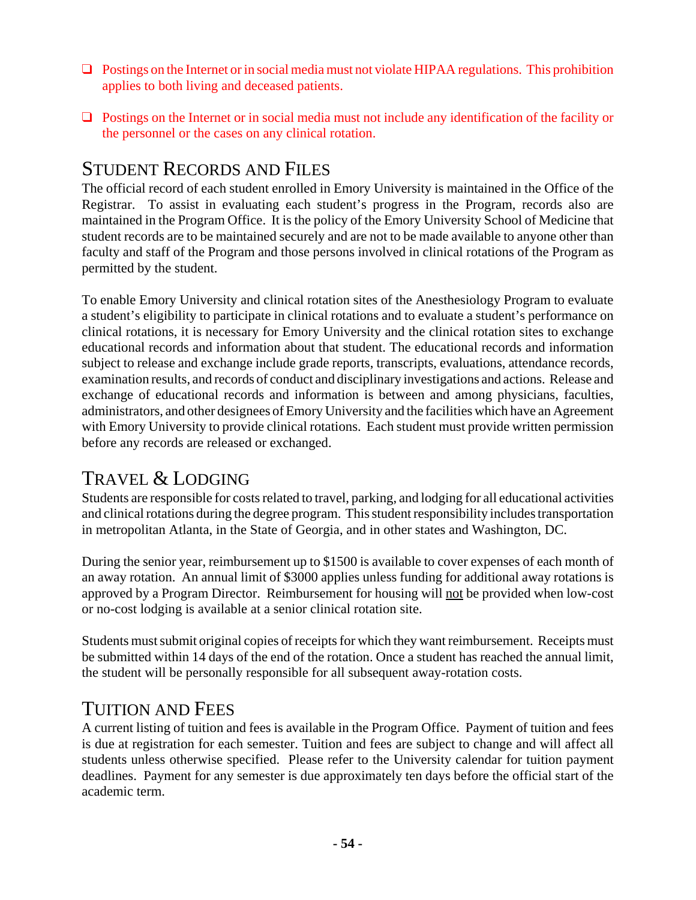- Postings on the Internet or in social media must not violate HIPAA regulations. This prohibition applies to both living and deceased patients.

- Postings on the Internet or in social media must not include any identification of the facility or the personnel or the cases on any clinical rotation.

## Student Records and Files

The official record of each student enrolled in Emory University is maintained in the Office of the Registrar. To assist in evaluating each student's progress in the Program, records also are maintained in the Program Office. It is the policy of the Emory University School of Medicine that student records are to be maintained securely and are not to be made available to anyone other than faculty and staff of the Program and those persons involved in clinical rotations of the Program as permitted by the student.

To enable Emory University and clinical rotation sites of the Anesthesiology Program to evaluate a student's eligibility to participate in clinical rotations and to evaluate a student's performance on clinical rotations, it is necessary for Emory University and the clinical rotation sites to exchange educational records and information about that student. The educational records and information subject to release and exchange include grade reports, transcripts, evaluations, attendance records, examination results, and records of conduct and disciplinary investigations and actions. Release and exchange of educational records and information is between and among physicians, faculties, administrators, and other designees of Emory University and the facilities which have an Agreement with Emory University to provide clinical rotations. Each student must provide written permission before any records are released or exchanged.

## Travel & Lodging

Students are responsible for costs related to travel, parking, and lodging for all educational activities and clinical rotations during the degree program. This student responsibility includes transportation in metropolitan Atlanta, in the State of Georgia, and in other states and Washington, DC.

During the senior year, reimbursement up to $1500 is available to cover expenses of each month of an away rotation. An annual limit of $3000 applies unless funding for additional away rotations is approved by a Program Director. Reimbursement for housing will <u>not</u> be provided when low-cost or no-cost lodging is available at a senior clinical rotation site.

Students must submit original copies of receipts for which they want reimbursement. Receipts must be submitted within 14 days of the end of the rotation. Once a student has reached the annual limit, the student will be personally responsible for all subsequent away-rotation costs.

## Tuition and Fees

A current listing of tuition and fees is available in the Program Office. Payment of tuition and fees is due at registration for each semester. Tuition and fees are subject to change and will affect all students unless otherwise specified. Please refer to the University calendar for tuition payment deadlines. Payment for any semester is due approximately ten days before the official start of the academic term.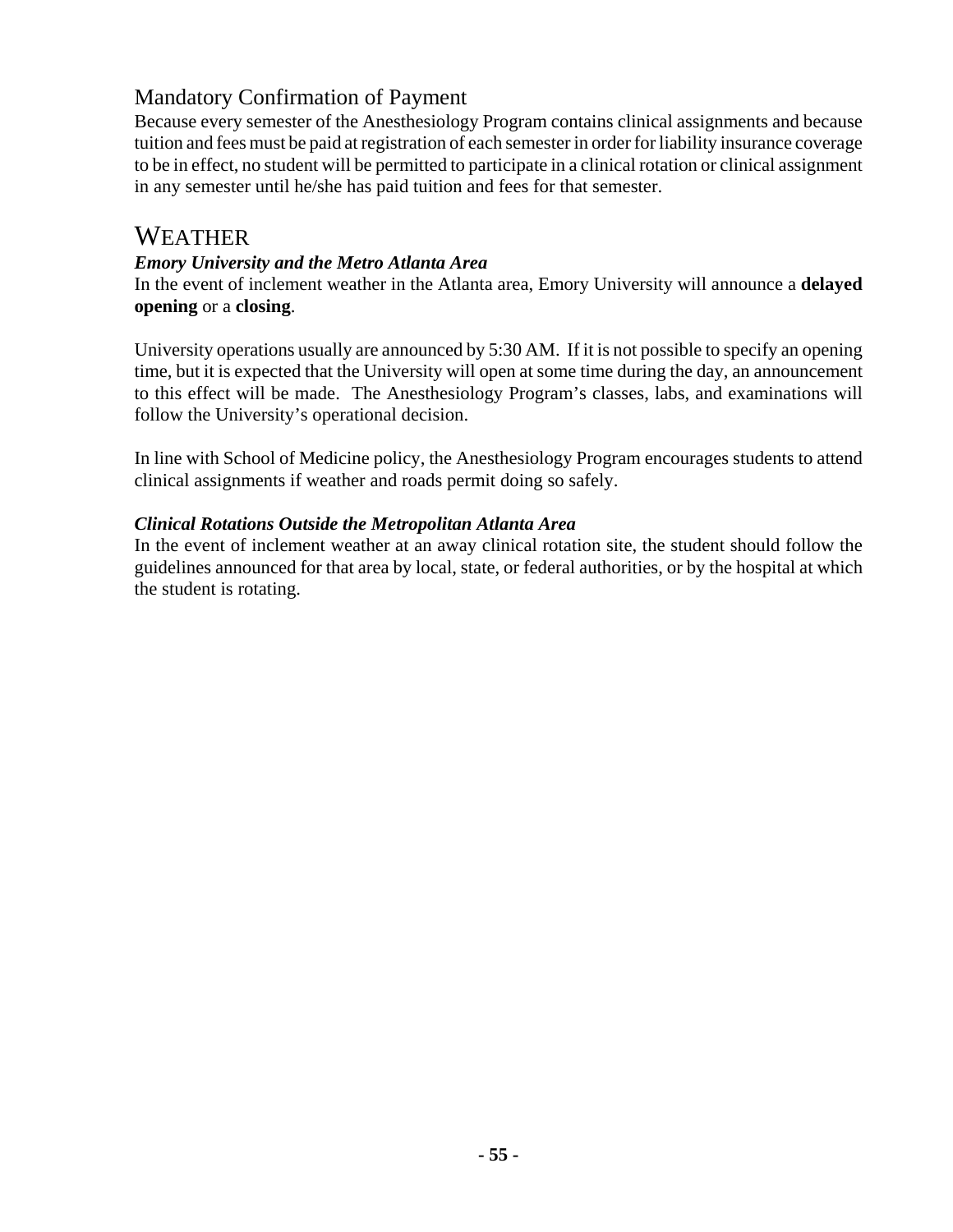## Mandatory Confirmation of Payment

Because every semester of the Anesthesiology Program contains clinical assignments and because tuition and fees must be paid at registration of each semester in order for liability insurance coverage to be in effect, no student will be permitted to participate in a clinical rotation or clinical assignment in any semester until he/she has paid tuition and fees for that semester.

# WEATHER

### *Emory University and the Metro Atlanta Area*

In the event of inclement weather in the Atlanta area, Emory University will announce a **delayed opening** or a **closing**.

University operations usually are announced by 5:30 AM. If it is not possible to specify an opening time, but it is expected that the University will open at some time during the day, an announcement to this effect will be made. The Anesthesiology Program's classes, labs, and examinations will follow the University's operational decision.

In line with School of Medicine policy, the Anesthesiology Program encourages students to attend clinical assignments if weather and roads permit doing so safely.

### *Clinical Rotations Outside the Metropolitan Atlanta Area*

In the event of inclement weather at an away clinical rotation site, the student should follow the guidelines announced for that area by local, state, or federal authorities, or by the hospital at which the student is rotating.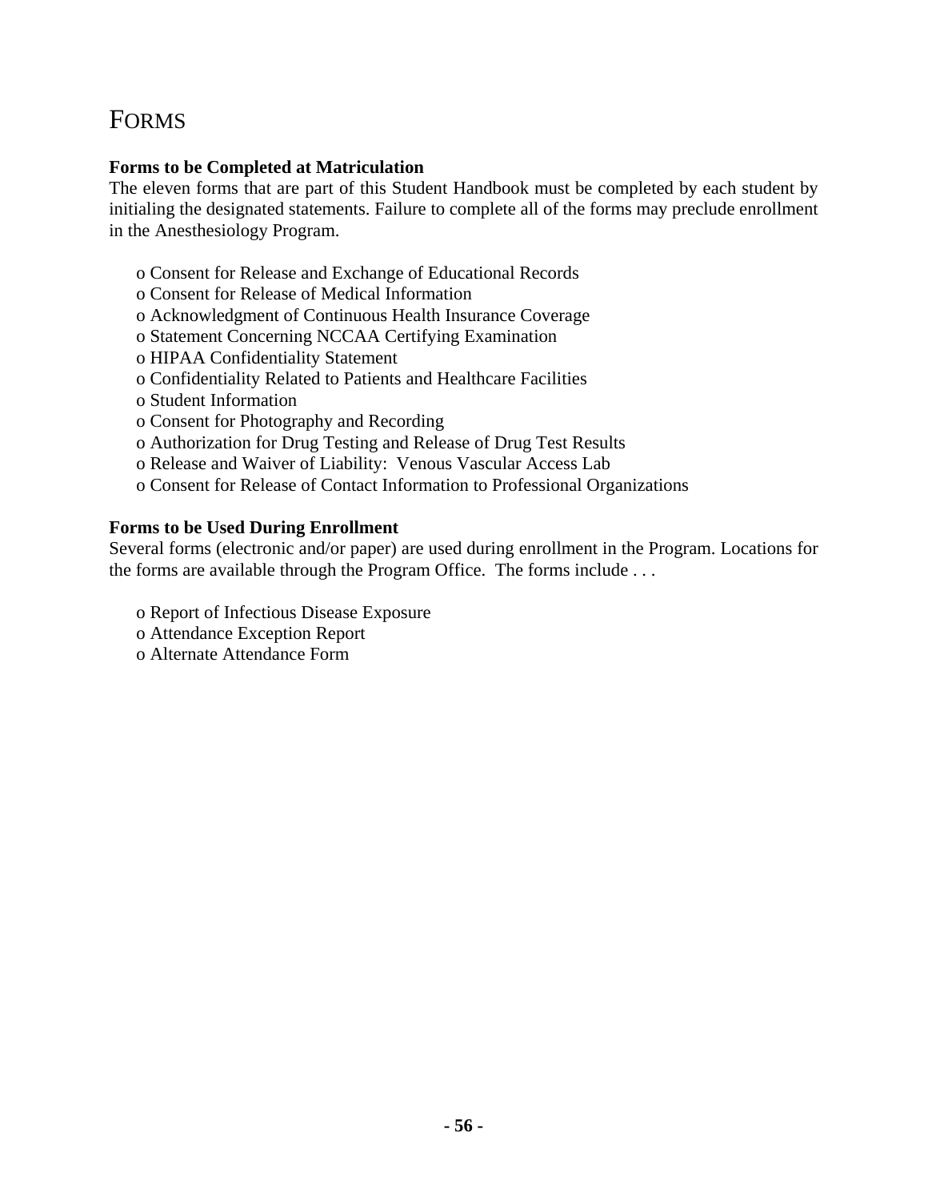# FORMS

**Forms to be Completed at Matriculation**

The eleven forms that are part of this Student Handbook must be completed by each student by initialing the designated statements. Failure to complete all of the forms may preclude enrollment in the Anesthesiology Program.

- Consent for Release and Exchange of Educational Records
- Consent for Release of Medical Information
- Acknowledgment of Continuous Health Insurance Coverage
- Statement Concerning NCCAA Certifying Examination
- HIPAA Confidentiality Statement
- Confidentiality Related to Patients and Healthcare Facilities
- Student Information
- Consent for Photography and Recording
- Authorization for Drug Testing and Release of Drug Test Results
- Release and Waiver of Liability: Venous Vascular Access Lab
- Consent for Release of Contact Information to Professional Organizations

**Forms to be Used During Enrollment**

Several forms (electronic and/or paper) are used during enrollment in the Program. Locations for the forms are available through the Program Office. The forms include . . .

- Report of Infectious Disease Exposure
- Attendance Exception Report
- Alternate Attendance Form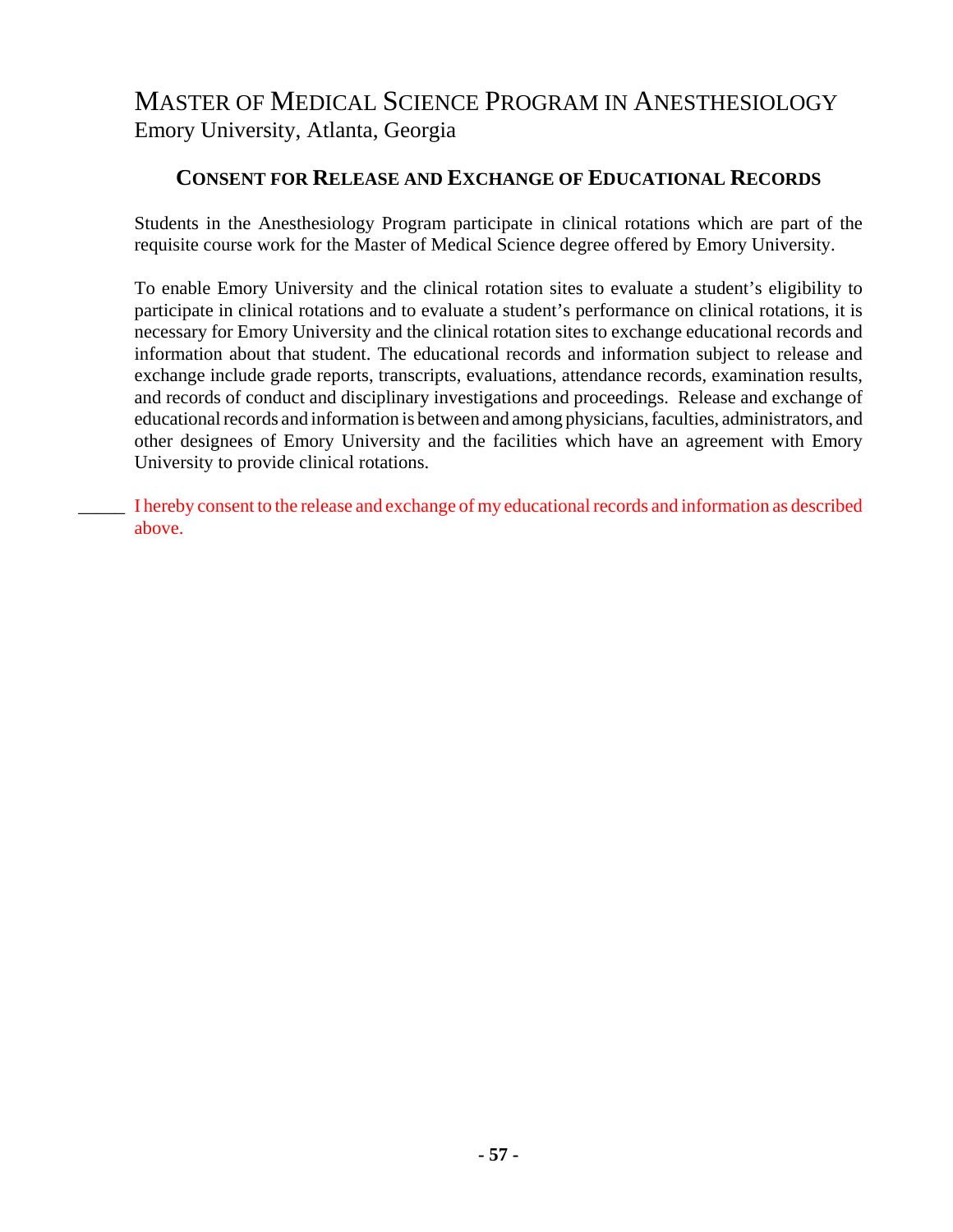# Master of Medical Science Program in Anesthesiology

Emory University, Atlanta, Georgia

## Consent for Release and Exchange of Educational Records

Students in the Anesthesiology Program participate in clinical rotations which are part of the requisite course work for the Master of Medical Science degree offered by Emory University.

To enable Emory University and the clinical rotation sites to evaluate a student's eligibility to participate in clinical rotations and to evaluate a student's performance on clinical rotations, it is necessary for Emory University and the clinical rotation sites to exchange educational records and information about that student. The educational records and information subject to release and exchange include grade reports, transcripts, evaluations, attendance records, examination results, and records of conduct and disciplinary investigations and proceedings. Release and exchange of educational records and information is between and among physicians, faculties, administrators, and other designees of Emory University and the facilities which have an agreement with Emory University to provide clinical rotations.

_____ I hereby consent to the release and exchange of my educational records and information as described above.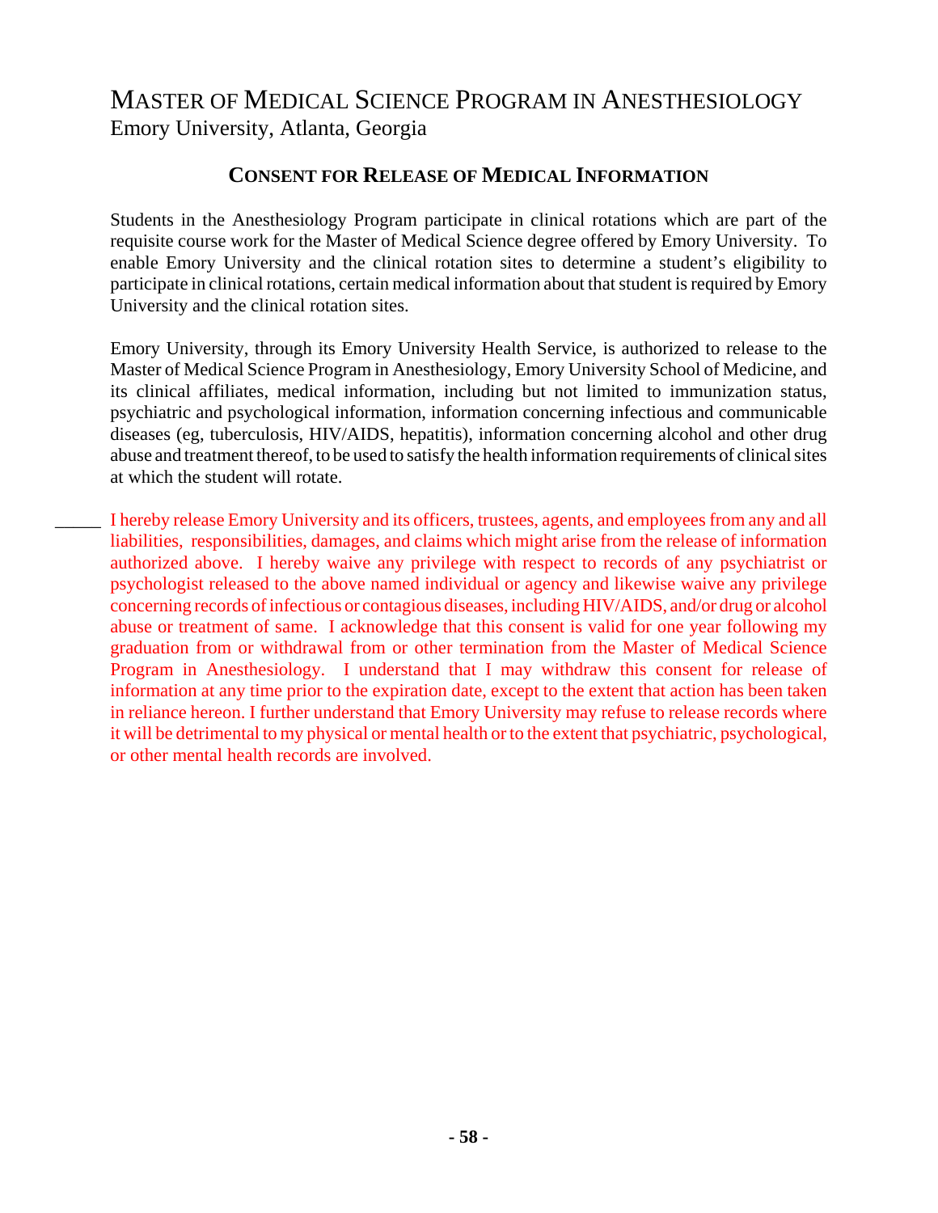# Master of Medical Science Program in Anesthesiology

Emory University, Atlanta, Georgia

## Consent for Release of Medical Information

Students in the Anesthesiology Program participate in clinical rotations which are part of the requisite course work for the Master of Medical Science degree offered by Emory University. To enable Emory University and the clinical rotation sites to determine a student's eligibility to participate in clinical rotations, certain medical information about that student is required by Emory University and the clinical rotation sites.

Emory University, through its Emory University Health Service, is authorized to release to the Master of Medical Science Program in Anesthesiology, Emory University School of Medicine, and its clinical affiliates, medical information, including but not limited to immunization status, psychiatric and psychological information, information concerning infectious and communicable diseases (eg, tuberculosis, HIV/AIDS, hepatitis), information concerning alcohol and other drug abuse and treatment thereof, to be used to satisfy the health information requirements of clinical sites at which the student will rotate.

_____ I hereby release Emory University and its officers, trustees, agents, and employees from any and all liabilities, responsibilities, damages, and claims which might arise from the release of information authorized above. I hereby waive any privilege with respect to records of any psychiatrist or psychologist released to the above named individual or agency and likewise waive any privilege concerning records of infectious or contagious diseases, including HIV/AIDS, and/or drug or alcohol abuse or treatment of same. I acknowledge that this consent is valid for one year following my graduation from or withdrawal from or other termination from the Master of Medical Science Program in Anesthesiology. I understand that I may withdraw this consent for release of information at any time prior to the expiration date, except to the extent that action has been taken in reliance hereon. I further understand that Emory University may refuse to release records where it will be detrimental to my physical or mental health or to the extent that psychiatric, psychological, or other mental health records are involved.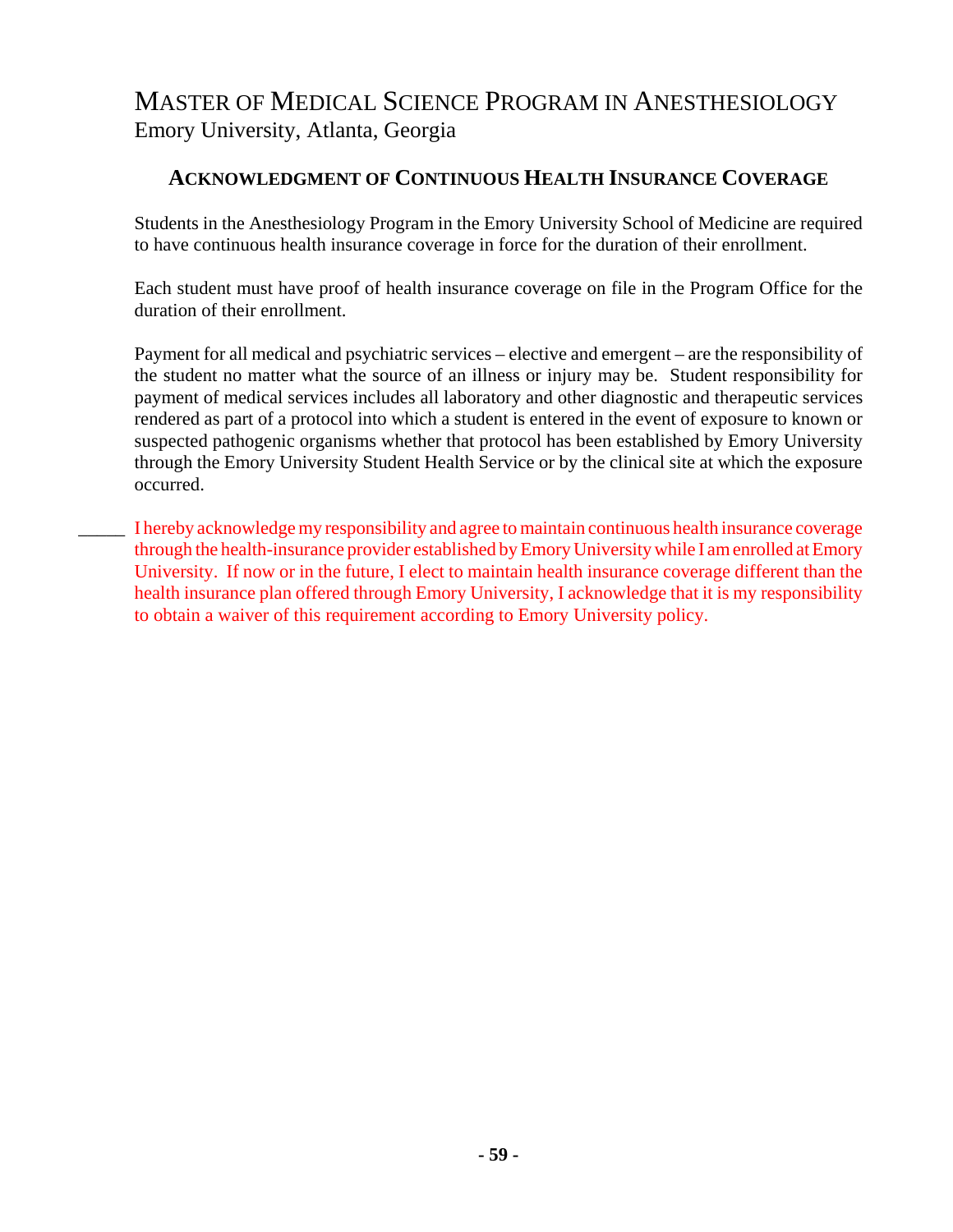# Master of Medical Science Program in Anesthesiology

Emory University, Atlanta, Georgia

## Acknowledgment of Continuous Health Insurance Coverage

Students in the Anesthesiology Program in the Emory University School of Medicine are required to have continuous health insurance coverage in force for the duration of their enrollment.

Each student must have proof of health insurance coverage on file in the Program Office for the duration of their enrollment.

Payment for all medical and psychiatric services – elective and emergent – are the responsibility of the student no matter what the source of an illness or injury may be. Student responsibility for payment of medical services includes all laboratory and other diagnostic and therapeutic services rendered as part of a protocol into which a student is entered in the event of exposure to known or suspected pathogenic organisms whether that protocol has been established by Emory University through the Emory University Student Health Service or by the clinical site at which the exposure occurred.

_____ I hereby acknowledge my responsibility and agree to maintain continuous health insurance coverage through the health-insurance provider established by Emory University while I am enrolled at Emory University. If now or in the future, I elect to maintain health insurance coverage different than the health insurance plan offered through Emory University, I acknowledge that it is my responsibility to obtain a waiver of this requirement according to Emory University policy.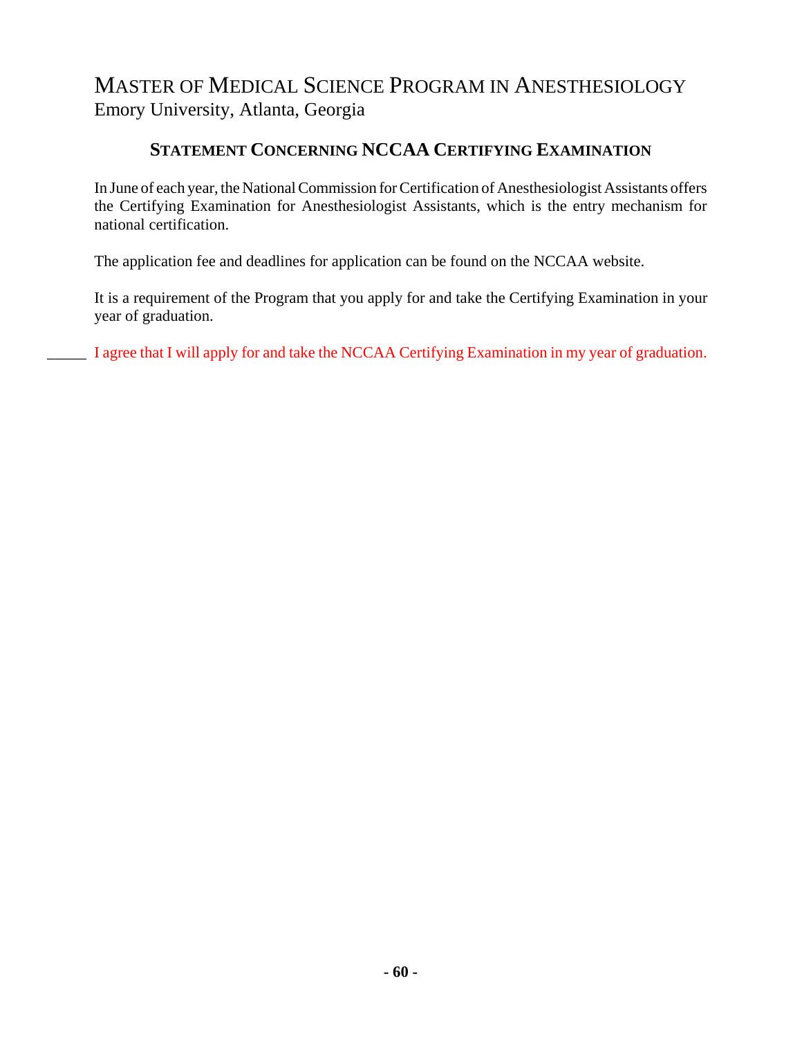# MASTER OF MEDICAL SCIENCE PROGRAM IN ANESTHESIOLOGY

Emory University, Atlanta, Georgia

## STATEMENT CONCERNING NCCAA CERTIFYING EXAMINATION

In June of each year, the National Commission for Certification of Anesthesiologist Assistants offers the Certifying Examination for Anesthesiologist Assistants, which is the entry mechanism for national certification.

The application fee and deadlines for application can be found on the NCCAA website.

It is a requirement of the Program that you apply for and take the Certifying Examination in your year of graduation.

_____ I agree that I will apply for and take the NCCAA Certifying Examination in my year of graduation.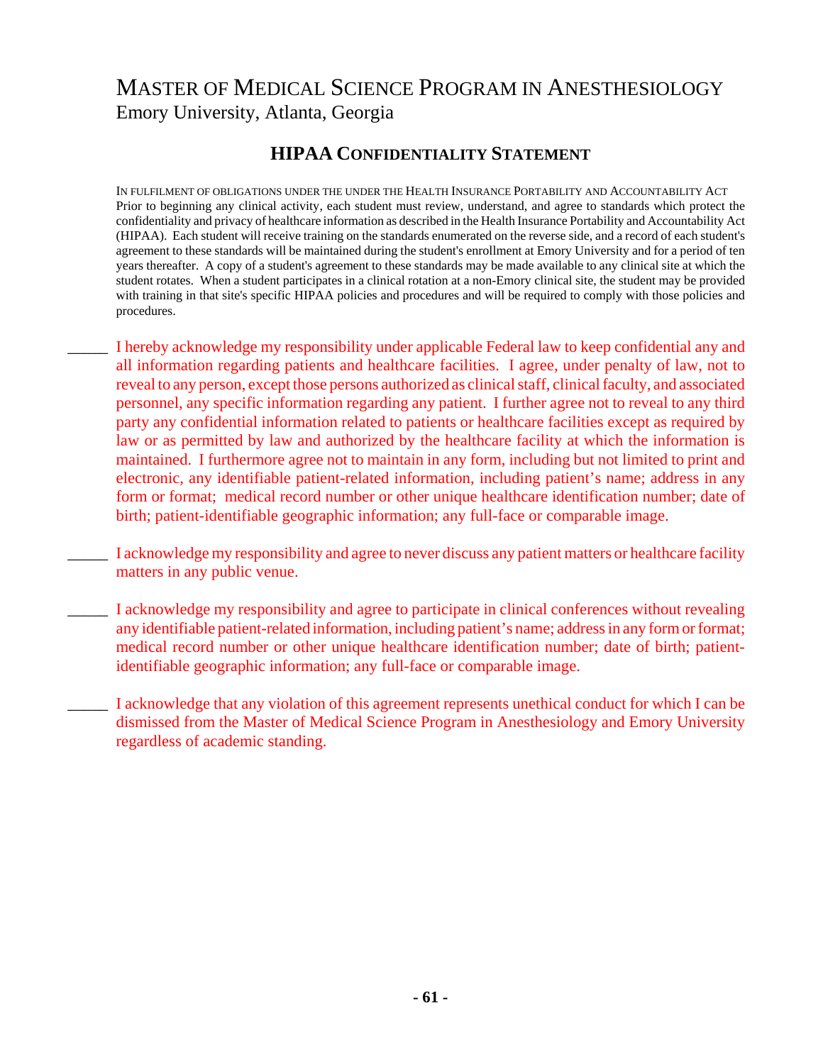# Master of Medical Science Program in Anesthesiology

Emory University, Atlanta, Georgia

## HIPAA Confidentiality Statement

IN FULFILMENT OF OBLIGATIONS UNDER THE UNDER THE HEALTH INSURANCE PORTABILITY AND ACCOUNTABILITY ACT
Prior to beginning any clinical activity, each student must review, understand, and agree to standards which protect the confidentiality and privacy of healthcare information as described in the Health Insurance Portability and Accountability Act (HIPAA). Each student will receive training on the standards enumerated on the reverse side, and a record of each student's agreement to these standards will be maintained during the student's enrollment at Emory University and for a period of ten years thereafter. A copy of a student's agreement to these standards may be made available to any clinical site at which the student rotates. When a student participates in a clinical rotation at a non-Emory clinical site, the student may be provided with training in that site's specific HIPAA policies and procedures and will be required to comply with those policies and procedures.

_____ I hereby acknowledge my responsibility under applicable Federal law to keep confidential any and all information regarding patients and healthcare facilities. I agree, under penalty of law, not to reveal to any person, except those persons authorized as clinical staff, clinical faculty, and associated personnel, any specific information regarding any patient. I further agree not to reveal to any third party any confidential information related to patients or healthcare facilities except as required by law or as permitted by law and authorized by the healthcare facility at which the information is maintained. I furthermore agree not to maintain in any form, including but not limited to print and electronic, any identifiable patient-related information, including patient's name; address in any form or format; medical record number or other unique healthcare identification number; date of birth; patient-identifiable geographic information; any full-face or comparable image.

_____ I acknowledge my responsibility and agree to never discuss any patient matters or healthcare facility matters in any public venue.

_____ I acknowledge my responsibility and agree to participate in clinical conferences without revealing any identifiable patient-related information, including patient's name; address in any form or format; medical record number or other unique healthcare identification number; date of birth; patient-identifiable geographic information; any full-face or comparable image.

_____ I acknowledge that any violation of this agreement represents unethical conduct for which I can be dismissed from the Master of Medical Science Program in Anesthesiology and Emory University regardless of academic standing.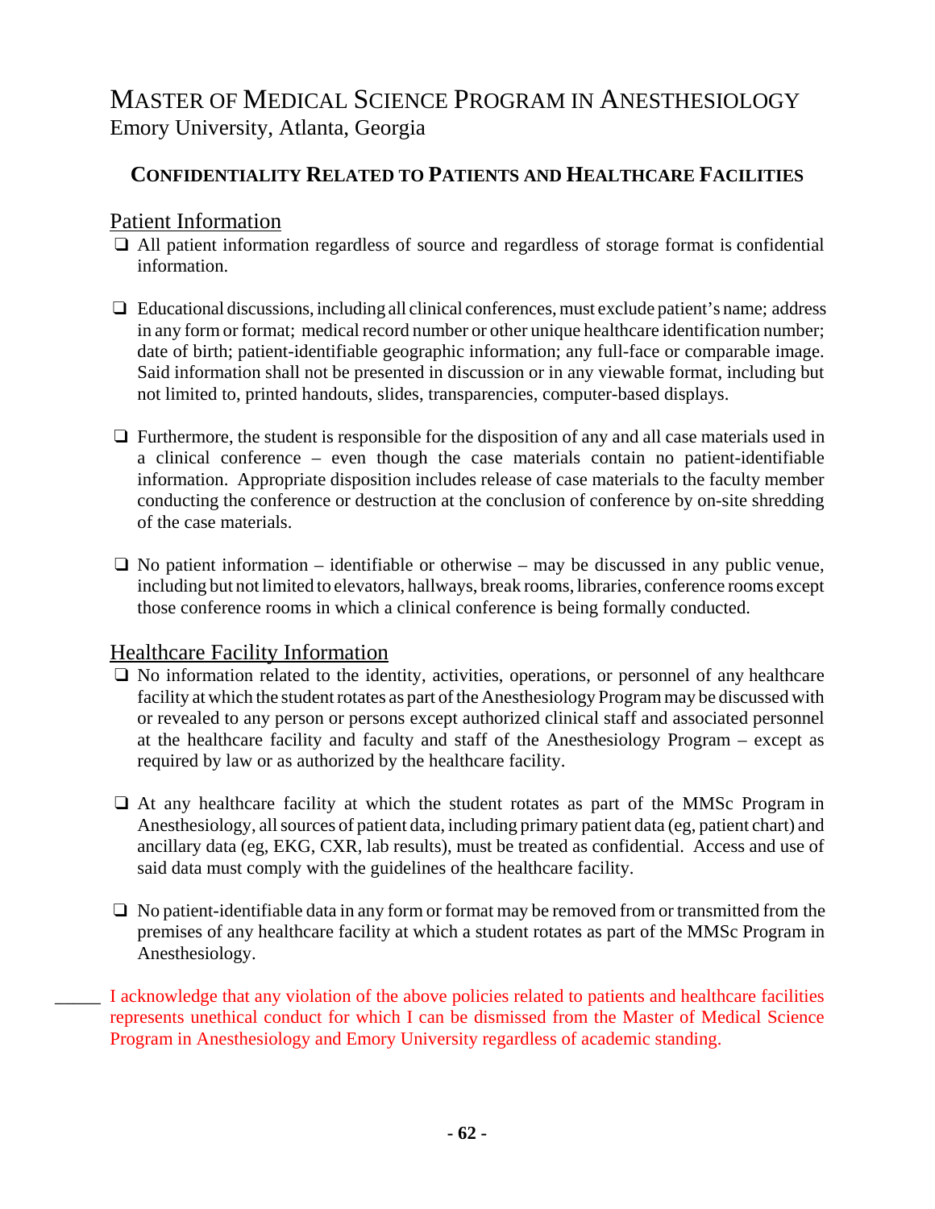# MASTER OF MEDICAL SCIENCE PROGRAM IN ANESTHESIOLOGY

Emory University, Atlanta, Georgia

## CONFIDENTIALITY RELATED TO PATIENTS AND HEALTHCARE FACILITIES

### Patient Information

- ❑ All patient information regardless of source and regardless of storage format is confidential information.

- ❑ Educational discussions, including all clinical conferences, must exclude patient's name; address in any form or format; medical record number or other unique healthcare identification number; date of birth; patient-identifiable geographic information; any full-face or comparable image. Said information shall not be presented in discussion or in any viewable format, including but not limited to, printed handouts, slides, transparencies, computer-based displays.

- ❑ Furthermore, the student is responsible for the disposition of any and all case materials used in a clinical conference – even though the case materials contain no patient-identifiable information. Appropriate disposition includes release of case materials to the faculty member conducting the conference or destruction at the conclusion of conference by on-site shredding of the case materials.

- ❑ No patient information – identifiable or otherwise – may be discussed in any public venue, including but not limited to elevators, hallways, break rooms, libraries, conference rooms except those conference rooms in which a clinical conference is being formally conducted.

### Healthcare Facility Information

- ❑ No information related to the identity, activities, operations, or personnel of any healthcare facility at which the student rotates as part of the Anesthesiology Program may be discussed with or revealed to any person or persons except authorized clinical staff and associated personnel at the healthcare facility and faculty and staff of the Anesthesiology Program – except as required by law or as authorized by the healthcare facility.

- ❑ At any healthcare facility at which the student rotates as part of the MMSc Program in Anesthesiology, all sources of patient data, including primary patient data (eg, patient chart) and ancillary data (eg, EKG, CXR, lab results), must be treated as confidential. Access and use of said data must comply with the guidelines of the healthcare facility.

- ❑ No patient-identifiable data in any form or format may be removed from or transmitted from the premises of any healthcare facility at which a student rotates as part of the MMSc Program in Anesthesiology.

_____ I acknowledge that any violation of the above policies related to patients and healthcare facilities represents unethical conduct for which I can be dismissed from the Master of Medical Science Program in Anesthesiology and Emory University regardless of academic standing.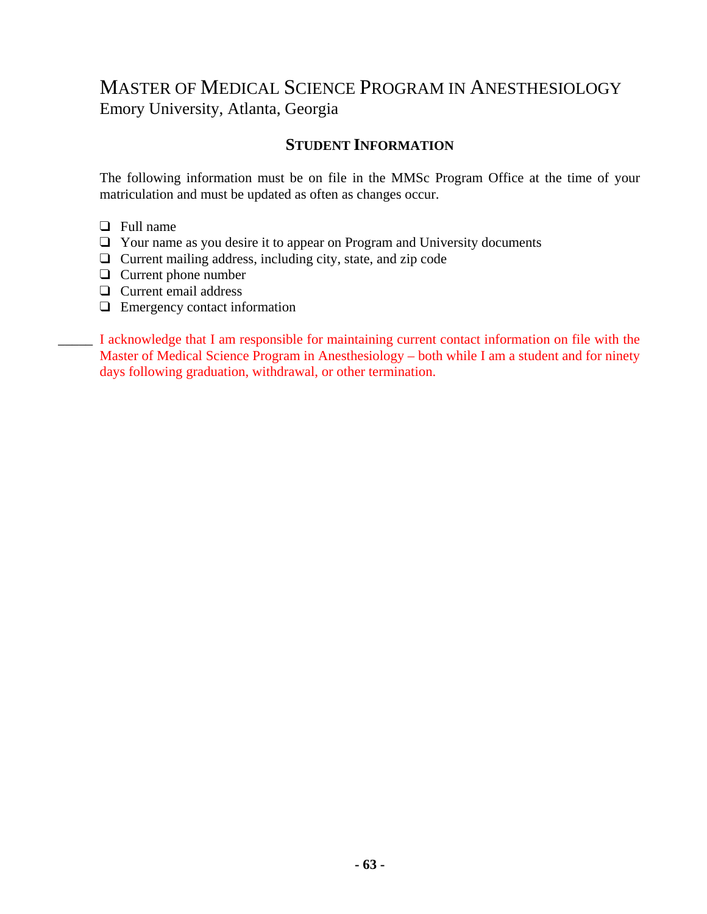# Master of Medical Science Program in Anesthesiology

Emory University, Atlanta, Georgia

## Student Information

The following information must be on file in the MMSc Program Office at the time of your matriculation and must be updated as often as changes occur.

- ❑ Full name
- ❑ Your name as you desire it to appear on Program and University documents
- ❑ Current mailing address, including city, state, and zip code
- ❑ Current phone number
- ❑ Current email address
- ❑ Emergency contact information

_____ I acknowledge that I am responsible for maintaining current contact information on file with the Master of Medical Science Program in Anesthesiology – both while I am a student and for ninety days following graduation, withdrawal, or other termination.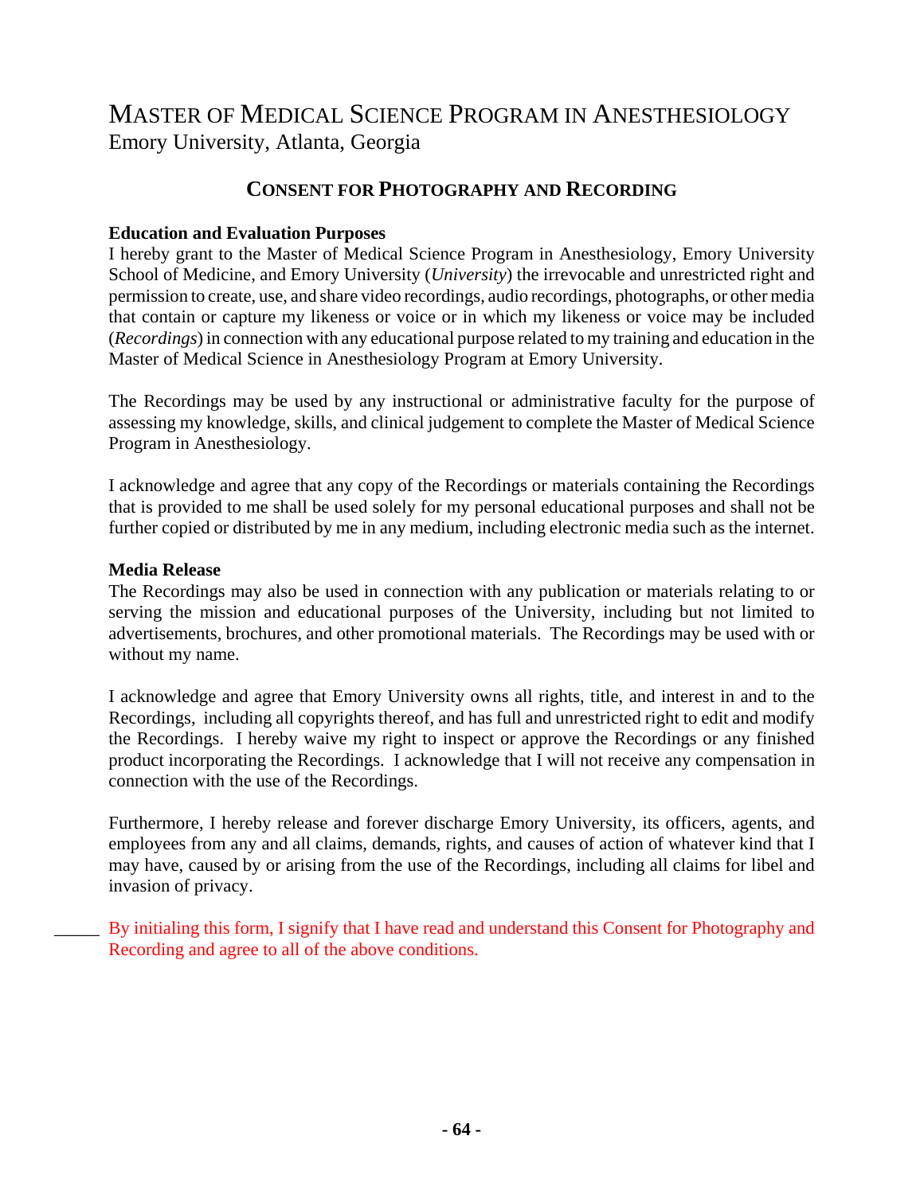# MASTER OF MEDICAL SCIENCE PROGRAM IN ANESTHESIOLOGY

Emory University, Atlanta, Georgia

## CONSENT FOR PHOTOGRAPHY AND RECORDING

**Education and Evaluation Purposes**

I hereby grant to the Master of Medical Science Program in Anesthesiology, Emory University School of Medicine, and Emory University (*University*) the irrevocable and unrestricted right and permission to create, use, and share video recordings, audio recordings, photographs, or other media that contain or capture my likeness or voice or in which my likeness or voice may be included (*Recordings*) in connection with any educational purpose related to my training and education in the Master of Medical Science in Anesthesiology Program at Emory University.

The Recordings may be used by any instructional or administrative faculty for the purpose of assessing my knowledge, skills, and clinical judgement to complete the Master of Medical Science Program in Anesthesiology.

I acknowledge and agree that any copy of the Recordings or materials containing the Recordings that is provided to me shall be used solely for my personal educational purposes and shall not be further copied or distributed by me in any medium, including electronic media such as the internet.

**Media Release**

The Recordings may also be used in connection with any publication or materials relating to or serving the mission and educational purposes of the University, including but not limited to advertisements, brochures, and other promotional materials. The Recordings may be used with or without my name.

I acknowledge and agree that Emory University owns all rights, title, and interest in and to the Recordings, including all copyrights thereof, and has full and unrestricted right to edit and modify the Recordings. I hereby waive my right to inspect or approve the Recordings or any finished product incorporating the Recordings. I acknowledge that I will not receive any compensation in connection with the use of the Recordings.

Furthermore, I hereby release and forever discharge Emory University, its officers, agents, and employees from any and all claims, demands, rights, and causes of action of whatever kind that I may have, caused by or arising from the use of the Recordings, including all claims for libel and invasion of privacy.

_____ By initialing this form, I signify that I have read and understand this Consent for Photography and Recording and agree to all of the above conditions.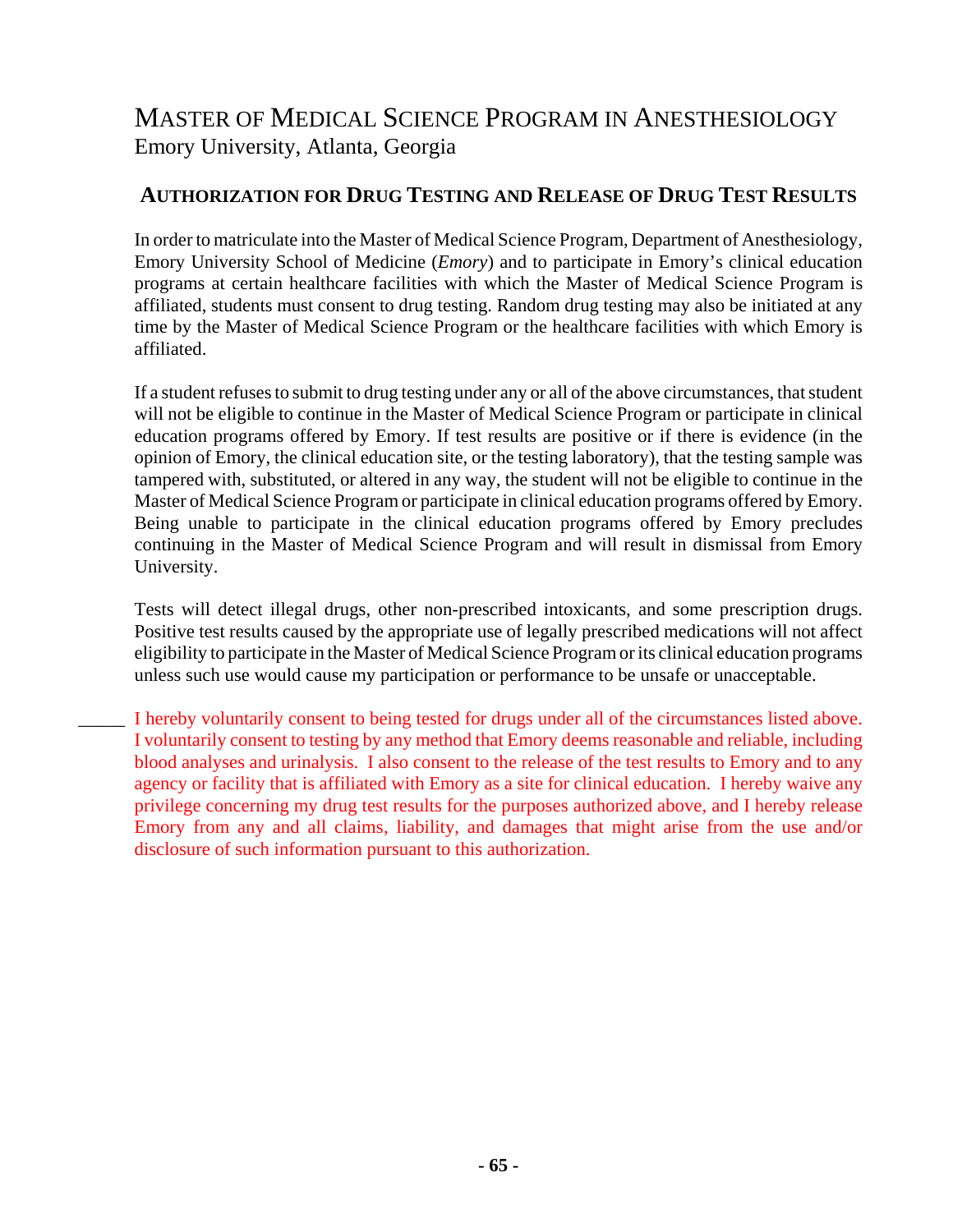# Master of Medical Science Program in Anesthesiology

Emory University, Atlanta, Georgia

## Authorization for Drug Testing and Release of Drug Test Results

In order to matriculate into the Master of Medical Science Program, Department of Anesthesiology, Emory University School of Medicine (*Emory*) and to participate in Emory's clinical education programs at certain healthcare facilities with which the Master of Medical Science Program is affiliated, students must consent to drug testing. Random drug testing may also be initiated at any time by the Master of Medical Science Program or the healthcare facilities with which Emory is affiliated.

If a student refuses to submit to drug testing under any or all of the above circumstances, that student will not be eligible to continue in the Master of Medical Science Program or participate in clinical education programs offered by Emory. If test results are positive or if there is evidence (in the opinion of Emory, the clinical education site, or the testing laboratory), that the testing sample was tampered with, substituted, or altered in any way, the student will not be eligible to continue in the Master of Medical Science Program or participate in clinical education programs offered by Emory. Being unable to participate in the clinical education programs offered by Emory precludes continuing in the Master of Medical Science Program and will result in dismissal from Emory University.

Tests will detect illegal drugs, other non-prescribed intoxicants, and some prescription drugs. Positive test results caused by the appropriate use of legally prescribed medications will not affect eligibility to participate in the Master of Medical Science Program or its clinical education programs unless such use would cause my participation or performance to be unsafe or unacceptable.

_____ I hereby voluntarily consent to being tested for drugs under all of the circumstances listed above. I voluntarily consent to testing by any method that Emory deems reasonable and reliable, including blood analyses and urinalysis. I also consent to the release of the test results to Emory and to any agency or facility that is affiliated with Emory as a site for clinical education. I hereby waive any privilege concerning my drug test results for the purposes authorized above, and I hereby release Emory from any and all claims, liability, and damages that might arise from the use and/or disclosure of such information pursuant to this authorization.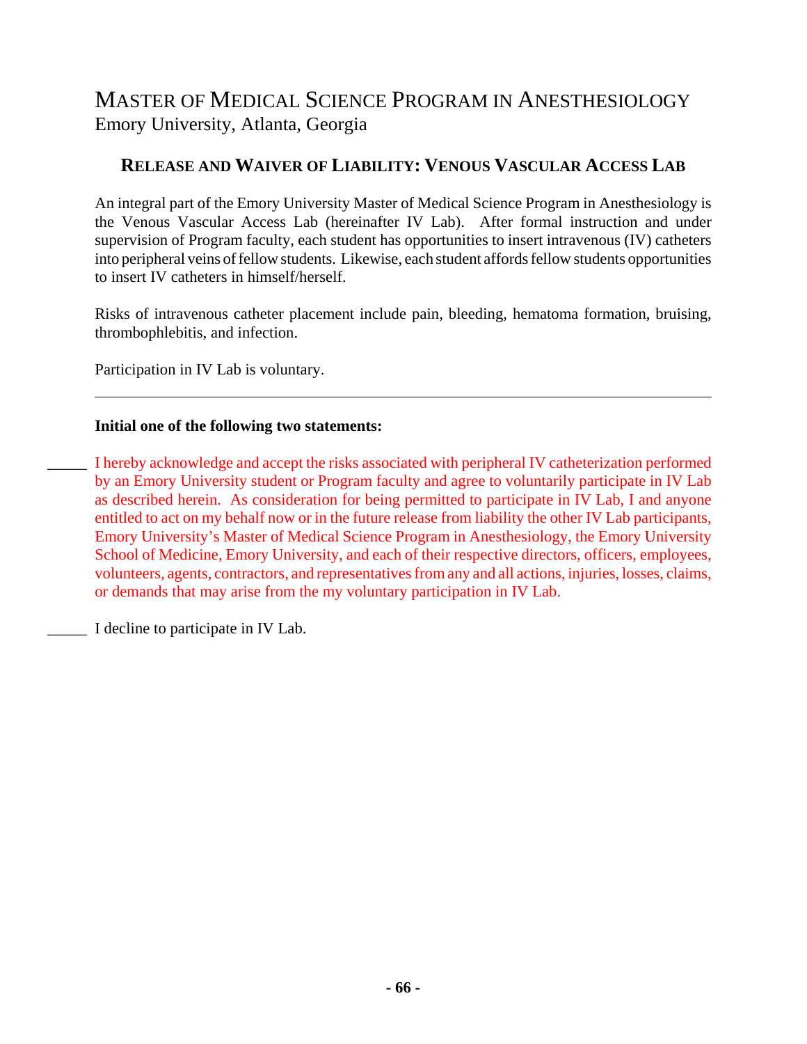# MASTER OF MEDICAL SCIENCE PROGRAM IN ANESTHESIOLOGY

Emory University, Atlanta, Georgia

## RELEASE AND WAIVER OF LIABILITY: VENOUS VASCULAR ACCESS LAB

An integral part of the Emory University Master of Medical Science Program in Anesthesiology is the Venous Vascular Access Lab (hereinafter IV Lab). After formal instruction and under supervision of Program faculty, each student has opportunities to insert intravenous (IV) catheters into peripheral veins of fellow students. Likewise, each student affords fellow students opportunities to insert IV catheters in himself/herself.

Risks of intravenous catheter placement include pain, bleeding, hematoma formation, bruising, thrombophlebitis, and infection.

Participation in IV Lab is voluntary.

---

**Initial one of the following two statements:**

_____ I hereby acknowledge and accept the risks associated with peripheral IV catheterization performed by an Emory University student or Program faculty and agree to voluntarily participate in IV Lab as described herein. As consideration for being permitted to participate in IV Lab, I and anyone entitled to act on my behalf now or in the future release from liability the other IV Lab participants, Emory University's Master of Medical Science Program in Anesthesiology, the Emory University School of Medicine, Emory University, and each of their respective directors, officers, employees, volunteers, agents, contractors, and representatives from any and all actions, injuries, losses, claims, or demands that may arise from the my voluntary participation in IV Lab.

_____ I decline to participate in IV Lab.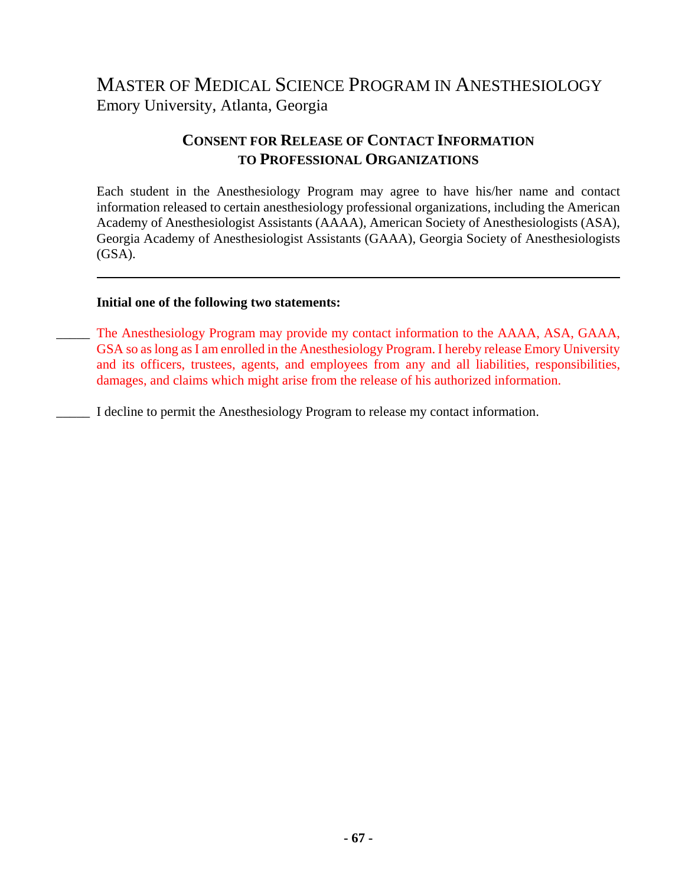# MASTER OF MEDICAL SCIENCE PROGRAM IN ANESTHESIOLOGY

Emory University, Atlanta, Georgia

## CONSENT FOR RELEASE OF CONTACT INFORMATION TO PROFESSIONAL ORGANIZATIONS

Each student in the Anesthesiology Program may agree to have his/her name and contact information released to certain anesthesiology professional organizations, including the American Academy of Anesthesiologist Assistants (AAAA), American Society of Anesthesiologists (ASA), Georgia Academy of Anesthesiologist Assistants (GAAA), Georgia Society of Anesthesiologists (GSA).

---

**Initial one of the following two statements:**

_____ The Anesthesiology Program may provide my contact information to the AAAA, ASA, GAAA, GSA so as long as I am enrolled in the Anesthesiology Program. I hereby release Emory University and its officers, trustees, agents, and employees from any and all liabilities, responsibilities, damages, and claims which might arise from the release of his authorized information.

_____ I decline to permit the Anesthesiology Program to release my contact information.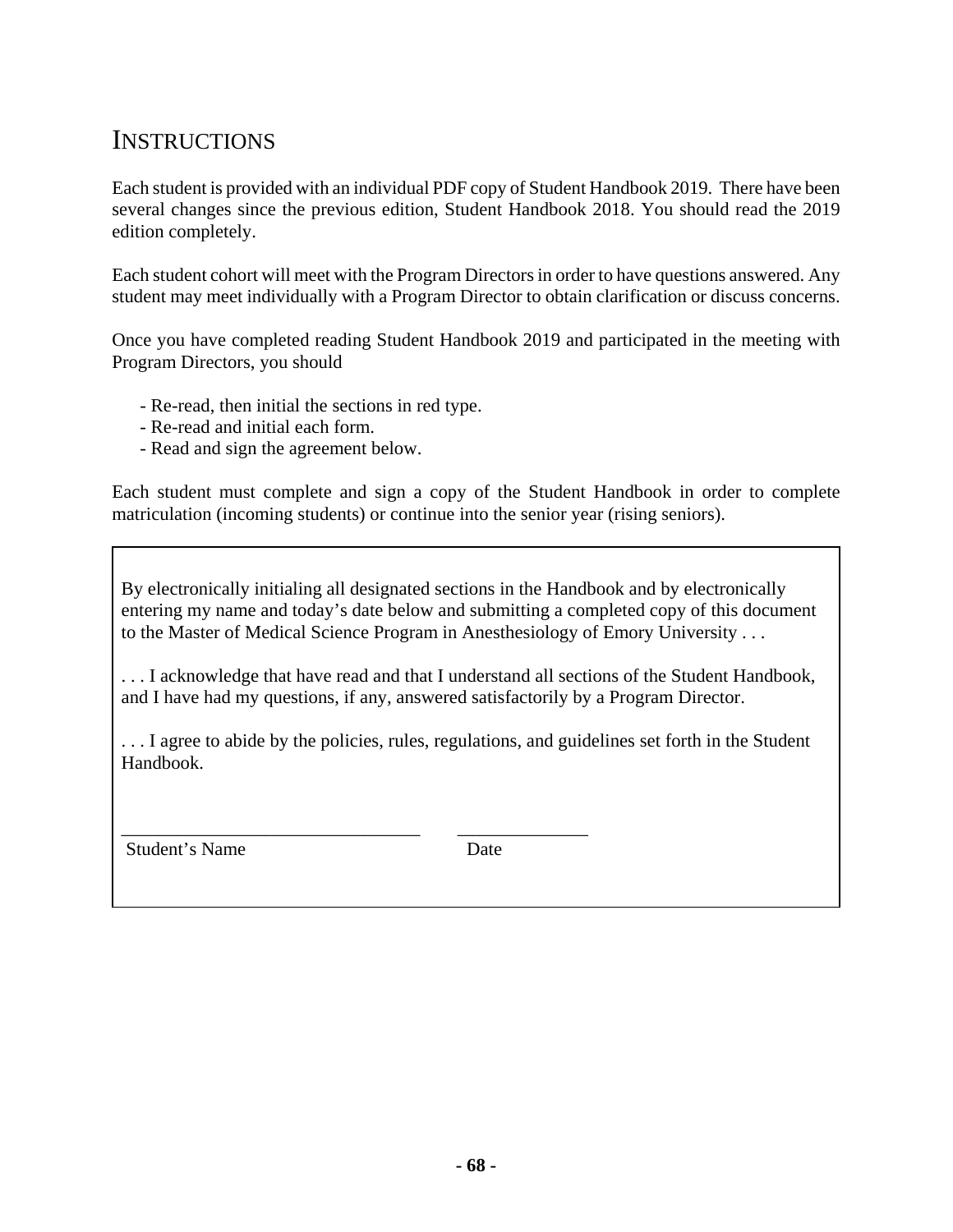# INSTRUCTIONS

Each student is provided with an individual PDF copy of Student Handbook 2019. There have been several changes since the previous edition, Student Handbook 2018. You should read the 2019 edition completely.

Each student cohort will meet with the Program Directors in order to have questions answered. Any student may meet individually with a Program Director to obtain clarification or discuss concerns.

Once you have completed reading Student Handbook 2019 and participated in the meeting with Program Directors, you should

- Re-read, then initial the sections in red type.
- Re-read and initial each form.
- Read and sign the agreement below.

Each student must complete and sign a copy of the Student Handbook in order to complete matriculation (incoming students) or continue into the senior year (rising seniors).

By electronically initialing all designated sections in the Handbook and by electronically entering my name and today's date below and submitting a completed copy of this document to the Master of Medical Science Program in Anesthesiology of Emory University . . .

. . . I acknowledge that have read and that I understand all sections of the Student Handbook, and I have had my questions, if any, answered satisfactorily by a Program Director.

. . . I agree to abide by the policies, rules, regulations, and guidelines set forth in the Student Handbook.

________________________________ ______________

Student's Name Date